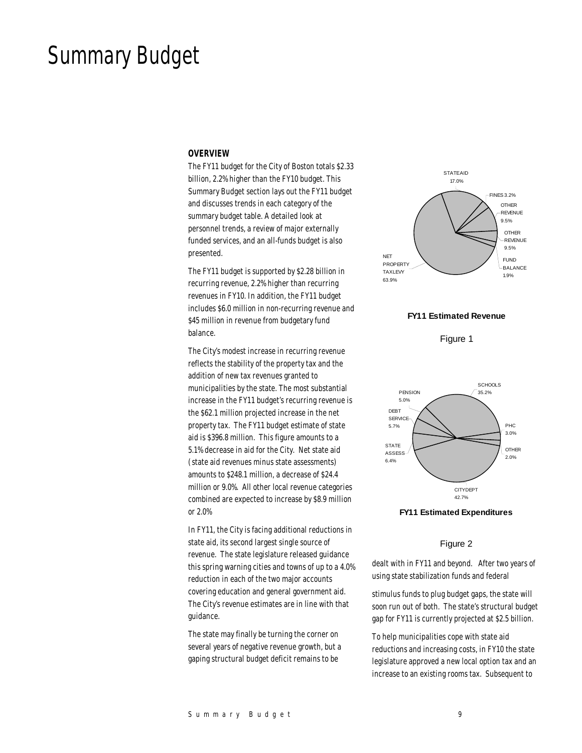# Summary Budget

**OVERVIEW**

The FY11 budget for the City of Boston totals $2.33 billion, 2.2% higher than the FY10 budget. This Summary Budget section lays out the FY11 budget and discusses trends in each category of the summary budget table. A detailed look at personnel trends, a review of major externally funded services, and an all-funds budget is also presented.

The FY11 budget is supported by $2.28 billion in recurring revenue, 2.2% higher than recurring revenues in FY10. In addition, the FY11 budget includes $6.0 million in non-recurring revenue and $45 million in revenue from budgetary fund balance.

The City's modest increase in recurring revenue reflects the stability of the property tax and the addition of new tax revenues granted to municipalities by the state. The most substantial increase in the FY11 budget's recurring revenue is the $62.1 million projected increase in the net property tax. The FY11 budget estimate of state aid is $396.8 million. This figure amounts to a 5.1% decrease in aid for the City. Net state aid (state aid revenues minus state assessments) amounts to $248.1 million, a decrease of $24.4 million or 9.0%. All other local revenue categories combined are expected to increase by $8.9 million or 2.0%

In FY11, the City is facing additional reductions in state aid, its second largest single source of revenue. The state legislature released guidance this spring warning cities and towns of up to a 4.0% reduction in each of the two major accounts covering education and general government aid. The City's revenue estimates are in line with that guidance.

The state may finally be turning the corner on several years of negative revenue growth, but a gaping structural budget deficit remains to be dealt with in FY11 and beyond. After two years of using state stabilization funds and federal stimulus funds to plug budget gaps, the state will soon run out of both. The state's structural budget gap for FY11 is currently projected at $2.5 billion.

To help municipalities cope with state aid reductions and increasing costs, in FY10 the state legislature approved a new local option tax and an increase to an existing rooms tax. Subsequent to

STATE AID 17.0%
FINES 3.2%
OTHER REVENUE 9.5%
OTHER REVENUE 9.5%
FUND BALANCE 1.9%
NET PROPERTY TAX LEVY 63.9%

**FY11 Estimated Revenue**

Figure 1

SCHOOLS 35.2%
PENSION 5.0%
DEBT SERVICE 5.7%
STATE ASSESS 6.4%
PHC 3.0%
OTHER 2.0%
CITY DEPT 42.7%

**FY11 Estimated Expenditures**

Figure 2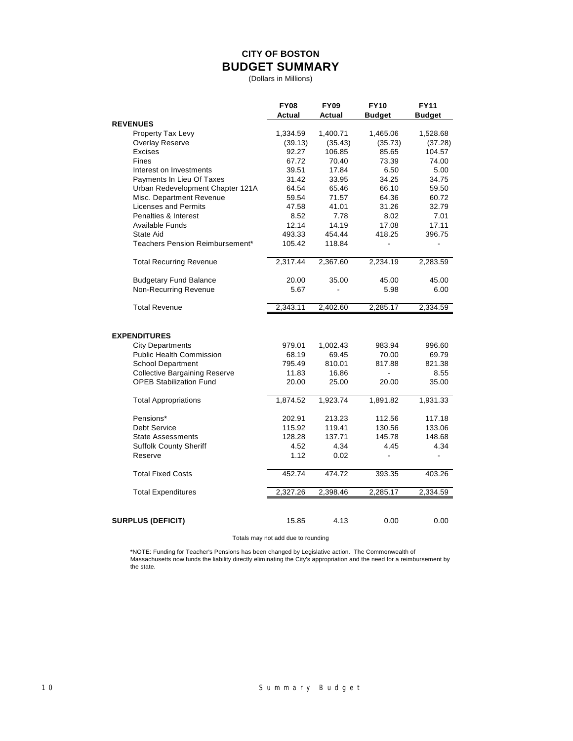# CITY OF BOSTON
## BUDGET SUMMARY

(Dollars in Millions)

| | FY08 Actual | FY09 Actual | FY10 Budget | FY11 Budget |
|---|---|---|---|---|
| **REVENUES** | | | | |
| Property Tax Levy | 1,334.59 | 1,400.71 | 1,465.06 | 1,528.68 |
| Overlay Reserve | (39.13) | (35.43) | (35.73) | (37.28) |
| Excises | 92.27 | 106.85 | 85.65 | 104.57 |
| Fines | 67.72 | 70.40 | 73.39 | 74.00 |
| Interest on Investments | 39.51 | 17.84 | 6.50 | 5.00 |
| Payments In Lieu Of Taxes | 31.42 | 33.95 | 34.25 | 34.75 |
| Urban Redevelopment Chapter 121A | 64.54 | 65.46 | 66.10 | 59.50 |
| Misc. Department Revenue | 59.54 | 71.57 | 64.36 | 60.72 |
| Licenses and Permits | 47.58 | 41.01 | 31.26 | 32.79 |
| Penalties & Interest | 8.52 | 7.78 | 8.02 | 7.01 |
| Available Funds | 12.14 | 14.19 | 17.08 | 17.11 |
| State Aid | 493.33 | 454.44 | 418.25 | 396.75 |
| Teachers Pension Reimbursement* | 105.42 | 118.84 | - | - |
| Total Recurring Revenue | 2,317.44 | 2,367.60 | 2,234.19 | 2,283.59 |
| Budgetary Fund Balance | 20.00 | 35.00 | 45.00 | 45.00 |
| Non-Recurring Revenue | 5.67 | - | 5.98 | 6.00 |
| Total Revenue | 2,343.11 | 2,402.60 | 2,285.17 | 2,334.59 |
| **EXPENDITURES** | | | | |
| City Departments | 979.01 | 1,002.43 | 983.94 | 996.60 |
| Public Health Commission | 68.19 | 69.45 | 70.00 | 69.79 |
| School Department | 795.49 | 810.01 | 817.88 | 821.38 |
| Collective Bargaining Reserve | 11.83 | 16.86 | - | 8.55 |
| OPEB Stabilization Fund | 20.00 | 25.00 | 20.00 | 35.00 |
| Total Appropriations | 1,874.52 | 1,923.74 | 1,891.82 | 1,931.33 |
| Pensions* | 202.91 | 213.23 | 112.56 | 117.18 |
| Debt Service | 115.92 | 119.41 | 130.56 | 133.06 |
| State Assessments | 128.28 | 137.71 | 145.78 | 148.68 |
| Suffolk County Sheriff | 4.52 | 4.34 | 4.45 | 4.34 |
| Reserve | 1.12 | 0.02 | - | - |
| Total Fixed Costs | 452.74 | 474.72 | 393.35 | 403.26 |
| Total Expenditures | 2,327.26 | 2,398.46 | 2,285.17 | 2,334.59 |
| **SURPLUS (DEFICIT)** | 15.85 | 4.13 | 0.00 | 0.00 |

Totals may not add due to rounding

*NOTE: Funding for Teacher's Pensions has been changed by Legislative action. The Commonwealth of Massachusetts now funds the liability directly eliminating the City's appropriation and the need for a reimbursement by the state.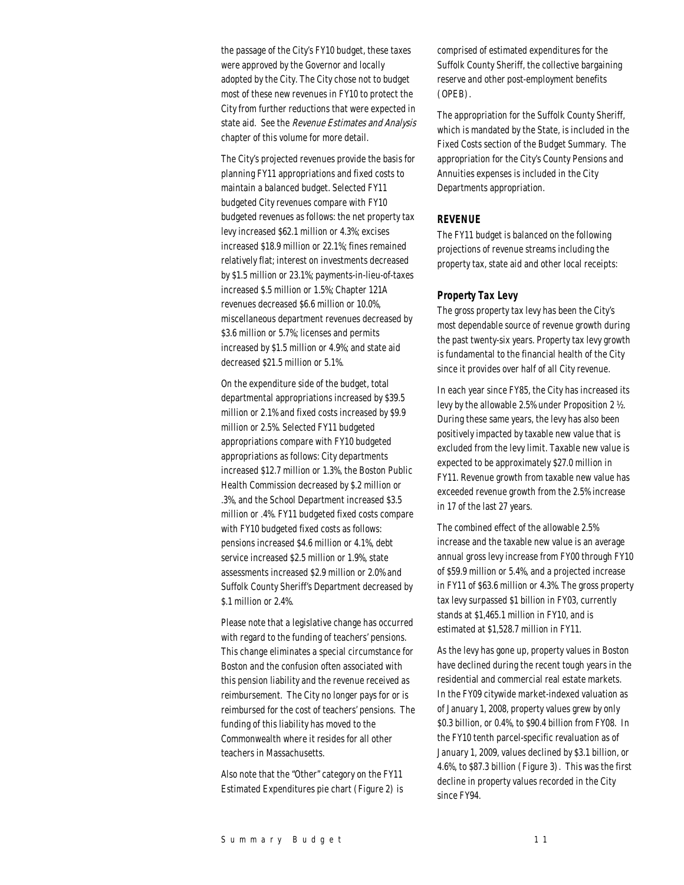the passage of the City's FY10 budget, these taxes were approved by the Governor and locally adopted by the City. The City chose not to budget most of these new revenues in FY10 to protect the City from further reductions that were expected in state aid. See the *Revenue Estimates and Analysis* chapter of this volume for more detail.

The City's projected revenues provide the basis for planning FY11 appropriations and fixed costs to maintain a balanced budget. Selected FY11 budgeted City revenues compare with FY10 budgeted revenues as follows: the net property tax levy increased $62.1 million or 4.3%; excises increased $18.9 million or 22.1%; fines remained relatively flat; interest on investments decreased by $1.5 million or 23.1%; payments-in-lieu-of-taxes increased $.5 million or 1.5%; Chapter 121A revenues decreased $6.6 million or 10.0%, miscellaneous department revenues decreased by $3.6 million or 5.7%; licenses and permits increased by $1.5 million or 4.9%; and state aid decreased $21.5 million or 5.1%.

On the expenditure side of the budget, total departmental appropriations increased by $39.5 million or 2.1% and fixed costs increased by $9.9 million or 2.5%. Selected FY11 budgeted appropriations compare with FY10 budgeted appropriations as follows: City departments increased $12.7 million or 1.3%, the Boston Public Health Commission decreased by $.2 million or .3%, and the School Department increased $3.5 million or .4%. FY11 budgeted fixed costs compare with FY10 budgeted fixed costs as follows: pensions increased $4.6 million or 4.1%, debt service increased $2.5 million or 1.9%, state assessments increased $2.9 million or 2.0% and Suffolk County Sheriff's Department decreased by $.1 million or 2.4%.

Please note that a legislative change has occurred with regard to the funding of teachers' pensions. This change eliminates a special circumstance for Boston and the confusion often associated with this pension liability and the revenue received as reimbursement. The City no longer pays for or is reimbursed for the cost of teachers' pensions. The funding of this liability has moved to the Commonwealth where it resides for all other teachers in Massachusetts.

Also note that the "Other" category on the FY11 Estimated Expenditures pie chart (Figure 2) is comprised of estimated expenditures for the Suffolk County Sheriff, the collective bargaining reserve and other post-employment benefits (OPEB).

The appropriation for the Suffolk County Sheriff, which is mandated by the State, is included in the Fixed Costs section of the Budget Summary. The appropriation for the City's County Pensions and Annuities expenses is included in the City Departments appropriation.

## REVENUE

The FY11 budget is balanced on the following projections of revenue streams including the property tax, state aid and other local receipts:

### Property Tax Levy

The gross property tax levy has been the City's most dependable source of revenue growth during the past twenty-six years. Property tax levy growth is fundamental to the financial health of the City since it provides over half of all City revenue.

In each year since FY85, the City has increased its levy by the allowable 2.5% under Proposition 2 ½. During these same years, the levy has also been positively impacted by taxable new value that is excluded from the levy limit. Taxable new value is expected to be approximately $27.0 million in FY11. Revenue growth from taxable new value has exceeded revenue growth from the 2.5% increase in 17 of the last 27 years.

The combined effect of the allowable 2.5% increase and the taxable new value is an average annual gross levy increase from FY00 through FY10 of $59.9 million or 5.4%, and a projected increase in FY11 of $63.6 million or 4.3%. The gross property tax levy surpassed $1 billion in FY03, currently stands at $1,465.1 million in FY10, and is estimated at $1,528.7 million in FY11.

As the levy has gone up, property values in Boston have declined during the recent tough years in the residential and commercial real estate markets. In the FY09 citywide market-indexed valuation as of January 1, 2008, property values grew by only $0.3 billion, or 0.4%, to $90.4 billion from FY08. In the FY10 tenth parcel-specific revaluation as of January 1, 2009, values declined by $3.1 billion, or 4.6%, to $87.3 billion (Figure 3). This was the first decline in property values recorded in the City since FY94.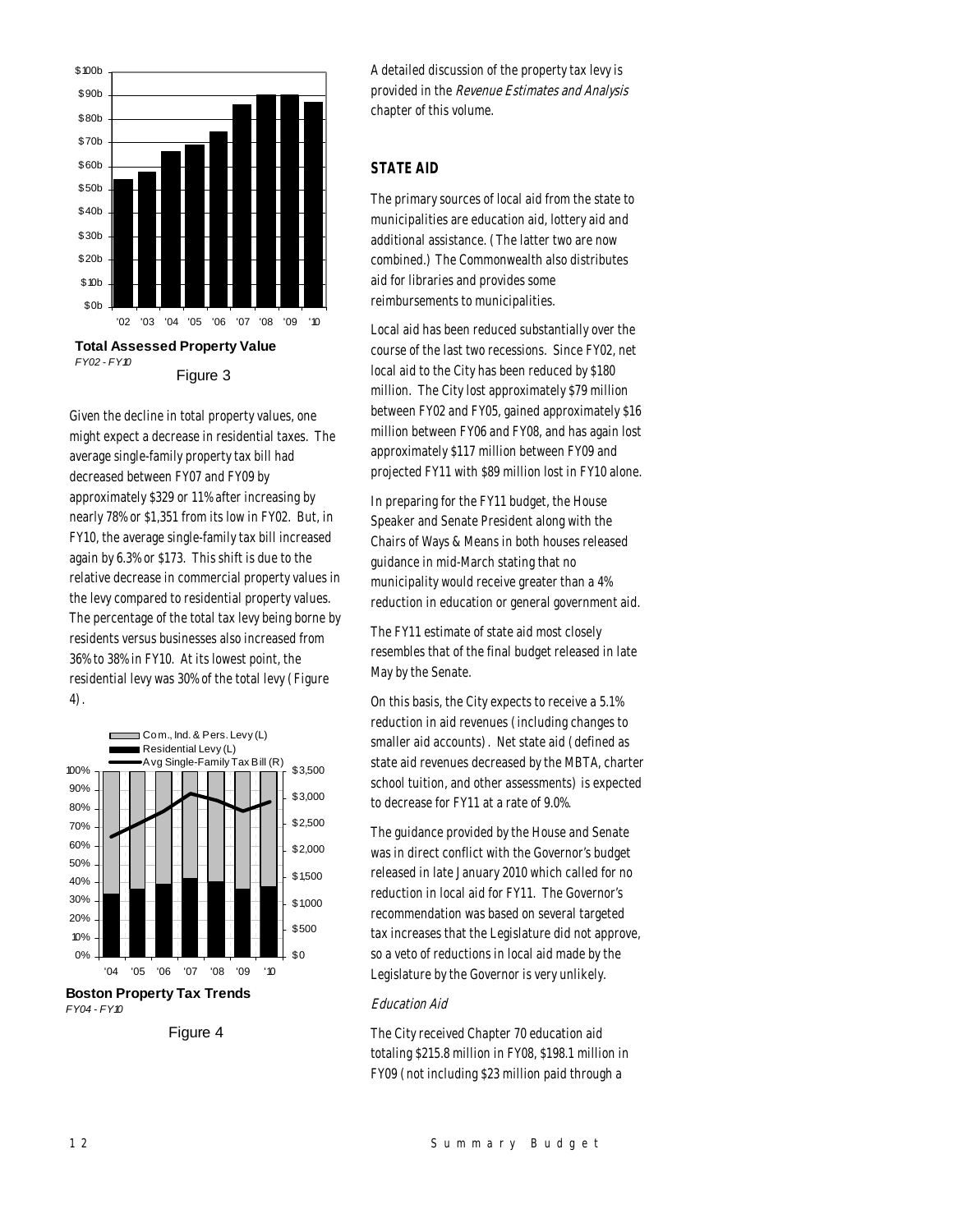$100b
$90b
$80b
$70b
$60b
$50b
$40b
$30b
$20b
$10b
$0b
'02 '03 '04 '05 '06 '07 '08 '09 '10

**Total Assessed Property Value**
*FY02 - FY10*

Figure 3

Given the decline in total property values, one might expect a decrease in residential taxes. The average single-family property tax bill had decreased between FY07 and FY09 by approximately $329 or 11% after increasing by nearly 78% or $1,351 from its low in FY02. But, in FY10, the average single-family tax bill increased again by 6.3% or $173. This shift is due to the relative decrease in commercial property values in the levy compared to residential property values. The percentage of the total tax levy being borne by residents versus businesses also increased from 36% to 38% in FY10. At its lowest point, the residential levy was 30% of the total levy (Figure 4).

Com., Ind. & Pers. Levy (L)
Residential Levy (L)
Avg Single-Family Tax Bill (R)

100%
90%
80%
70%
60%
50%
40%
30%
20%
10%
0%

$3,500
$3,000
$2,500
$2,000
$1,500
$1,000
$500
$0

'04 '05 '06 '07 '08 '09 '10

**Boston Property Tax Trends**
*FY04 - FY10*

Figure 4

A detailed discussion of the property tax levy is provided in the *Revenue Estimates and Analysis* chapter of this volume.

## STATE AID

The primary sources of local aid from the state to municipalities are education aid, lottery aid and additional assistance. (The latter two are now combined.) The Commonwealth also distributes aid for libraries and provides some reimbursements to municipalities.

Local aid has been reduced substantially over the course of the last two recessions. Since FY02, net local aid to the City has been reduced by $180 million. The City lost approximately $79 million between FY02 and FY05, gained approximately $16 million between FY06 and FY08, and has again lost approximately $117 million between FY09 and projected FY11 with $89 million lost in FY10 alone.

In preparing for the FY11 budget, the House Speaker and Senate President along with the Chairs of Ways & Means in both houses released guidance in mid-March stating that no municipality would receive greater than a 4% reduction in education or general government aid.

The FY11 estimate of state aid most closely resembles that of the final budget released in late May by the Senate.

On this basis, the City expects to receive a 5.1% reduction in aid revenues (including changes to smaller aid accounts). Net state aid (defined as state aid revenues decreased by the MBTA, charter school tuition, and other assessments) is expected to decrease for FY11 at a rate of 9.0%.

The guidance provided by the House and Senate was in direct conflict with the Governor's budget released in late January 2010 which called for no reduction in local aid for FY11. The Governor's recommendation was based on several targeted tax increases that the Legislature did not approve, so a veto of reductions in local aid made by the Legislature by the Governor is very unlikely.

### *Education Aid*

The City received Chapter 70 education aid totaling $215.8 million in FY08, $198.1 million in FY09 (not including $23 million paid through a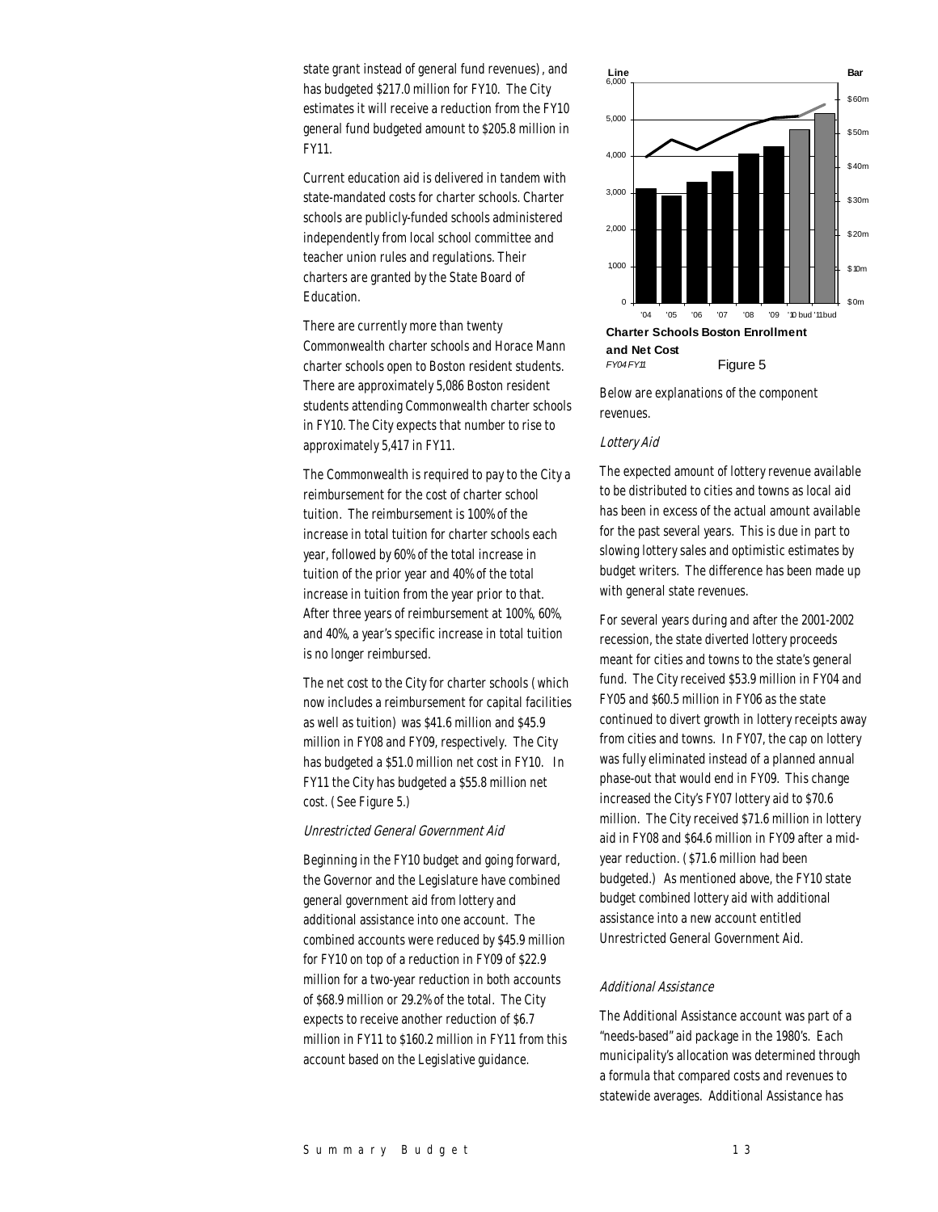state grant instead of general fund revenues), and has budgeted $217.0 million for FY10. The City estimates it will receive a reduction from the FY10 general fund budgeted amount to $205.8 million in FY11.

Current education aid is delivered in tandem with state-mandated costs for charter schools. Charter schools are publicly-funded schools administered independently from local school committee and teacher union rules and regulations. Their charters are granted by the State Board of Education.

There are currently more than twenty Commonwealth charter schools and Horace Mann charter schools open to Boston resident students. There are approximately 5,086 Boston resident students attending Commonwealth charter schools in FY10. The City expects that number to rise to approximately 5,417 in FY11.

The Commonwealth is required to pay to the City a reimbursement for the cost of charter school tuition. The reimbursement is 100% of the increase in total tuition for charter schools each year, followed by 60% of the total increase in tuition of the prior year and 40% of the total increase in tuition from the year prior to that. After three years of reimbursement at 100%, 60%, and 40%, a year's specific increase in total tuition is no longer reimbursed.

The net cost to the City for charter schools (which now includes a reimbursement for capital facilities as well as tuition) was $41.6 million and $45.9 million in FY08 and FY09, respectively. The City has budgeted a $51.0 million net cost in FY10. In FY11 the City has budgeted a $55.8 million net cost. (See Figure 5.)

*Unrestricted General Government Aid*

Beginning in the FY10 budget and going forward, the Governor and the Legislature have combined general government aid from lottery and additional assistance into one account. The combined accounts were reduced by $45.9 million for FY10 on top of a reduction in FY09 of $22.9 million for a two-year reduction in both accounts of $68.9 million or 29.2% of the total. The City expects to receive another reduction of $6.7 million in FY11 to $160.2 million in FY11 from this account based on the Legislative guidance.

Line
Bar
6,000
5,000
4,000
3,000
2,000
1000
0
$60m
$50m
$40m
$30m
$20m
$10m
$0m
'04 '05 '06 '07 '08 '09 '10 bud '11bud

**Charter Schools Boston Enrollment and Net Cost**
*FY04-FY11*
Figure 5

Below are explanations of the component revenues.

*Lottery Aid*

The expected amount of lottery revenue available to be distributed to cities and towns as local aid has been in excess of the actual amount available for the past several years. This is due in part to slowing lottery sales and optimistic estimates by budget writers. The difference has been made up with general state revenues.

For several years during and after the 2001-2002 recession, the state diverted lottery proceeds meant for cities and towns to the state's general fund. The City received $53.9 million in FY04 and FY05 and $60.5 million in FY06 as the state continued to divert growth in lottery receipts away from cities and towns. In FY07, the cap on lottery was fully eliminated instead of a planned annual phase-out that would end in FY09. This change increased the City's FY07 lottery aid to $70.6 million. The City received $71.6 million in lottery aid in FY08 and $64.6 million in FY09 after a mid-year reduction. ($71.6 million had been budgeted.) As mentioned above, the FY10 state budget combined lottery aid with additional assistance into a new account entitled Unrestricted General Government Aid.

*Additional Assistance*

The Additional Assistance account was part of a "needs-based" aid package in the 1980's. Each municipality's allocation was determined through a formula that compared costs and revenues to statewide averages. Additional Assistance has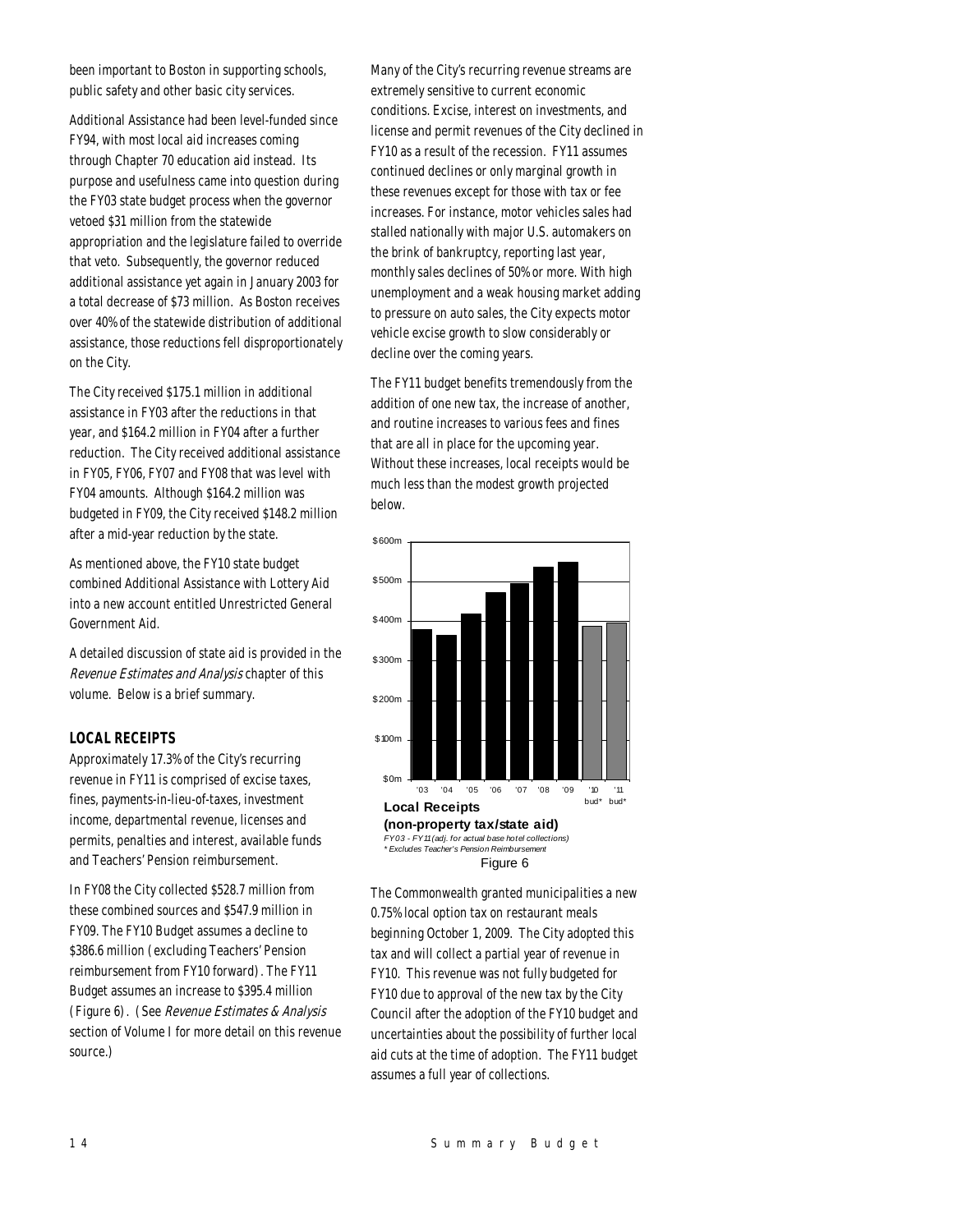been important to Boston in supporting schools, public safety and other basic city services.

Additional Assistance had been level-funded since FY94, with most local aid increases coming through Chapter 70 education aid instead. Its purpose and usefulness came into question during the FY03 state budget process when the governor vetoed $31 million from the statewide appropriation and the legislature failed to override that veto. Subsequently, the governor reduced additional assistance yet again in January 2003 for a total decrease of $73 million. As Boston receives over 40% of the statewide distribution of additional assistance, those reductions fell disproportionately on the City.

The City received $175.1 million in additional assistance in FY03 after the reductions in that year, and $164.2 million in FY04 after a further reduction. The City received additional assistance in FY05, FY06, FY07 and FY08 that was level with FY04 amounts. Although $164.2 million was budgeted in FY09, the City received $148.2 million after a mid-year reduction by the state.

As mentioned above, the FY10 state budget combined Additional Assistance with Lottery Aid into a new account entitled Unrestricted General Government Aid.

A detailed discussion of state aid is provided in the *Revenue Estimates and Analysis* chapter of this volume. Below is a brief summary.

## LOCAL RECEIPTS

Approximately 17.3% of the City's recurring revenue in FY11 is comprised of excise taxes, fines, payments-in-lieu-of-taxes, investment income, departmental revenue, licenses and permits, penalties and interest, available funds and Teachers' Pension reimbursement.

In FY08 the City collected $528.7 million from these combined sources and $547.9 million in FY09. The FY10 Budget assumes a decline to $386.6 million (excluding Teachers' Pension reimbursement from FY10 forward). The FY11 Budget assumes an increase to $395.4 million (Figure 6). (See *Revenue Estimates & Analysis* section of Volume I for more detail on this revenue source.)

Many of the City's recurring revenue streams are extremely sensitive to current economic conditions. Excise, interest on investments, and license and permit revenues of the City declined in FY10 as a result of the recession. FY11 assumes continued declines or only marginal growth in these revenues except for those with tax or fee increases. For instance, motor vehicles sales had stalled nationally with major U.S. automakers on the brink of bankruptcy, reporting last year, monthly sales declines of 50% or more. With high unemployment and a weak housing market adding to pressure on auto sales, the City expects motor vehicle excise growth to slow considerably or decline over the coming years.

The FY11 budget benefits tremendously from the addition of one new tax, the increase of another, and routine increases to various fees and fines that are all in place for the upcoming year. Without these increases, local receipts would be much less than the modest growth projected below.

**Local Receipts (non-property tax/state aid)**
*FY03 - FY11 (adj. for actual base hotel collections)*
*\* Excludes Teacher's Pension Reimbursement*
Figure 6

The Commonwealth granted municipalities a new 0.75% local option tax on restaurant meals beginning October 1, 2009. The City adopted this tax and will collect a partial year of revenue in FY10. This revenue was not fully budgeted for FY10 due to approval of the new tax by the City Council after the adoption of the FY10 budget and uncertainties about the possibility of further local aid cuts at the time of adoption. The FY11 budget assumes a full year of collections.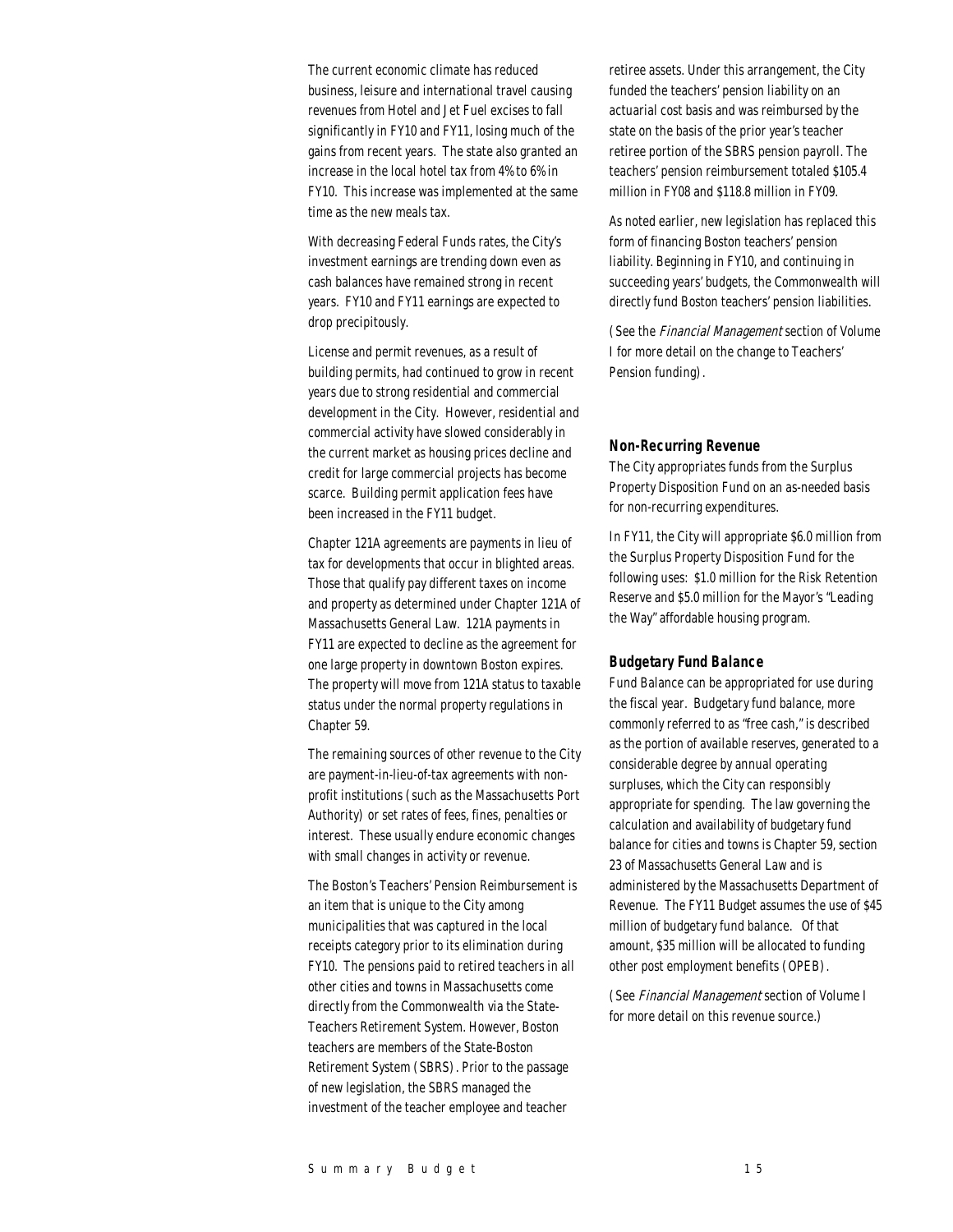The current economic climate has reduced business, leisure and international travel causing revenues from Hotel and Jet Fuel excises to fall significantly in FY10 and FY11, losing much of the gains from recent years. The state also granted an increase in the local hotel tax from 4% to 6% in FY10. This increase was implemented at the same time as the new meals tax.

With decreasing Federal Funds rates, the City's investment earnings are trending down even as cash balances have remained strong in recent years. FY10 and FY11 earnings are expected to drop precipitously.

License and permit revenues, as a result of building permits, had continued to grow in recent years due to strong residential and commercial development in the City. However, residential and commercial activity have slowed considerably in the current market as housing prices decline and credit for large commercial projects has become scarce. Building permit application fees have been increased in the FY11 budget.

Chapter 121A agreements are payments in lieu of tax for developments that occur in blighted areas. Those that qualify pay different taxes on income and property as determined under Chapter 121A of Massachusetts General Law. 121A payments in FY11 are expected to decline as the agreement for one large property in downtown Boston expires. The property will move from 121A status to taxable status under the normal property regulations in Chapter 59.

The remaining sources of other revenue to the City are payment-in-lieu-of-tax agreements with non-profit institutions (such as the Massachusetts Port Authority) or set rates of fees, fines, penalties or interest. These usually endure economic changes with small changes in activity or revenue.

The Boston's Teachers' Pension Reimbursement is an item that is unique to the City among municipalities that was captured in the local receipts category prior to its elimination during FY10. The pensions paid to retired teachers in all other cities and towns in Massachusetts come directly from the Commonwealth via the State-Teachers Retirement System. However, Boston teachers are members of the State-Boston Retirement System (SBRS). Prior to the passage of new legislation, the SBRS managed the investment of the teacher employee and teacher retiree assets. Under this arrangement, the City funded the teachers' pension liability on an actuarial cost basis and was reimbursed by the state on the basis of the prior year's teacher retiree portion of the SBRS pension payroll. The teachers' pension reimbursement totaled $105.4 million in FY08 and $118.8 million in FY09.

As noted earlier, new legislation has replaced this form of financing Boston teachers' pension liability. Beginning in FY10, and continuing in succeeding years' budgets, the Commonwealth will directly fund Boston teachers' pension liabilities.

(See the *Financial Management* section of Volume I for more detail on the change to Teachers' Pension funding).

### Non-Recurring Revenue

The City appropriates funds from the Surplus Property Disposition Fund on an as-needed basis for non-recurring expenditures.

In FY11, the City will appropriate $6.0 million from the Surplus Property Disposition Fund for the following uses: $1.0 million for the Risk Retention Reserve and $5.0 million for the Mayor's "Leading the Way" affordable housing program.

### Budgetary Fund Balance

Fund Balance can be appropriated for use during the fiscal year. Budgetary fund balance, more commonly referred to as "free cash," is described as the portion of available reserves, generated to a considerable degree by annual operating surpluses, which the City can responsibly appropriate for spending. The law governing the calculation and availability of budgetary fund balance for cities and towns is Chapter 59, section 23 of Massachusetts General Law and is administered by the Massachusetts Department of Revenue. The FY11 Budget assumes the use of $45 million of budgetary fund balance. Of that amount, $35 million will be allocated to funding other post employment benefits (OPEB).

(See *Financial Management* section of Volume I for more detail on this revenue source.)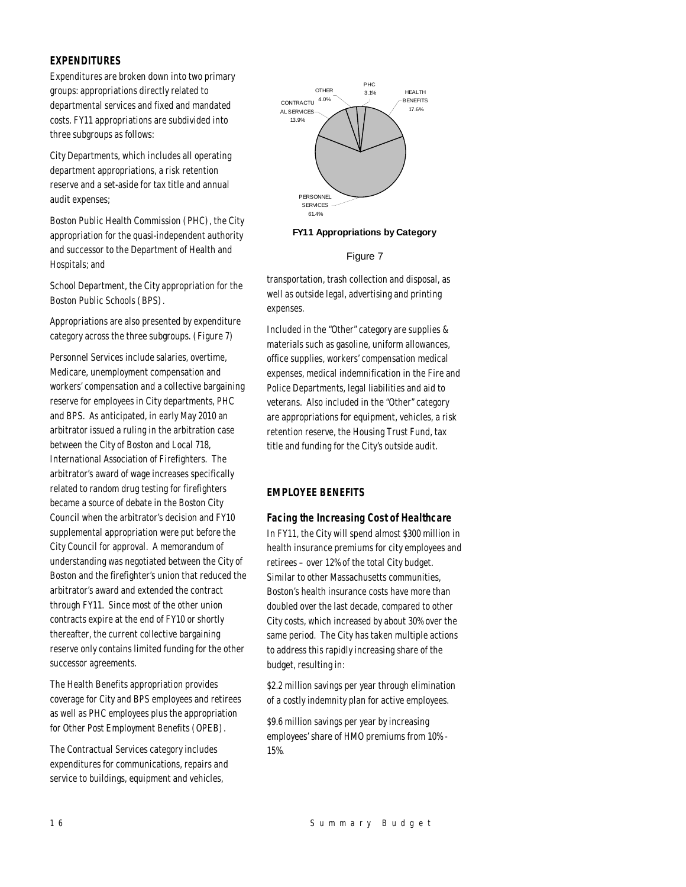## EXPENDITURES

Expenditures are broken down into two primary groups: appropriations directly related to departmental services and fixed and mandated costs. FY11 appropriations are subdivided into three subgroups as follows:

City Departments, which includes all operating department appropriations, a risk retention reserve and a set-aside for tax title and annual audit expenses;

Boston Public Health Commission (PHC), the City appropriation for the quasi-independent authority and successor to the Department of Health and Hospitals; and

School Department, the City appropriation for the Boston Public Schools (BPS).

Appropriations are also presented by expenditure category across the three subgroups. (Figure 7)

Personnel Services include salaries, overtime, Medicare, unemployment compensation and workers' compensation and a collective bargaining reserve for employees in City departments, PHC and BPS. As anticipated, in early May 2010 an arbitrator issued a ruling in the arbitration case between the City of Boston and Local 718, International Association of Firefighters. The arbitrator's award of wage increases specifically related to random drug testing for firefighters became a source of debate in the Boston City Council when the arbitrator's decision and FY10 supplemental appropriation were put before the City Council for approval. A memorandum of understanding was negotiated between the City of Boston and the firefighter's union that reduced the arbitrator's award and extended the contract through FY11. Since most of the other union contracts expire at the end of FY10 or shortly thereafter, the current collective bargaining reserve only contains limited funding for the other successor agreements.

The Health Benefits appropriation provides coverage for City and BPS employees and retirees as well as PHC employees plus the appropriation for Other Post Employment Benefits (OPEB).

The Contractual Services category includes expenditures for communications, repairs and service to buildings, equipment and vehicles,

OTHER 4.0%
PHC 3.1%
HEALTH BENEFITS 17.6%
CONTRACTUAL SERVICES 13.9%
PERSONNEL SERVICES 61.4%

**FY11 Appropriations by Category**

Figure 7

transportation, trash collection and disposal, as well as outside legal, advertising and printing expenses.

Included in the "Other" category are supplies & materials such as gasoline, uniform allowances, office supplies, workers' compensation medical expenses, medical indemnification in the Fire and Police Departments, legal liabilities and aid to veterans. Also included in the "Other" category are appropriations for equipment, vehicles, a risk retention reserve, the Housing Trust Fund, tax title and funding for the City's outside audit.

## EMPLOYEE BENEFITS

### Facing the Increasing Cost of Healthcare

In FY11, the City will spend almost $300 million in health insurance premiums for city employees and retirees – over 12% of the total City budget. Similar to other Massachusetts communities, Boston's health insurance costs have more than doubled over the last decade, compared to other City costs, which increased by about 30% over the same period. The City has taken multiple actions to address this rapidly increasing share of the budget, resulting in:

$2.2 million savings per year through elimination of a costly indemnity plan for active employees.

$9.6 million savings per year by increasing employees' share of HMO premiums from 10% - 15%.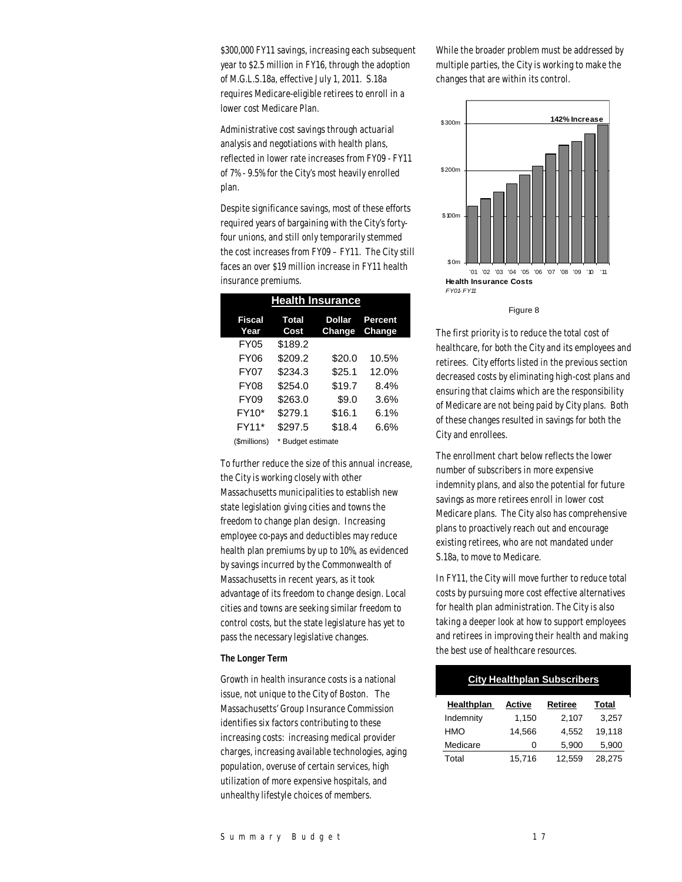$300,000 FY11 savings, increasing each subsequent year to $2.5 million in FY16, through the adoption of M.G.L.S.18a, effective July 1, 2011. S.18a requires Medicare-eligible retirees to enroll in a lower cost Medicare Plan.

Administrative cost savings through actuarial analysis and negotiations with health plans, reflected in lower rate increases from FY09 - FY11 of 7% - 9.5% for the City's most heavily enrolled plan.

Despite significance savings, most of these efforts required years of bargaining with the City's forty-four unions, and still only temporarily stemmed the cost increases from FY09 – FY11. The City still faces an over $19 million increase in FY11 health insurance premiums.

| Health Insurance | | | |
|---|---|---|---|
| Fiscal Year | Total Cost | Dollar Change | Percent Change |
| FY05 | $189.2 | | |
| FY06 | $209.2 | $20.0 | 10.5% |
| FY07 | $234.3 | $25.1 | 12.0% |
| FY08 | $254.0 | $19.7 | 8.4% |
| FY09 | $263.0 | $9.0 | 3.6% |
| FY10* | $279.1 | $16.1 | 6.1% |
| FY11* | $297.5 | $18.4 | 6.6% |

($millions) * Budget estimate

To further reduce the size of this annual increase, the City is working closely with other Massachusetts municipalities to establish new state legislation giving cities and towns the freedom to change plan design. Increasing employee co-pays and deductibles may reduce health plan premiums by up to 10%, as evidenced by savings incurred by the Commonwealth of Massachusetts in recent years, as it took advantage of its freedom to change design. Local cities and towns are seeking similar freedom to control costs, but the state legislature has yet to pass the necessary legislative changes.

**The Longer Term**

Growth in health insurance costs is a national issue, not unique to the City of Boston. The Massachusetts' Group Insurance Commission identifies six factors contributing to these increasing costs: increasing medical provider charges, increasing available technologies, aging population, overuse of certain services, high utilization of more expensive hospitals, and unhealthy lifestyle choices of members.

While the broader problem must be addressed by multiple parties, the City is working to make the changes that are within its control.

$300m
$200m
$100m
$0m
'01 '02 '03 '04 '05 '06 '07 '08 '09 '10 '11
142% Increase
**Health Insurance Costs**
*FY01-FY11*

Figure 8

The first priority is to reduce the total cost of healthcare, for both the City and its employees and retirees. City efforts listed in the previous section decreased costs by eliminating high-cost plans and ensuring that claims which are the responsibility of Medicare are not being paid by City plans. Both of these changes resulted in savings for both the City and enrollees.

The enrollment chart below reflects the lower number of subscribers in more expensive indemnity plans, and also the potential for future savings as more retirees enroll in lower cost Medicare plans. The City also has comprehensive plans to proactively reach out and encourage existing retirees, who are not mandated under S.18a, to move to Medicare.

In FY11, the City will move further to reduce total costs by pursuing more cost effective alternatives for health plan administration. The City is also taking a deeper look at how to support employees and retirees in improving their health and making the best use of healthcare resources.

| City Healthplan Subscribers | | | |
|---|---|---|---|
| Healthplan | Active | Retiree | Total |
| Indemnity | 1,150 | 2,107 | 3,257 |
| HMO | 14,566 | 4,552 | 19,118 |
| Medicare | 0 | 5,900 | 5,900 |
| Total | 15,716 | 12,559 | 28,275 |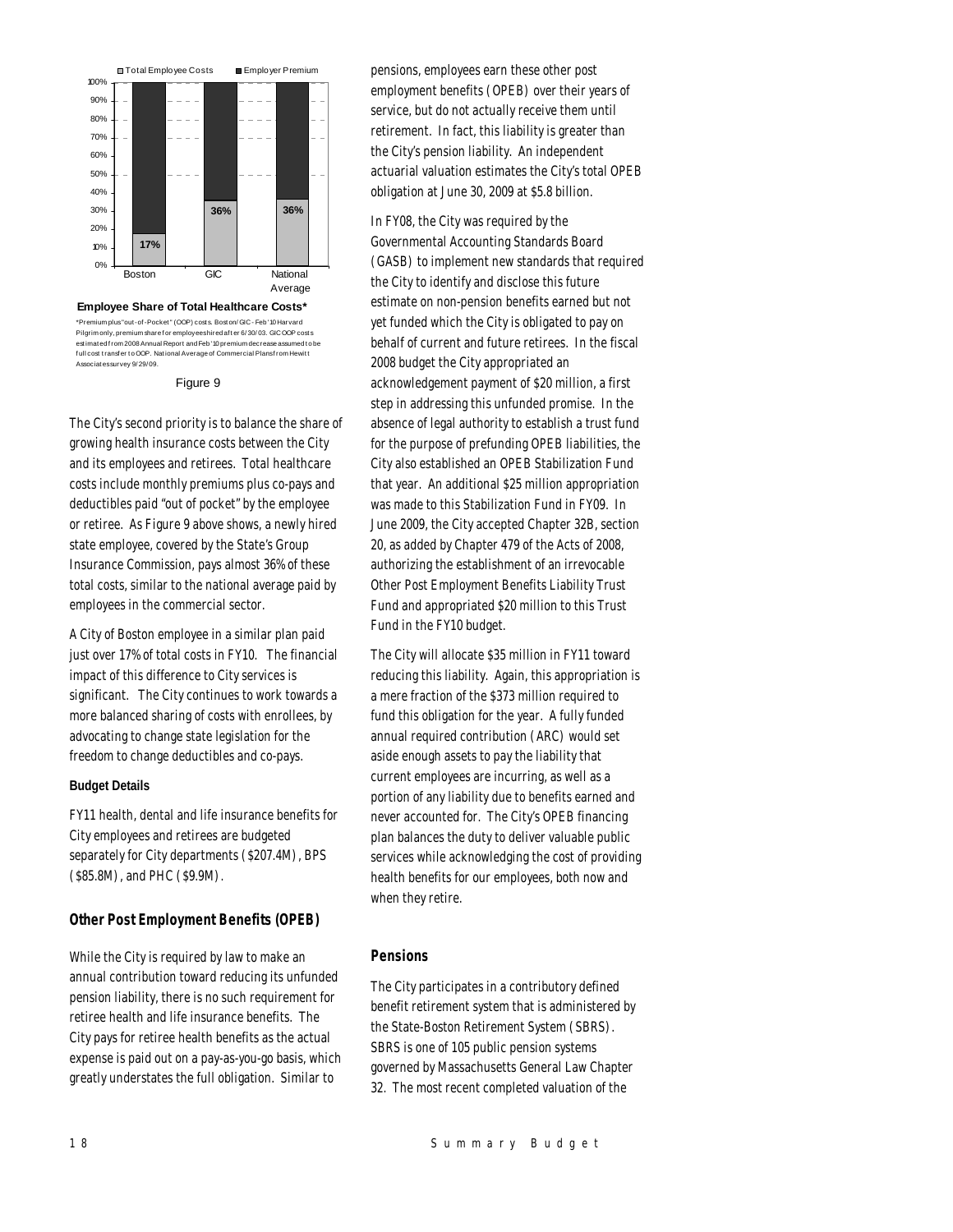Total Employee Costs
Employer Premium

100%
90%
80%
70%
60%
50%
40%
30%
20%
10%
0%

17%
36%
36%

Boston
GIC
National Average

**Employee Share of Total Healthcare Costs***

*Premium plus "out-of-Pocket" (OOP) costs. Boston/GIC - Feb '10 Harvard Pilgrim only, premium share for employees hired after 6/30/03. GIC OOP costs estimated from 2008 Annual Report and Feb '10 premium decrease assumed to be full cost transfer to OOP. National Average of Commercial Plans from Hewitt Associates survey 9/29/09.

Figure 9

The City's second priority is to balance the share of growing health insurance costs between the City and its employees and retirees. Total healthcare costs include monthly premiums plus co-pays and deductibles paid "out of pocket" by the employee or retiree. As Figure 9 above shows, a newly hired state employee, covered by the State's Group Insurance Commission, pays almost 36% of these total costs, similar to the national average paid by employees in the commercial sector.

A City of Boston employee in a similar plan paid just over 17% of total costs in FY10. The financial impact of this difference to City services is significant. The City continues to work towards a more balanced sharing of costs with enrollees, by advocating to change state legislation for the freedom to change deductibles and co-pays.

#### Budget Details

FY11 health, dental and life insurance benefits for City employees and retirees are budgeted separately for City departments ($207.4M), BPS ($85.8M), and PHC ($9.9M).

### Other Post Employment Benefits (OPEB)

While the City is required by law to make an annual contribution toward reducing its unfunded pension liability, there is no such requirement for retiree health and life insurance benefits. The City pays for retiree health benefits as the actual expense is paid out on a pay-as-you-go basis, which greatly understates the full obligation. Similar to pensions, employees earn these other post employment benefits (OPEB) over their years of service, but do not actually receive them until retirement. In fact, this liability is greater than the City's pension liability. An independent actuarial valuation estimates the City's total OPEB obligation at June 30, 2009 at $5.8 billion.

In FY08, the City was required by the Governmental Accounting Standards Board (GASB) to implement new standards that required the City to identify and disclose this future estimate on non-pension benefits earned but not yet funded which the City is obligated to pay on behalf of current and future retirees. In the fiscal 2008 budget the City appropriated an acknowledgement payment of $20 million, a first step in addressing this unfunded promise. In the absence of legal authority to establish a trust fund for the purpose of prefunding OPEB liabilities, the City also established an OPEB Stabilization Fund that year. An additional $25 million appropriation was made to this Stabilization Fund in FY09. In June 2009, the City accepted Chapter 32B, section 20, as added by Chapter 479 of the Acts of 2008, authorizing the establishment of an irrevocable Other Post Employment Benefits Liability Trust Fund and appropriated $20 million to this Trust Fund in the FY10 budget.

The City will allocate $35 million in FY11 toward reducing this liability. Again, this appropriation is a mere fraction of the $373 million required to fund this obligation for the year. A fully funded annual required contribution (ARC) would set aside enough assets to pay the liability that current employees are incurring, as well as a portion of any liability due to benefits earned and never accounted for. The City's OPEB financing plan balances the duty to deliver valuable public services while acknowledging the cost of providing health benefits for our employees, both now and when they retire.

### Pensions

The City participates in a contributory defined benefit retirement system that is administered by the State-Boston Retirement System (SBRS). SBRS is one of 105 public pension systems governed by Massachusetts General Law Chapter 32. The most recent completed valuation of the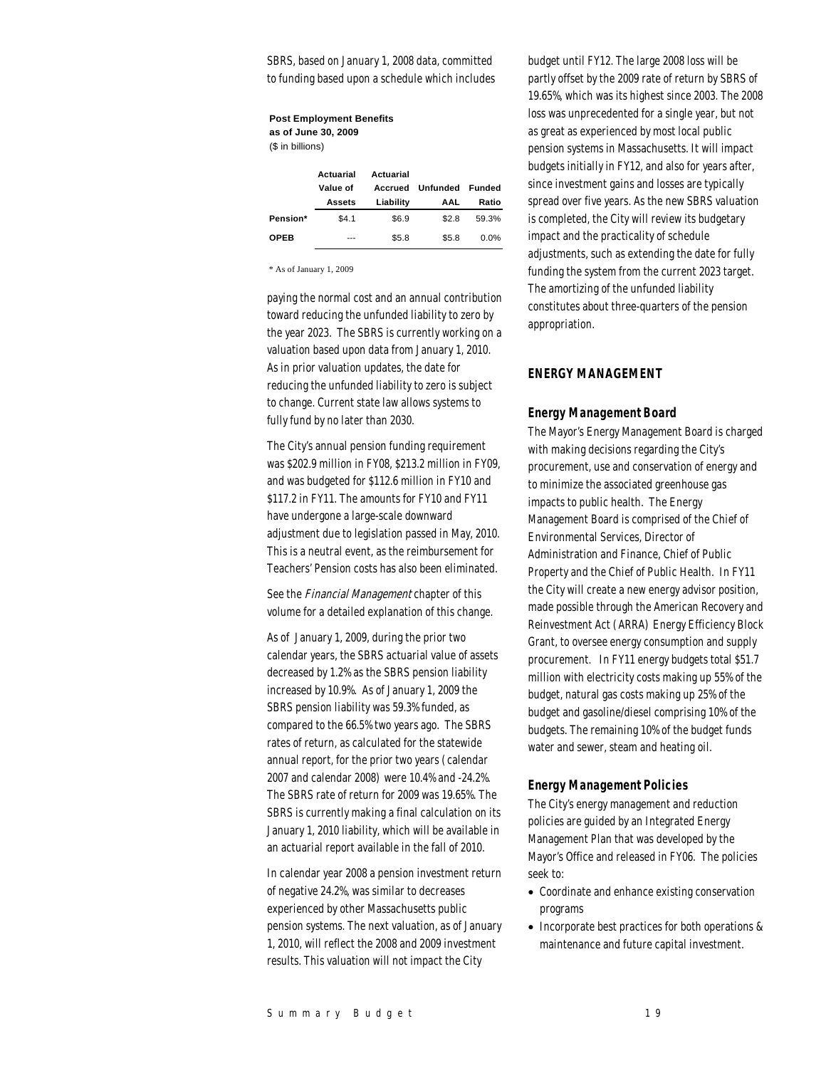SBRS, based on January 1, 2008 data, committed to funding based upon a schedule which includes

**Post Employment Benefits**
**as of June 30, 2009**
($ in billions)

| | Actuarial Value of Assets | Actuarial Accrued Liability | Unfunded AAL | Funded Ratio |
|---|---|---|---|---|
| **Pension*** | $4.1 | $6.9 | $2.8 | 59.3% |
| **OPEB** | --- | $5.8 | $5.8 | 0.0% |

* As of January 1, 2009

paying the normal cost and an annual contribution toward reducing the unfunded liability to zero by the year 2023. The SBRS is currently working on a valuation based upon data from January 1, 2010. As in prior valuation updates, the date for reducing the unfunded liability to zero is subject to change. Current state law allows systems to fully fund by no later than 2030.

The City's annual pension funding requirement was $202.9 million in FY08, $213.2 million in FY09, and was budgeted for $112.6 million in FY10 and $117.2 in FY11. The amounts for FY10 and FY11 have undergone a large-scale downward adjustment due to legislation passed in May, 2010. This is a neutral event, as the reimbursement for Teachers' Pension costs has also been eliminated.

See the *Financial Management* chapter of this volume for a detailed explanation of this change.

As of January 1, 2009, during the prior two calendar years, the SBRS actuarial value of assets decreased by 1.2% as the SBRS pension liability increased by 10.9%. As of January 1, 2009 the SBRS pension liability was 59.3% funded, as compared to the 66.5% two years ago. The SBRS rates of return, as calculated for the statewide annual report, for the prior two years (calendar 2007 and calendar 2008) were 10.4% and -24.2%. The SBRS rate of return for 2009 was 19.65%. The SBRS is currently making a final calculation on its January 1, 2010 liability, which will be available in an actuarial report available in the fall of 2010.

In calendar year 2008 a pension investment return of negative 24.2%, was similar to decreases experienced by other Massachusetts public pension systems. The next valuation, as of January 1, 2010, will reflect the 2008 and 2009 investment results. This valuation will not impact the City budget until FY12. The large 2008 loss will be partly offset by the 2009 rate of return by SBRS of 19.65%, which was its highest since 2003. The 2008 loss was unprecedented for a single year, but not as great as experienced by most local public pension systems in Massachusetts. It will impact budgets initially in FY12, and also for years after, since investment gains and losses are typically spread over five years. As the new SBRS valuation is completed, the City will review its budgetary impact and the practicality of schedule adjustments, such as extending the date for fully funding the system from the current 2023 target. The amortizing of the unfunded liability constitutes about three-quarters of the pension appropriation.

## ENERGY MANAGEMENT

### Energy Management Board

The Mayor's Energy Management Board is charged with making decisions regarding the City's procurement, use and conservation of energy and to minimize the associated greenhouse gas impacts to public health. The Energy Management Board is comprised of the Chief of Environmental Services, Director of Administration and Finance, Chief of Public Property and the Chief of Public Health. In FY11 the City will create a new energy advisor position, made possible through the American Recovery and Reinvestment Act (ARRA) Energy Efficiency Block Grant, to oversee energy consumption and supply procurement. In FY11 energy budgets total $51.7 million with electricity costs making up 55% of the budget, natural gas costs making up 25% of the budget and gasoline/diesel comprising 10% of the budgets. The remaining 10% of the budget funds water and sewer, steam and heating oil.

### Energy Management Policies

The City's energy management and reduction policies are guided by an Integrated Energy Management Plan that was developed by the Mayor's Office and released in FY06. The policies seek to:

- Coordinate and enhance existing conservation programs
- Incorporate best practices for both operations & maintenance and future capital investment.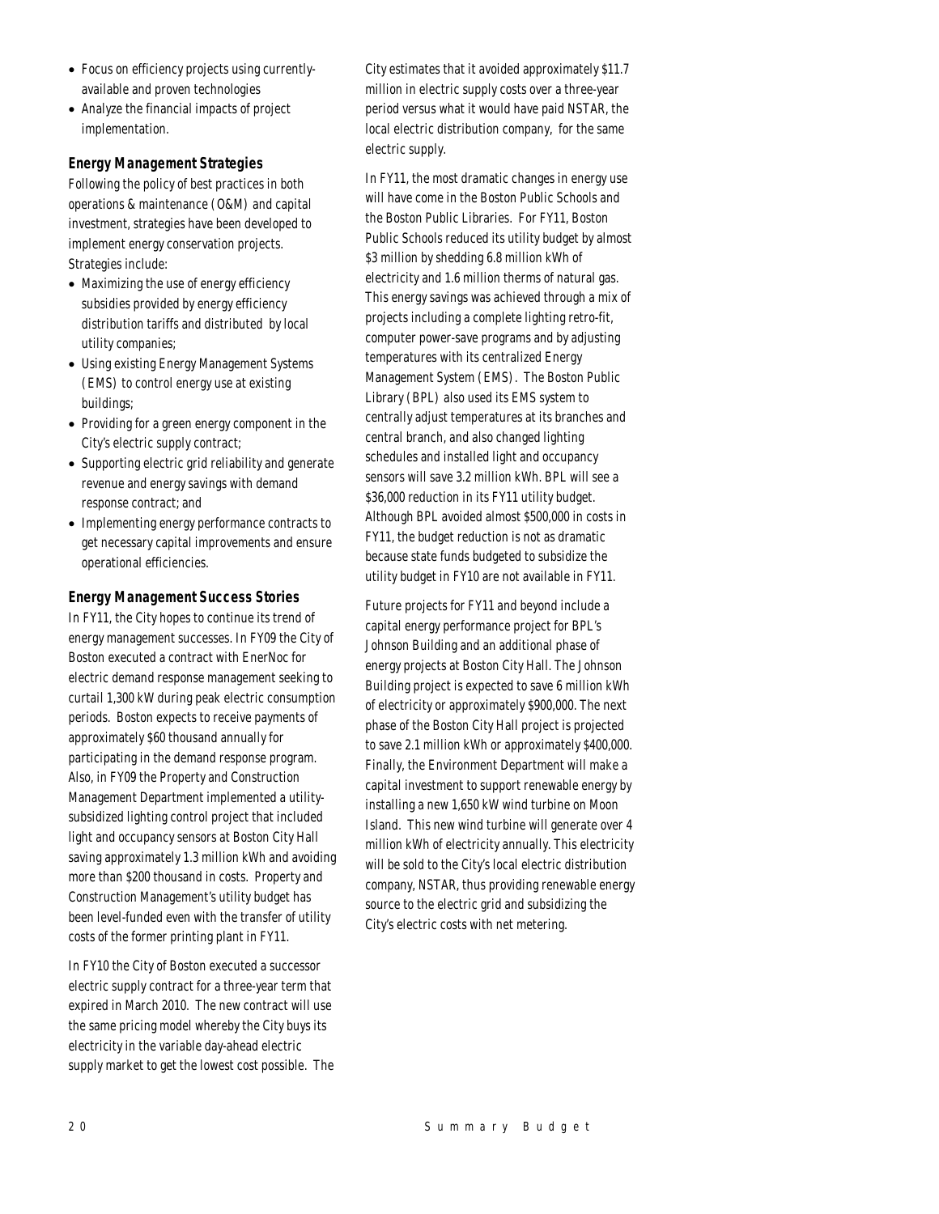- Focus on efficiency projects using currently-available and proven technologies
- Analyze the financial impacts of project implementation.

### Energy Management Strategies

Following the policy of best practices in both operations & maintenance (O&M) and capital investment, strategies have been developed to implement energy conservation projects. Strategies include:

- Maximizing the use of energy efficiency subsidies provided by energy efficiency distribution tariffs and distributed by local utility companies;
- Using existing Energy Management Systems (EMS) to control energy use at existing buildings;
- Providing for a green energy component in the City's electric supply contract;
- Supporting electric grid reliability and generate revenue and energy savings with demand response contract; and
- Implementing energy performance contracts to get necessary capital improvements and ensure operational efficiencies.

### Energy Management Success Stories

In FY11, the City hopes to continue its trend of energy management successes. In FY09 the City of Boston executed a contract with EnerNoc for electric demand response management seeking to curtail 1,300 kW during peak electric consumption periods. Boston expects to receive payments of approximately $60 thousand annually for participating in the demand response program. Also, in FY09 the Property and Construction Management Department implemented a utility-subsidized lighting control project that included light and occupancy sensors at Boston City Hall saving approximately 1.3 million kWh and avoiding more than $200 thousand in costs. Property and Construction Management's utility budget has been level-funded even with the transfer of utility costs of the former printing plant in FY11.

In FY10 the City of Boston executed a successor electric supply contract for a three-year term that expired in March 2010. The new contract will use the same pricing model whereby the City buys its electricity in the variable day-ahead electric supply market to get the lowest cost possible. The City estimates that it avoided approximately $11.7 million in electric supply costs over a three-year period versus what it would have paid NSTAR, the local electric distribution company, for the same electric supply.

In FY11, the most dramatic changes in energy use will have come in the Boston Public Schools and the Boston Public Libraries. For FY11, Boston Public Schools reduced its utility budget by almost $3 million by shedding 6.8 million kWh of electricity and 1.6 million therms of natural gas. This energy savings was achieved through a mix of projects including a complete lighting retro-fit, computer power-save programs and by adjusting temperatures with its centralized Energy Management System (EMS). The Boston Public Library (BPL) also used its EMS system to centrally adjust temperatures at its branches and central branch, and also changed lighting schedules and installed light and occupancy sensors will save 3.2 million kWh. BPL will see a $36,000 reduction in its FY11 utility budget. Although BPL avoided almost $500,000 in costs in FY11, the budget reduction is not as dramatic because state funds budgeted to subsidize the utility budget in FY10 are not available in FY11.

Future projects for FY11 and beyond include a capital energy performance project for BPL's Johnson Building and an additional phase of energy projects at Boston City Hall. The Johnson Building project is expected to save 6 million kWh of electricity or approximately $900,000. The next phase of the Boston City Hall project is projected to save 2.1 million kWh or approximately $400,000. Finally, the Environment Department will make a capital investment to support renewable energy by installing a new 1,650 kW wind turbine on Moon Island. This new wind turbine will generate over 4 million kWh of electricity annually. This electricity will be sold to the City's local electric distribution company, NSTAR, thus providing renewable energy source to the electric grid and subsidizing the City's electric costs with net metering.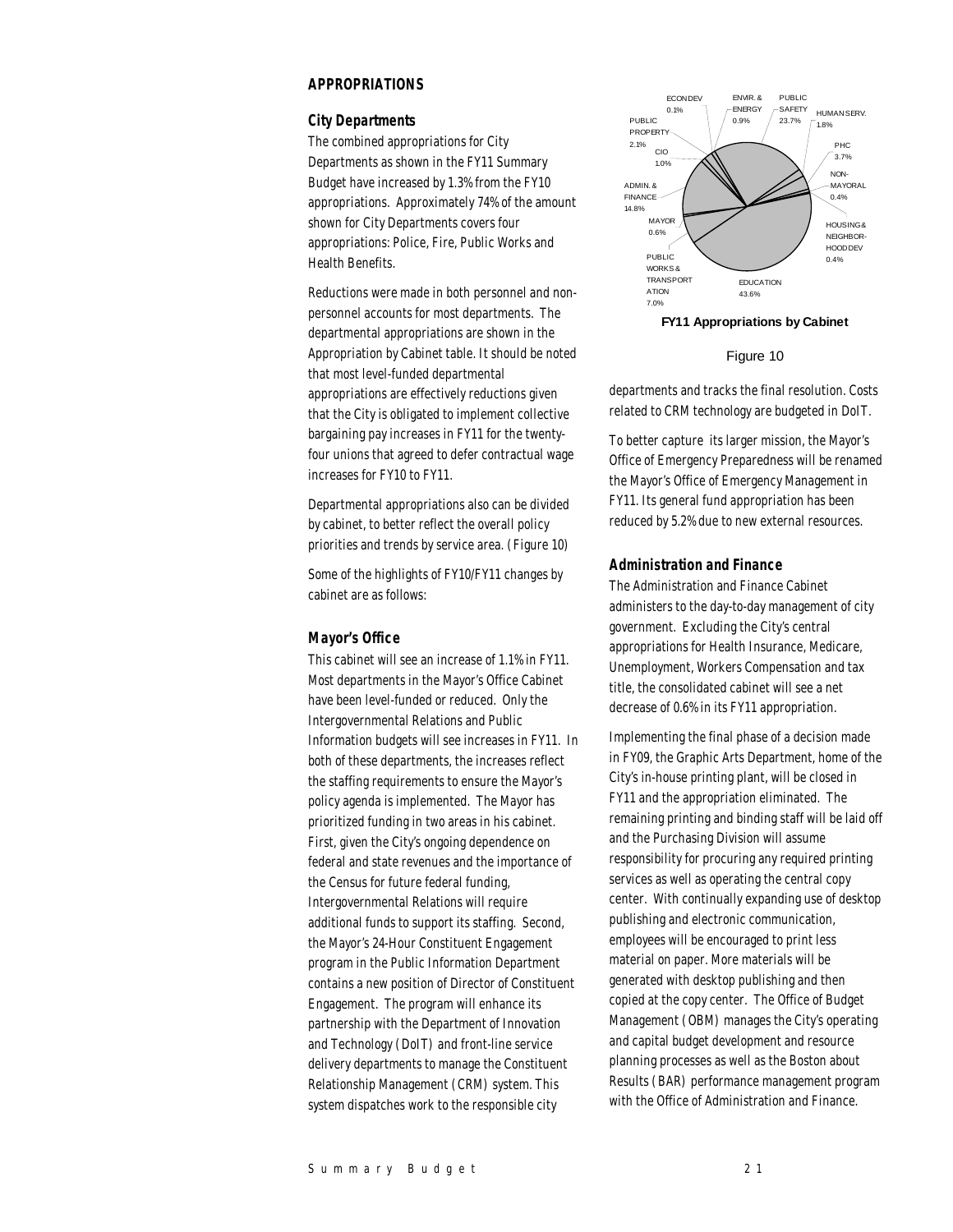## APPROPRIATIONS

### City Departments

The combined appropriations for City Departments as shown in the FY11 Summary Budget have increased by 1.3% from the FY10 appropriations. Approximately 74% of the amount shown for City Departments covers four appropriations: Police, Fire, Public Works and Health Benefits.

Reductions were made in both personnel and non-personnel accounts for most departments. The departmental appropriations are shown in the Appropriation by Cabinet table. It should be noted that most level-funded departmental appropriations are effectively reductions given that the City is obligated to implement collective bargaining pay increases in FY11 for the twenty-four unions that agreed to defer contractual wage increases for FY10 to FY11.

Departmental appropriations also can be divided by cabinet, to better reflect the overall policy priorities and trends by service area. (Figure 10)

Some of the highlights of FY10/FY11 changes by cabinet are as follows:

ECON DEV 0.1%
ENVIR. & ENERGY 0.9%
PUBLIC SAFETY 23.7%
HUMAN SERV. 1.8%
PHC 3.7%
NON-MAYORAL 0.4%
HOUSING & NEIGHBOR-HOOD DEV 0.4%
EDUCATION 43.6%
PUBLIC WORKS & TRANSPORT ATION 7.0%
MAYOR 0.6%
ADMIN. & FINANCE 14.8%
CIO 1.0%
PUBLIC PROPERTY 2.1%

**FY11 Appropriations by Cabinet**

Figure 10

### Mayor's Office

This cabinet will see an increase of 1.1% in FY11. Most departments in the Mayor's Office Cabinet have been level-funded or reduced. Only the Intergovernmental Relations and Public Information budgets will see increases in FY11. In both of these departments, the increases reflect the staffing requirements to ensure the Mayor's policy agenda is implemented. The Mayor has prioritized funding in two areas in his cabinet. First, given the City's ongoing dependence on federal and state revenues and the importance of the Census for future federal funding, Intergovernmental Relations will require additional funds to support its staffing. Second, the Mayor's 24-Hour Constituent Engagement program in the Public Information Department contains a new position of Director of Constituent Engagement. The program will enhance its partnership with the Department of Innovation and Technology (DoIT) and front-line service delivery departments to manage the Constituent Relationship Management (CRM) system. This system dispatches work to the responsible city departments and tracks the final resolution. Costs related to CRM technology are budgeted in DoIT.

To better capture its larger mission, the Mayor's Office of Emergency Preparedness will be renamed the Mayor's Office of Emergency Management in FY11. Its general fund appropriation has been reduced by 5.2% due to new external resources.

### Administration and Finance

The Administration and Finance Cabinet administers to the day-to-day management of city government. Excluding the City's central appropriations for Health Insurance, Medicare, Unemployment, Workers Compensation and tax title, the consolidated cabinet will see a net decrease of 0.6% in its FY11 appropriation.

Implementing the final phase of a decision made in FY09, the Graphic Arts Department, home of the City's in-house printing plant, will be closed in FY11 and the appropriation eliminated. The remaining printing and binding staff will be laid off and the Purchasing Division will assume responsibility for procuring any required printing services as well as operating the central copy center. With continually expanding use of desktop publishing and electronic communication, employees will be encouraged to print less material on paper. More materials will be generated with desktop publishing and then copied at the copy center. The Office of Budget Management (OBM) manages the City's operating and capital budget development and resource planning processes as well as the Boston about Results (BAR) performance management program with the Office of Administration and Finance.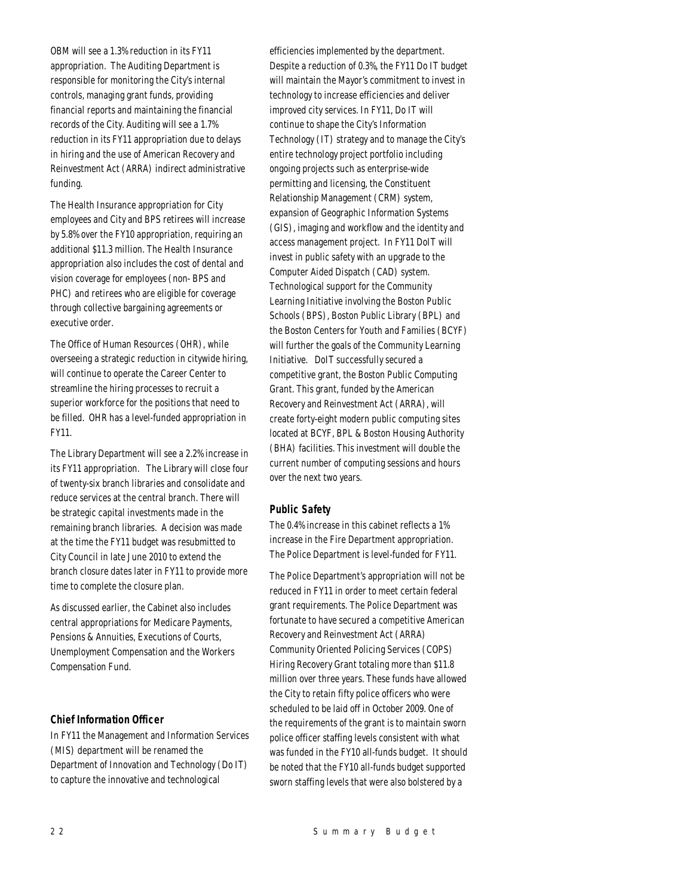OBM will see a 1.3% reduction in its FY11 appropriation. The Auditing Department is responsible for monitoring the City's internal controls, managing grant funds, providing financial reports and maintaining the financial records of the City. Auditing will see a 1.7% reduction in its FY11 appropriation due to delays in hiring and the use of American Recovery and Reinvestment Act (ARRA) indirect administrative funding.

The Health Insurance appropriation for City employees and City and BPS retirees will increase by 5.8% over the FY10 appropriation, requiring an additional $11.3 million. The Health Insurance appropriation also includes the cost of dental and vision coverage for employees (non- BPS and PHC) and retirees who are eligible for coverage through collective bargaining agreements or executive order.

The Office of Human Resources (OHR), while overseeing a strategic reduction in citywide hiring, will continue to operate the Career Center to streamline the hiring processes to recruit a superior workforce for the positions that need to be filled. OHR has a level-funded appropriation in FY11.

The Library Department will see a 2.2% increase in its FY11 appropriation. The Library will close four of twenty-six branch libraries and consolidate and reduce services at the central branch. There will be strategic capital investments made in the remaining branch libraries. A decision was made at the time the FY11 budget was resubmitted to City Council in late June 2010 to extend the branch closure dates later in FY11 to provide more time to complete the closure plan.

As discussed earlier, the Cabinet also includes central appropriations for Medicare Payments, Pensions & Annuities, Executions of Courts, Unemployment Compensation and the Workers Compensation Fund.

### *Chief Information Officer*

In FY11 the Management and Information Services (MIS) department will be renamed the Department of Innovation and Technology (Do IT) to capture the innovative and technological efficiencies implemented by the department. Despite a reduction of 0.3%, the FY11 Do IT budget will maintain the Mayor's commitment to invest in technology to increase efficiencies and deliver improved city services. In FY11, Do IT will continue to shape the City's Information Technology (IT) strategy and to manage the City's entire technology project portfolio including ongoing projects such as enterprise-wide permitting and licensing, the Constituent Relationship Management (CRM) system, expansion of Geographic Information Systems (GIS), imaging and workflow and the identity and access management project. In FY11 DoIT will invest in public safety with an upgrade to the Computer Aided Dispatch (CAD) system. Technological support for the Community Learning Initiative involving the Boston Public Schools (BPS), Boston Public Library (BPL) and the Boston Centers for Youth and Families (BCYF) will further the goals of the Community Learning Initiative. DoIT successfully secured a competitive grant, the Boston Public Computing Grant. This grant, funded by the American Recovery and Reinvestment Act (ARRA), will create forty-eight modern public computing sites located at BCYF, BPL & Boston Housing Authority (BHA) facilities. This investment will double the current number of computing sessions and hours over the next two years.

### *Public Safety*

The 0.4% increase in this cabinet reflects a 1% increase in the Fire Department appropriation. The Police Department is level-funded for FY11.

The Police Department's appropriation will not be reduced in FY11 in order to meet certain federal grant requirements. The Police Department was fortunate to have secured a competitive American Recovery and Reinvestment Act (ARRA) Community Oriented Policing Services (COPS) Hiring Recovery Grant totaling more than $11.8 million over three years. These funds have allowed the City to retain fifty police officers who were scheduled to be laid off in October 2009. One of the requirements of the grant is to maintain sworn police officer staffing levels consistent with what was funded in the FY10 all-funds budget. It should be noted that the FY10 all-funds budget supported sworn staffing levels that were also bolstered by a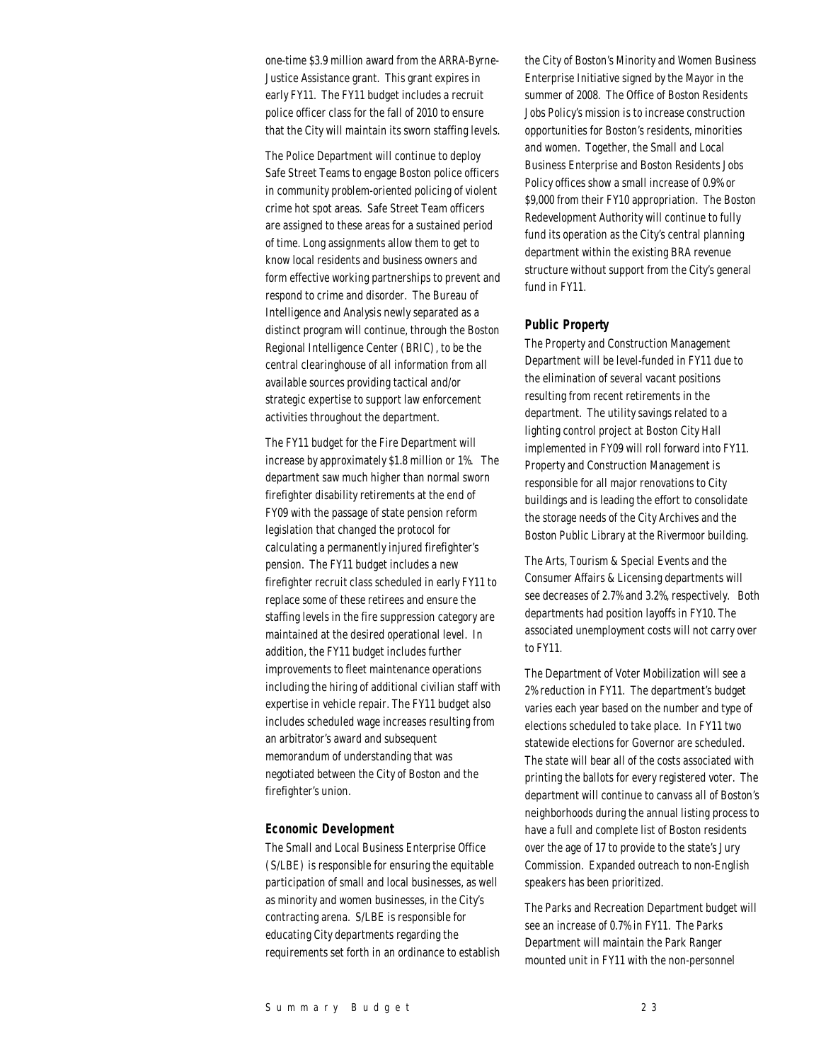one-time $3.9 million award from the ARRA-Byrne-Justice Assistance grant. This grant expires in early FY11. The FY11 budget includes a recruit police officer class for the fall of 2010 to ensure that the City will maintain its sworn staffing levels.

The Police Department will continue to deploy Safe Street Teams to engage Boston police officers in community problem-oriented policing of violent crime hot spot areas. Safe Street Team officers are assigned to these areas for a sustained period of time. Long assignments allow them to get to know local residents and business owners and form effective working partnerships to prevent and respond to crime and disorder. The Bureau of Intelligence and Analysis newly separated as a distinct program will continue, through the Boston Regional Intelligence Center (BRIC), to be the central clearinghouse of all information from all available sources providing tactical and/or strategic expertise to support law enforcement activities throughout the department.

The FY11 budget for the Fire Department will increase by approximately $1.8 million or 1%. The department saw much higher than normal sworn firefighter disability retirements at the end of FY09 with the passage of state pension reform legislation that changed the protocol for calculating a permanently injured firefighter's pension. The FY11 budget includes a new firefighter recruit class scheduled in early FY11 to replace some of these retirees and ensure the staffing levels in the fire suppression category are maintained at the desired operational level. In addition, the FY11 budget includes further improvements to fleet maintenance operations including the hiring of additional civilian staff with expertise in vehicle repair. The FY11 budget also includes scheduled wage increases resulting from an arbitrator's award and subsequent memorandum of understanding that was negotiated between the City of Boston and the firefighter's union.

### Economic Development

The Small and Local Business Enterprise Office (S/LBE) is responsible for ensuring the equitable participation of small and local businesses, as well as minority and women businesses, in the City's contracting arena. S/LBE is responsible for educating City departments regarding the requirements set forth in an ordinance to establish the City of Boston's Minority and Women Business Enterprise Initiative signed by the Mayor in the summer of 2008. The Office of Boston Residents Jobs Policy's mission is to increase construction opportunities for Boston's residents, minorities and women. Together, the Small and Local Business Enterprise and Boston Residents Jobs Policy offices show a small increase of 0.9% or $9,000 from their FY10 appropriation. The Boston Redevelopment Authority will continue to fully fund its operation as the City's central planning department within the existing BRA revenue structure without support from the City's general fund in FY11.

### Public Property

The Property and Construction Management Department will be level-funded in FY11 due to the elimination of several vacant positions resulting from recent retirements in the department. The utility savings related to a lighting control project at Boston City Hall implemented in FY09 will roll forward into FY11. Property and Construction Management is responsible for all major renovations to City buildings and is leading the effort to consolidate the storage needs of the City Archives and the Boston Public Library at the Rivermoor building.

The Arts, Tourism & Special Events and the Consumer Affairs & Licensing departments will see decreases of 2.7% and 3.2%, respectively. Both departments had position layoffs in FY10. The associated unemployment costs will not carry over to FY11.

The Department of Voter Mobilization will see a 2% reduction in FY11. The department's budget varies each year based on the number and type of elections scheduled to take place. In FY11 two statewide elections for Governor are scheduled. The state will bear all of the costs associated with printing the ballots for every registered voter. The department will continue to canvass all of Boston's neighborhoods during the annual listing process to have a full and complete list of Boston residents over the age of 17 to provide to the state's Jury Commission. Expanded outreach to non-English speakers has been prioritized.

The Parks and Recreation Department budget will see an increase of 0.7% in FY11. The Parks Department will maintain the Park Ranger mounted unit in FY11 with the non-personnel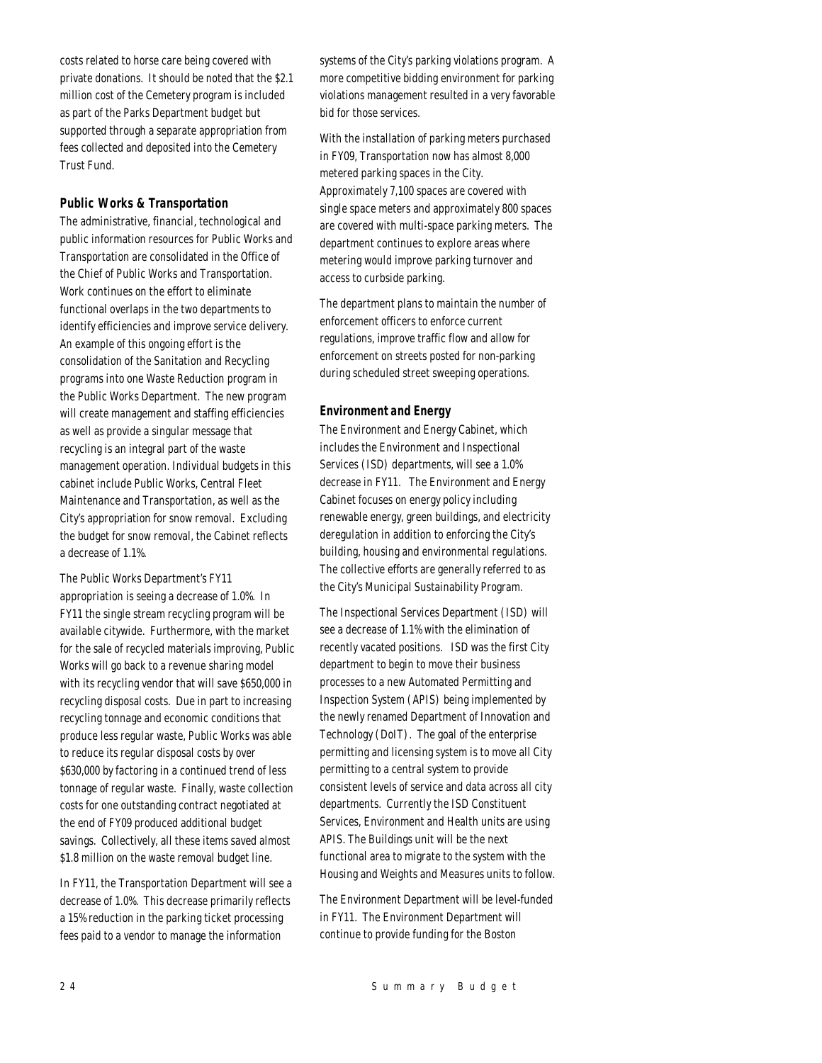costs related to horse care being covered with private donations. It should be noted that the $2.1 million cost of the Cemetery program is included as part of the Parks Department budget but supported through a separate appropriation from fees collected and deposited into the Cemetery Trust Fund.

### Public Works & Transportation

The administrative, financial, technological and public information resources for Public Works and Transportation are consolidated in the Office of the Chief of Public Works and Transportation. Work continues on the effort to eliminate functional overlaps in the two departments to identify efficiencies and improve service delivery. An example of this ongoing effort is the consolidation of the Sanitation and Recycling programs into one Waste Reduction program in the Public Works Department. The new program will create management and staffing efficiencies as well as provide a singular message that recycling is an integral part of the waste management operation. Individual budgets in this cabinet include Public Works, Central Fleet Maintenance and Transportation, as well as the City's appropriation for snow removal. Excluding the budget for snow removal, the Cabinet reflects a decrease of 1.1%.

The Public Works Department's FY11 appropriation is seeing a decrease of 1.0%. In FY11 the single stream recycling program will be available citywide. Furthermore, with the market for the sale of recycled materials improving, Public Works will go back to a revenue sharing model with its recycling vendor that will save $650,000 in recycling disposal costs. Due in part to increasing recycling tonnage and economic conditions that produce less regular waste, Public Works was able to reduce its regular disposal costs by over $630,000 by factoring in a continued trend of less tonnage of regular waste. Finally, waste collection costs for one outstanding contract negotiated at the end of FY09 produced additional budget savings. Collectively, all these items saved almost $1.8 million on the waste removal budget line.

In FY11, the Transportation Department will see a decrease of 1.0%. This decrease primarily reflects a 15% reduction in the parking ticket processing fees paid to a vendor to manage the information systems of the City's parking violations program. A more competitive bidding environment for parking violations management resulted in a very favorable bid for those services.

With the installation of parking meters purchased in FY09, Transportation now has almost 8,000 metered parking spaces in the City. Approximately 7,100 spaces are covered with single space meters and approximately 800 spaces are covered with multi-space parking meters. The department continues to explore areas where metering would improve parking turnover and access to curbside parking.

The department plans to maintain the number of enforcement officers to enforce current regulations, improve traffic flow and allow for enforcement on streets posted for non-parking during scheduled street sweeping operations.

### Environment and Energy

The Environment and Energy Cabinet, which includes the Environment and Inspectional Services (ISD) departments, will see a 1.0% decrease in FY11. The Environment and Energy Cabinet focuses on energy policy including renewable energy, green buildings, and electricity deregulation in addition to enforcing the City's building, housing and environmental regulations. The collective efforts are generally referred to as the City's Municipal Sustainability Program.

The Inspectional Services Department (ISD) will see a decrease of 1.1% with the elimination of recently vacated positions. ISD was the first City department to begin to move their business processes to a new Automated Permitting and Inspection System (APIS) being implemented by the newly renamed Department of Innovation and Technology (DoIT). The goal of the enterprise permitting and licensing system is to move all City permitting to a central system to provide consistent levels of service and data across all city departments. Currently the ISD Constituent Services, Environment and Health units are using APIS. The Buildings unit will be the next functional area to migrate to the system with the Housing and Weights and Measures units to follow.

The Environment Department will be level-funded in FY11. The Environment Department will continue to provide funding for the Boston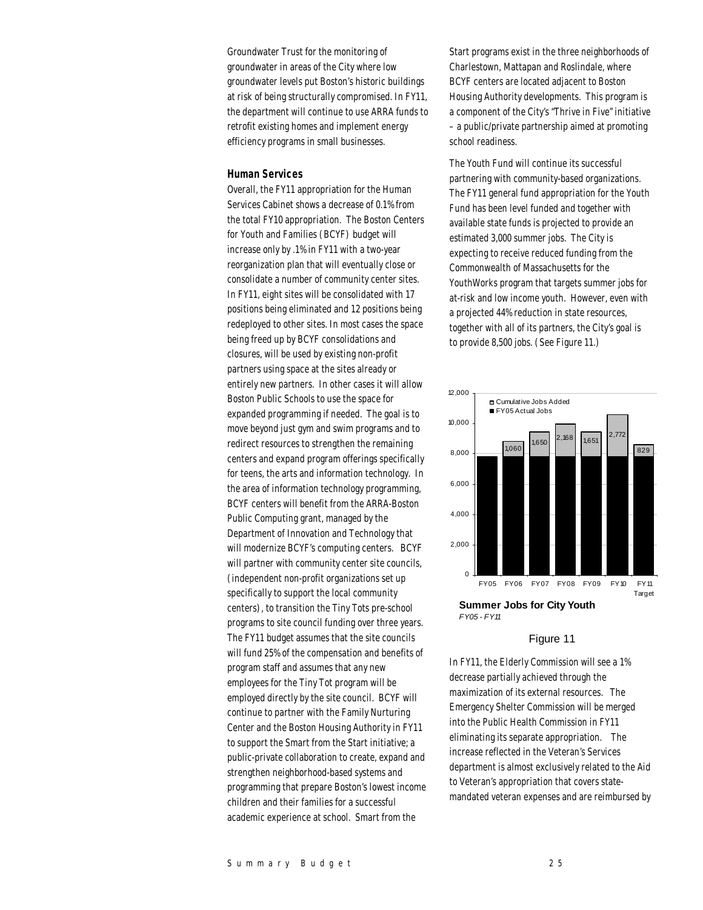Groundwater Trust for the monitoring of groundwater in areas of the City where low groundwater levels put Boston's historic buildings at risk of being structurally compromised. In FY11, the department will continue to use ARRA funds to retrofit existing homes and implement energy efficiency programs in small businesses.

### Human Services

Overall, the FY11 appropriation for the Human Services Cabinet shows a decrease of 0.1% from the total FY10 appropriation. The Boston Centers for Youth and Families (BCYF) budget will increase only by .1% in FY11 with a two-year reorganization plan that will eventually close or consolidate a number of community center sites. In FY11, eight sites will be consolidated with 17 positions being eliminated and 12 positions being redeployed to other sites. In most cases the space being freed up by BCYF consolidations and closures, will be used by existing non-profit partners using space at the sites already or entirely new partners. In other cases it will allow Boston Public Schools to use the space for expanded programming if needed. The goal is to move beyond just gym and swim programs and to redirect resources to strengthen the remaining centers and expand program offerings specifically for teens, the arts and information technology. In the area of information technology programming, BCYF centers will benefit from the ARRA-Boston Public Computing grant, managed by the Department of Innovation and Technology that will modernize BCYF's computing centers. BCYF will partner with community center site councils, (independent non-profit organizations set up specifically to support the local community centers), to transition the Tiny Tots pre-school programs to site council funding over three years. The FY11 budget assumes that the site councils will fund 25% of the compensation and benefits of program staff and assumes that any new employees for the Tiny Tot program will be employed directly by the site council. BCYF will continue to partner with the Family Nurturing Center and the Boston Housing Authority in FY11 to support the Smart from the Start initiative; a public-private collaboration to create, expand and strengthen neighborhood-based systems and programming that prepare Boston's lowest income children and their families for a successful academic experience at school. Smart from the Start programs exist in the three neighborhoods of Charlestown, Mattapan and Roslindale, where BCYF centers are located adjacent to Boston Housing Authority developments. This program is a component of the City's "Thrive in Five" initiative – a public/private partnership aimed at promoting school readiness.

The Youth Fund will continue its successful partnering with community-based organizations. The FY11 general fund appropriation for the Youth Fund has been level funded and together with available state funds is projected to provide an estimated 3,000 summer jobs. The City is expecting to receive reduced funding from the Commonwealth of Massachusetts for the YouthWorks program that targets summer jobs for at-risk and low income youth. However, even with a projected 44% reduction in state resources, together with all of its partners, the City's goal is to provide 8,500 jobs. (See Figure 11.)

Cumulative Jobs Added
FY05 Actual Jobs
12,000
10,000
8,000
6,000
4,000
2,000
0
1060
1,650
2,168
1,651
2,772
829
FY05 FY06 FY07 FY08 FY09 FY10 FY11 Target

**Summer Jobs for City Youth**
*FY05 - FY11*

Figure 11

In FY11, the Elderly Commission will see a 1% decrease partially achieved through the maximization of its external resources. The Emergency Shelter Commission will be merged into the Public Health Commission in FY11 eliminating its separate appropriation. The increase reflected in the Veteran's Services department is almost exclusively related to the Aid to Veteran's appropriation that covers state-mandated veteran expenses and are reimbursed by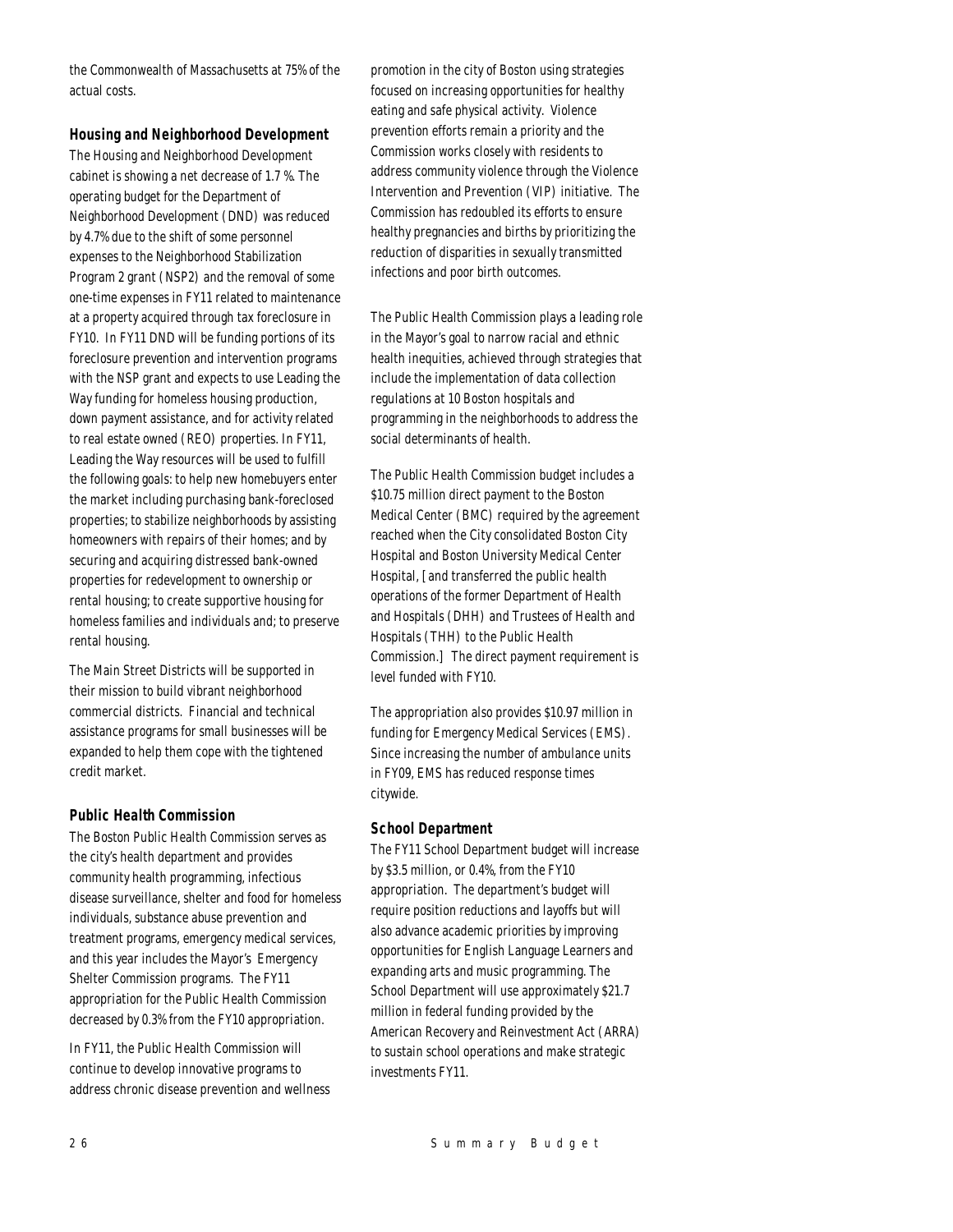the Commonwealth of Massachusetts at 75% of the actual costs.

### Housing and Neighborhood Development

The Housing and Neighborhood Development cabinet is showing a net decrease of 1.7 %. The operating budget for the Department of Neighborhood Development (DND) was reduced by 4.7% due to the shift of some personnel expenses to the Neighborhood Stabilization Program 2 grant (NSP2) and the removal of some one-time expenses in FY11 related to maintenance at a property acquired through tax foreclosure in FY10. In FY11 DND will be funding portions of its foreclosure prevention and intervention programs with the NSP grant and expects to use Leading the Way funding for homeless housing production, down payment assistance, and for activity related to real estate owned (REO) properties. In FY11, Leading the Way resources will be used to fulfill the following goals: to help new homebuyers enter the market including purchasing bank-foreclosed properties; to stabilize neighborhoods by assisting homeowners with repairs of their homes; and by securing and acquiring distressed bank-owned properties for redevelopment to ownership or rental housing; to create supportive housing for homeless families and individuals and; to preserve rental housing.

The Main Street Districts will be supported in their mission to build vibrant neighborhood commercial districts. Financial and technical assistance programs for small businesses will be expanded to help them cope with the tightened credit market.

### Public Health Commission

The Boston Public Health Commission serves as the city's health department and provides community health programming, infectious disease surveillance, shelter and food for homeless individuals, substance abuse prevention and treatment programs, emergency medical services, and this year includes the Mayor's Emergency Shelter Commission programs. The FY11 appropriation for the Public Health Commission decreased by 0.3% from the FY10 appropriation.

In FY11, the Public Health Commission will continue to develop innovative programs to address chronic disease prevention and wellness promotion in the city of Boston using strategies focused on increasing opportunities for healthy eating and safe physical activity. Violence prevention efforts remain a priority and the Commission works closely with residents to address community violence through the Violence Intervention and Prevention (VIP) initiative. The Commission has redoubled its efforts to ensure healthy pregnancies and births by prioritizing the reduction of disparities in sexually transmitted infections and poor birth outcomes.

The Public Health Commission plays a leading role in the Mayor's goal to narrow racial and ethnic health inequities, achieved through strategies that include the implementation of data collection regulations at 10 Boston hospitals and programming in the neighborhoods to address the social determinants of health.

The Public Health Commission budget includes a $10.75 million direct payment to the Boston Medical Center (BMC) required by the agreement reached when the City consolidated Boston City Hospital and Boston University Medical Center Hospital, [and transferred the public health operations of the former Department of Health and Hospitals (DHH) and Trustees of Health and Hospitals (THH) to the Public Health Commission.] The direct payment requirement is level funded with FY10.

The appropriation also provides $10.97 million in funding for Emergency Medical Services (EMS). Since increasing the number of ambulance units in FY09, EMS has reduced response times citywide.

### School Department

The FY11 School Department budget will increase by $3.5 million, or 0.4%, from the FY10 appropriation. The department's budget will require position reductions and layoffs but will also advance academic priorities by improving opportunities for English Language Learners and expanding arts and music programming. The School Department will use approximately $21.7 million in federal funding provided by the American Recovery and Reinvestment Act (ARRA) to sustain school operations and make strategic investments FY11.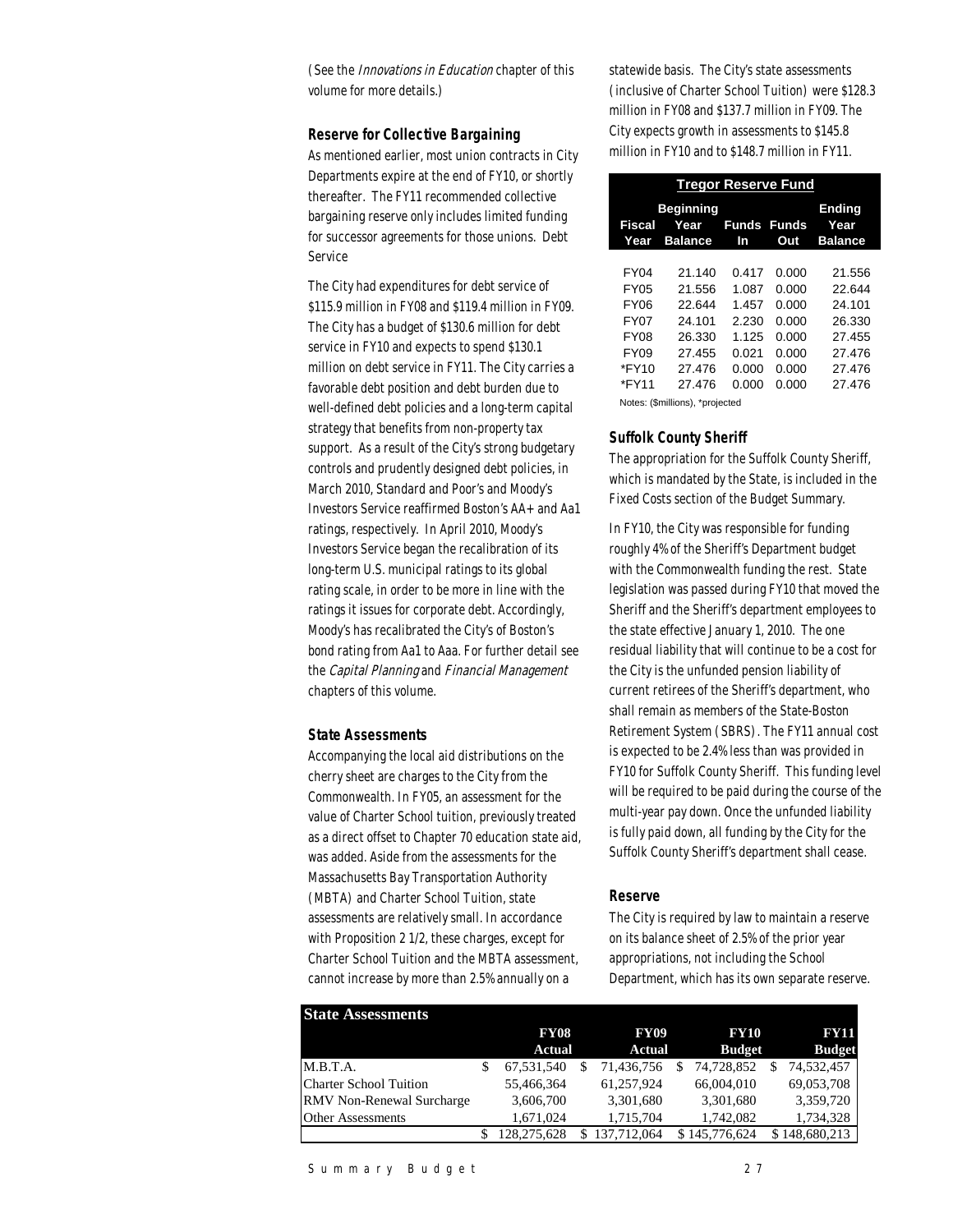(See the *Innovations in Education* chapter of this volume for more details.)

### Reserve for Collective Bargaining

As mentioned earlier, most union contracts in City Departments expire at the end of FY10, or shortly thereafter. The FY11 recommended collective bargaining reserve only includes limited funding for successor agreements for those unions. Debt Service

The City had expenditures for debt service of $115.9 million in FY08 and $119.4 million in FY09. The City has a budget of $130.6 million for debt service in FY10 and expects to spend $130.1 million on debt service in FY11. The City carries a favorable debt position and debt burden due to well-defined debt policies and a long-term capital strategy that benefits from non-property tax support. As a result of the City's strong budgetary controls and prudently designed debt policies, in March 2010, Standard and Poor's and Moody's Investors Service reaffirmed Boston's AA+ and Aa1 ratings, respectively. In April 2010, Moody's Investors Service began the recalibration of its long-term U.S. municipal ratings to its global rating scale, in order to be more in line with the ratings it issues for corporate debt. Accordingly, Moody's has recalibrated the City's of Boston's bond rating from Aa1 to Aaa. For further detail see the *Capital Planning* and *Financial Management* chapters of this volume.

### State Assessments

Accompanying the local aid distributions on the cherry sheet are charges to the City from the Commonwealth. In FY05, an assessment for the value of Charter School tuition, previously treated as a direct offset to Chapter 70 education state aid, was added. Aside from the assessments for the Massachusetts Bay Transportation Authority (MBTA) and Charter School Tuition, state assessments are relatively small. In accordance with Proposition 2 1/2, these charges, except for Charter School Tuition and the MBTA assessment, cannot increase by more than 2.5% annually on a statewide basis. The City's state assessments (inclusive of Charter School Tuition) were $128.3 million in FY08 and $137.7 million in FY09. The City expects growth in assessments to $145.8 million in FY10 and to $148.7 million in FY11.

**Tregor Reserve Fund**

| Fiscal Year | Beginning Year Balance | Funds In | Funds Out | Ending Year Balance |
|---|---|---|---|---|
| FY04 | 21.140 | 0.417 | 0.000 | 21.556 |
| FY05 | 21.556 | 1.087 | 0.000 | 22.644 |
| FY06 | 22.644 | 1.457 | 0.000 | 24.101 |
| FY07 | 24.101 | 2.230 | 0.000 | 26.330 |
| FY08 | 26.330 | 1.125 | 0.000 | 27.455 |
| FY09 | 27.455 | 0.021 | 0.000 | 27.476 |
| *FY10 | 27.476 | 0.000 | 0.000 | 27.476 |
| *FY11 | 27.476 | 0.000 | 0.000 | 27.476 |

Notes: ($millions), *projected

### Suffolk County Sheriff

The appropriation for the Suffolk County Sheriff, which is mandated by the State, is included in the Fixed Costs section of the Budget Summary.

In FY10, the City was responsible for funding roughly 4% of the Sheriff's Department budget with the Commonwealth funding the rest. State legislation was passed during FY10 that moved the Sheriff and the Sheriff's department employees to the state effective January 1, 2010. The one residual liability that will continue to be a cost for the City is the unfunded pension liability of current retirees of the Sheriff's department, who shall remain as members of the State-Boston Retirement System (SBRS). The FY11 annual cost is expected to be 2.4% less than was provided in FY10 for Suffolk County Sheriff. This funding level will be required to be paid during the course of the multi-year pay down. Once the unfunded liability is fully paid down, all funding by the City for the Suffolk County Sheriff's department shall cease.

### Reserve

The City is required by law to maintain a reserve on its balance sheet of 2.5% of the prior year appropriations, not including the School Department, which has its own separate reserve.

| State Assessments | FY08 Actual | FY09 Actual | FY10 Budget | FY11 Budget |
|---|---|---|---|---|
| M.B.T.A. | $ 67,531,540 | $ 71,436,756 | $ 74,728,852 | $ 74,532,457 |
| Charter School Tuition | 55,466,364 | 61,257,924 | 66,004,010 | 69,053,708 |
| RMV Non-Renewal Surcharge | 3,606,700 | 3,301,680 | 3,301,680 | 3,359,720 |
| Other Assessments | 1,671,024 | 1,715,704 | 1,742,082 | 1,734,328 |
| | $ 128,275,628 | $ 137,712,064 | $ 145,776,624 | $ 148,680,213 |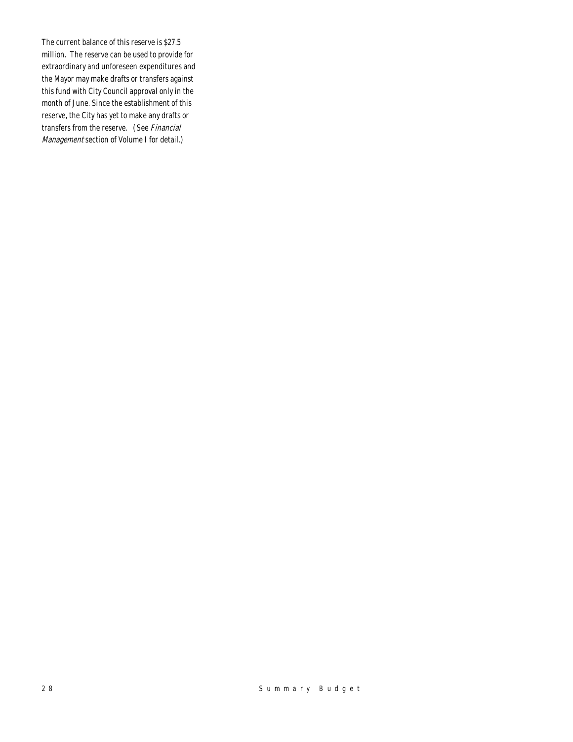The current balance of this reserve is $27.5 million. The reserve can be used to provide for extraordinary and unforeseen expenditures and the Mayor may make drafts or transfers against this fund with City Council approval only in the month of June. Since the establishment of this reserve, the City has yet to make any drafts or transfers from the reserve. (See *Financial Management* section of Volume I for detail.)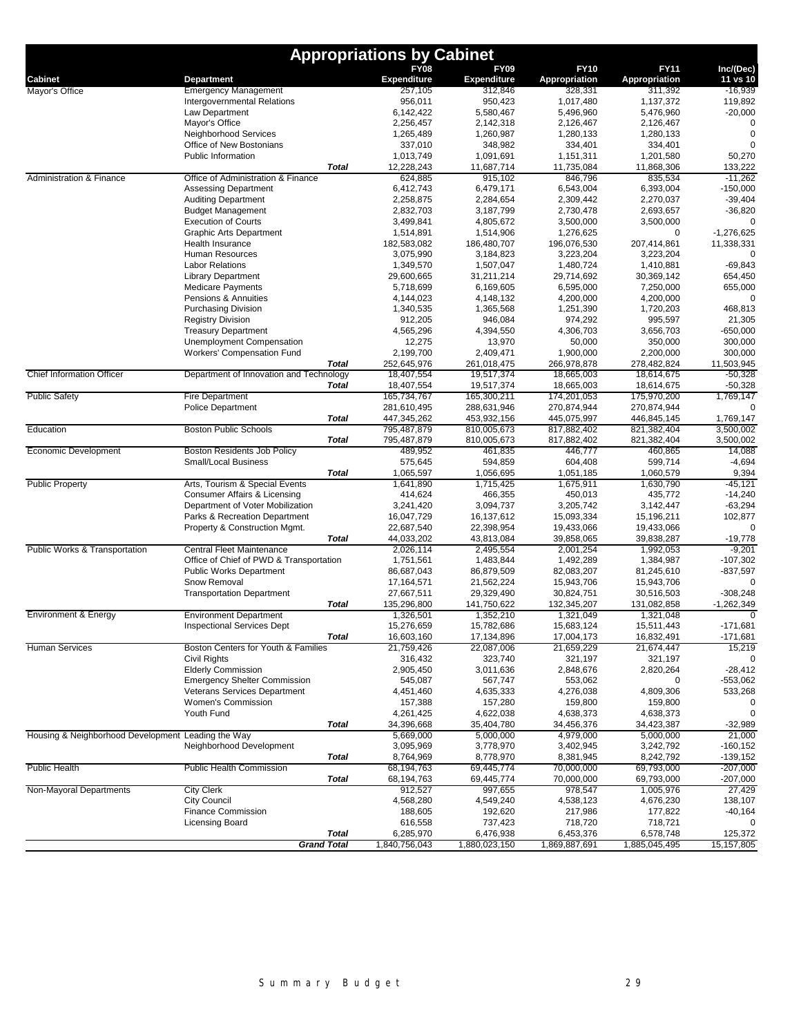# Appropriations by Cabinet

| Cabinet | Department | FY08 Expenditure | FY09 Expenditure | FY10 Appropriation | FY11 Appropriation | Inc/(Dec) 11 vs 10 |
|---|---|---|---|---|---|---|
| Mayor's Office | Emergency Management | 257,105 | 312,846 | 328,331 | 311,392 | -16,939 |
| | Intergovernmental Relations | 956,011 | 950,423 | 1,017,480 | 1,137,372 | 119,892 |
| | Law Department | 6,142,422 | 5,580,467 | 5,496,960 | 5,476,960 | -20,000 |
| | Mayor's Office | 2,256,457 | 2,142,318 | 2,126,467 | 2,126,467 | 0 |
| | Neighborhood Services | 1,265,489 | 1,260,987 | 1,280,133 | 1,280,133 | 0 |
| | Office of New Bostonians | 337,010 | 348,982 | 334,401 | 334,401 | 0 |
| | Public Information | 1,013,749 | 1,091,691 | 1,151,311 | 1,201,580 | 50,270 |
| | ***Total*** | 12,228,243 | 11,687,714 | 11,735,084 | 11,868,306 | 133,222 |
| Administration & Finance | Office of Administration & Finance | 624,885 | 915,102 | 846,796 | 835,534 | -11,262 |
| | Assessing Department | 6,412,743 | 6,479,171 | 6,543,004 | 6,393,004 | -150,000 |
| | Auditing Department | 2,258,875 | 2,284,654 | 2,309,442 | 2,270,037 | -39,404 |
| | Budget Management | 2,832,703 | 3,187,799 | 2,730,478 | 2,693,657 | -36,820 |
| | Execution of Courts | 3,499,841 | 4,805,672 | 3,500,000 | 3,500,000 | 0 |
| | Graphic Arts Department | 1,514,891 | 1,514,906 | 1,276,625 | 0 | -1,276,625 |
| | Health Insurance | 182,583,082 | 186,480,707 | 196,076,530 | 207,414,861 | 11,338,331 |
| | Human Resources | 3,075,990 | 3,184,823 | 3,223,204 | 3,223,204 | 0 |
| | Labor Relations | 1,349,570 | 1,507,047 | 1,480,724 | 1,410,881 | -69,843 |
| | Library Department | 29,600,665 | 31,211,214 | 29,714,692 | 30,369,142 | 654,450 |
| | Medicare Payments | 5,718,699 | 6,169,605 | 6,595,000 | 7,250,000 | 655,000 |
| | Pensions & Annuities | 4,144,023 | 4,148,132 | 4,200,000 | 4,200,000 | 0 |
| | Purchasing Division | 1,340,535 | 1,365,568 | 1,251,390 | 1,720,203 | 468,813 |
| | Registry Division | 912,205 | 946,084 | 974,292 | 995,597 | 21,305 |
| | Treasury Department | 4,565,296 | 4,394,550 | 4,306,703 | 3,656,703 | -650,000 |
| | Unemployment Compensation | 12,275 | 13,970 | 50,000 | 350,000 | 300,000 |
| | Workers' Compensation Fund | 2,199,700 | 2,409,471 | 1,900,000 | 2,200,000 | 300,000 |
| | ***Total*** | 252,645,976 | 261,018,475 | 266,978,878 | 278,482,824 | 11,503,945 |
| Chief Information Officer | Department of Innovation and Technology | 18,407,554 | 19,517,374 | 18,665,003 | 18,614,675 | -50,328 |
| | ***Total*** | 18,407,554 | 19,517,374 | 18,665,003 | 18,614,675 | -50,328 |
| Public Safety | Fire Department | 165,734,767 | 165,300,211 | 174,201,053 | 175,970,200 | 1,769,147 |
| | Police Department | 281,610,495 | 288,631,946 | 270,874,944 | 270,874,944 | 0 |
| | ***Total*** | 447,345,262 | 453,932,156 | 445,075,997 | 446,845,145 | 1,769,147 |
| Education | Boston Public Schools | 795,487,879 | 810,005,673 | 817,882,402 | 821,382,404 | 3,500,002 |
| | ***Total*** | 795,487,879 | 810,005,673 | 817,882,402 | 821,382,404 | 3,500,002 |
| Economic Development | Boston Residents Job Policy | 489,952 | 461,835 | 446,777 | 460,865 | 14,088 |
| | Small/Local Business | 575,645 | 594,859 | 604,408 | 599,714 | -4,694 |
| | ***Total*** | 1,065,597 | 1,056,695 | 1,051,185 | 1,060,579 | 9,394 |
| Public Property | Arts, Tourism & Special Events | 1,641,890 | 1,715,425 | 1,675,911 | 1,630,790 | -45,121 |
| | Consumer Affairs & Licensing | 414,624 | 466,355 | 450,013 | 435,772 | -14,240 |
| | Department of Voter Mobilization | 3,241,420 | 3,094,737 | 3,205,742 | 3,142,447 | -63,294 |
| | Parks & Recreation Department | 16,047,729 | 16,137,612 | 15,093,334 | 15,196,211 | 102,877 |
| | Property & Construction Mgmt. | 22,687,540 | 22,398,954 | 19,433,066 | 19,433,066 | 0 |
| | ***Total*** | 44,033,202 | 43,813,084 | 39,858,065 | 39,838,287 | -19,778 |
| Public Works & Transportation | Central Fleet Maintenance | 2,026,114 | 2,495,554 | 2,001,254 | 1,992,053 | -9,201 |
| | Office of Chief of PWD & Transportation | 1,751,561 | 1,483,844 | 1,492,289 | 1,384,987 | -107,302 |
| | Public Works Department | 86,687,043 | 86,879,509 | 82,083,207 | 81,245,610 | -837,597 |
| | Snow Removal | 17,164,571 | 21,562,224 | 15,943,706 | 15,943,706 | 0 |
| | Transportation Department | 27,667,511 | 29,329,490 | 30,824,751 | 30,516,503 | -308,248 |
| | ***Total*** | 135,296,800 | 141,750,622 | 132,345,207 | 131,082,858 | -1,262,349 |
| Environment & Energy | Environment Department | 1,326,501 | 1,352,210 | 1,321,049 | 1,321,048 | 0 |
| | Inspectional Services Dept | 15,276,659 | 15,782,686 | 15,683,124 | 15,511,443 | -171,681 |
| | ***Total*** | 16,603,160 | 17,134,896 | 17,004,173 | 16,832,491 | -171,681 |
| Human Services | Boston Centers for Youth & Families | 21,759,426 | 22,087,006 | 21,659,229 | 21,674,447 | 15,219 |
| | Civil Rights | 316,432 | 323,740 | 321,197 | 321,197 | 0 |
| | Elderly Commission | 2,905,450 | 3,011,636 | 2,848,676 | 2,820,264 | -28,412 |
| | Emergency Shelter Commission | 545,087 | 567,747 | 553,062 | 0 | -553,062 |
| | Veterans Services Department | 4,451,460 | 4,635,333 | 4,276,038 | 4,809,306 | 533,268 |
| | Women's Commission | 157,388 | 157,280 | 159,800 | 159,800 | 0 |
| | Youth Fund | 4,261,425 | 4,622,038 | 4,638,373 | 4,638,373 | 0 |
| | ***Total*** | 34,396,668 | 35,404,780 | 34,456,376 | 34,423,387 | -32,989 |
| Housing & Neighborhood Development | Leading the Way | 5,669,000 | 5,000,000 | 4,979,000 | 5,000,000 | 21,000 |
| | Neighborhood Development | 3,095,969 | 3,778,970 | 3,402,945 | 3,242,792 | -160,152 |
| | ***Total*** | 8,764,969 | 8,778,970 | 8,381,945 | 8,242,792 | -139,152 |
| Public Health | Public Health Commission | 68,194,763 | 69,445,774 | 70,000,000 | 69,793,000 | -207,000 |
| | ***Total*** | 68,194,763 | 69,445,774 | 70,000,000 | 69,793,000 | -207,000 |
| Non-Mayoral Departments | City Clerk | 912,527 | 997,655 | 978,547 | 1,005,976 | 27,429 |
| | City Council | 4,568,280 | 4,549,240 | 4,538,123 | 4,676,230 | 138,107 |
| | Finance Commission | 188,605 | 192,620 | 217,986 | 177,822 | -40,164 |
| | Licensing Board | 616,558 | 737,423 | 718,720 | 718,721 | 0 |
| | ***Total*** | 6,285,970 | 6,476,938 | 6,453,376 | 6,578,748 | 125,372 |
| | ***Grand Total*** | 1,840,756,043 | 1,880,023,150 | 1,869,887,691 | 1,885,045,495 | 15,157,805 |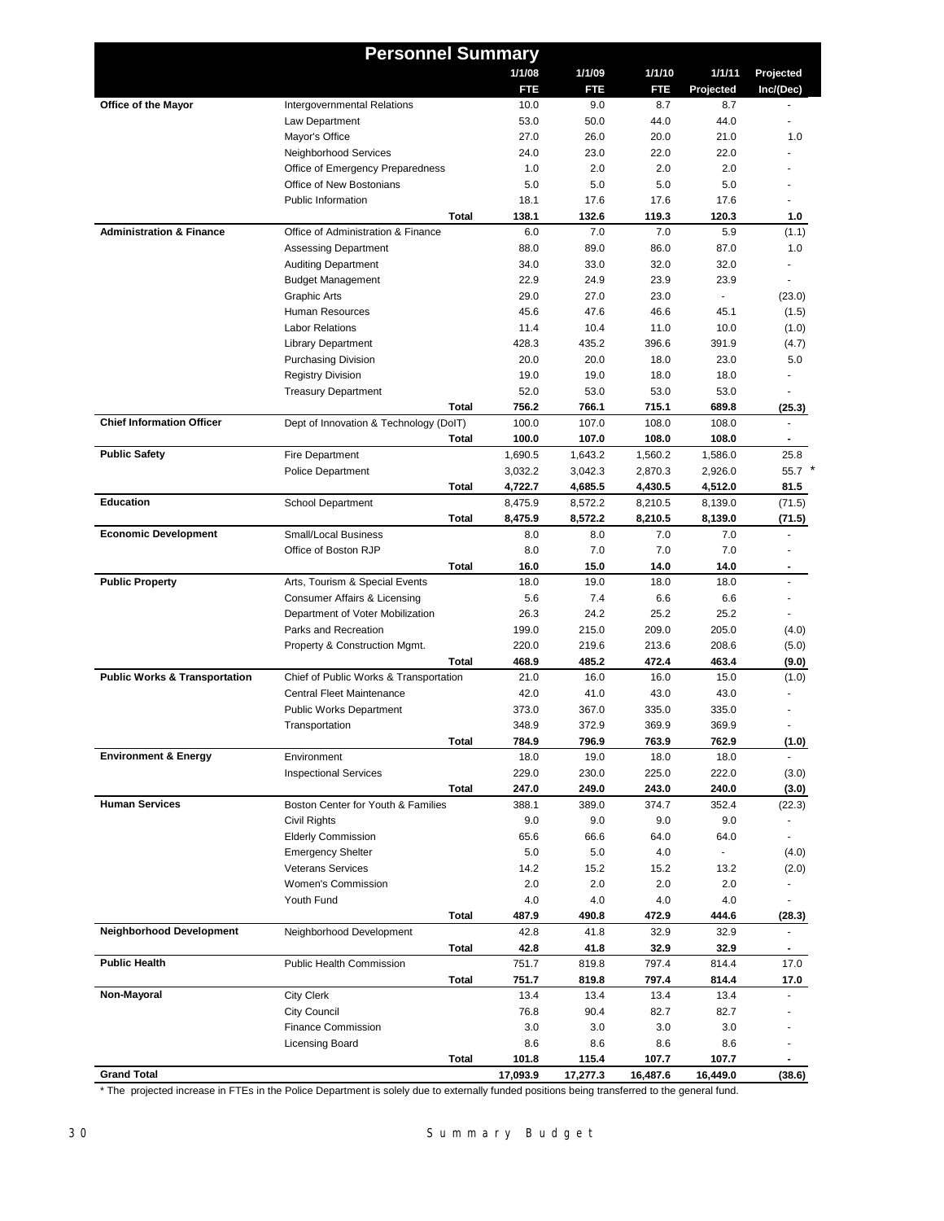## Personnel Summary

| | | 1/1/08 FTE | 1/1/09 FTE | 1/1/10 FTE | 1/1/11 Projected | Projected Inc/(Dec) |
|---|---|---|---|---|---|---|
| **Office of the Mayor** | Intergovernmental Relations | 10.0 | 9.0 | 8.7 | 8.7 | - |
| | Law Department | 53.0 | 50.0 | 44.0 | 44.0 | - |
| | Mayor's Office | 27.0 | 26.0 | 20.0 | 21.0 | 1.0 |
| | Neighborhood Services | 24.0 | 23.0 | 22.0 | 22.0 | - |
| | Office of Emergency Preparedness | 1.0 | 2.0 | 2.0 | 2.0 | - |
| | Office of New Bostonians | 5.0 | 5.0 | 5.0 | 5.0 | - |
| | Public Information | 18.1 | 17.6 | 17.6 | 17.6 | - |
| | **Total** | **138.1** | **132.6** | **119.3** | **120.3** | **1.0** |
| **Administration & Finance** | Office of Administration & Finance | 6.0 | 7.0 | 7.0 | 5.9 | (1.1) |
| | Assessing Department | 88.0 | 89.0 | 86.0 | 87.0 | 1.0 |
| | Auditing Department | 34.0 | 33.0 | 32.0 | 32.0 | - |
| | Budget Management | 22.9 | 24.9 | 23.9 | 23.9 | - |
| | Graphic Arts | 29.0 | 27.0 | 23.0 | - | (23.0) |
| | Human Resources | 45.6 | 47.6 | 46.6 | 45.1 | (1.5) |
| | Labor Relations | 11.4 | 10.4 | 11.0 | 10.0 | (1.0) |
| | Library Department | 428.3 | 435.2 | 396.6 | 391.9 | (4.7) |
| | Purchasing Division | 20.0 | 20.0 | 18.0 | 23.0 | 5.0 |
| | Registry Division | 19.0 | 19.0 | 18.0 | 18.0 | - |
| | Treasury Department | 52.0 | 53.0 | 53.0 | 53.0 | - |
| | **Total** | **756.2** | **766.1** | **715.1** | **689.8** | **(25.3)** |
| **Chief Information Officer** | Dept of Innovation & Technology (DoIT) | 100.0 | 107.0 | 108.0 | 108.0 | - |
| | **Total** | **100.0** | **107.0** | **108.0** | **108.0** | **-** |
| **Public Safety** | Fire Department | 1,690.5 | 1,643.2 | 1,560.2 | 1,586.0 | 25.8 |
| | Police Department | 3,032.2 | 3,042.3 | 2,870.3 | 2,926.0 | 55.7 * |
| | **Total** | **4,722.7** | **4,685.5** | **4,430.5** | **4,512.0** | **81.5** |
| **Education** | School Department | 8,475.9 | 8,572.2 | 8,210.5 | 8,139.0 | (71.5) |
| | **Total** | **8,475.9** | **8,572.2** | **8,210.5** | **8,139.0** | **(71.5)** |
| **Economic Development** | Small/Local Business | 8.0 | 8.0 | 7.0 | 7.0 | - |
| | Office of Boston RJP | 8.0 | 7.0 | 7.0 | 7.0 | - |
| | **Total** | **16.0** | **15.0** | **14.0** | **14.0** | **-** |
| **Public Property** | Arts, Tourism & Special Events | 18.0 | 19.0 | 18.0 | 18.0 | - |
| | Consumer Affairs & Licensing | 5.6 | 7.4 | 6.6 | 6.6 | - |
| | Department of Voter Mobilization | 26.3 | 24.2 | 25.2 | 25.2 | - |
| | Parks and Recreation | 199.0 | 215.0 | 209.0 | 205.0 | (4.0) |
| | Property & Construction Mgmt. | 220.0 | 219.6 | 213.6 | 208.6 | (5.0) |
| | **Total** | **468.9** | **485.2** | **472.4** | **463.4** | **(9.0)** |
| **Public Works & Transportation** | Chief of Public Works & Transportation | 21.0 | 16.0 | 16.0 | 15.0 | (1.0) |
| | Central Fleet Maintenance | 42.0 | 41.0 | 43.0 | 43.0 | - |
| | Public Works Department | 373.0 | 367.0 | 335.0 | 335.0 | - |
| | Transportation | 348.9 | 372.9 | 369.9 | 369.9 | - |
| | **Total** | **784.9** | **796.9** | **763.9** | **762.9** | **(1.0)** |
| **Environment & Energy** | Environment | 18.0 | 19.0 | 18.0 | 18.0 | - |
| | Inspectional Services | 229.0 | 230.0 | 225.0 | 222.0 | (3.0) |
| | **Total** | **247.0** | **249.0** | **243.0** | **240.0** | **(3.0)** |
| **Human Services** | Boston Center for Youth & Families | 388.1 | 389.0 | 374.7 | 352.4 | (22.3) |
| | Civil Rights | 9.0 | 9.0 | 9.0 | 9.0 | - |
| | Elderly Commission | 65.6 | 66.6 | 64.0 | 64.0 | - |
| | Emergency Shelter | 5.0 | 5.0 | 4.0 | - | (4.0) |
| | Veterans Services | 14.2 | 15.2 | 15.2 | 13.2 | (2.0) |
| | Women's Commission | 2.0 | 2.0 | 2.0 | 2.0 | - |
| | Youth Fund | 4.0 | 4.0 | 4.0 | 4.0 | - |
| | **Total** | **487.9** | **490.8** | **472.9** | **444.6** | **(28.3)** |
| **Neighborhood Development** | Neighborhood Development | 42.8 | 41.8 | 32.9 | 32.9 | - |
| | **Total** | **42.8** | **41.8** | **32.9** | **32.9** | **-** |
| **Public Health** | Public Health Commission | 751.7 | 819.8 | 797.4 | 814.4 | 17.0 |
| | **Total** | **751.7** | **819.8** | **797.4** | **814.4** | **17.0** |
| **Non-Mayoral** | City Clerk | 13.4 | 13.4 | 13.4 | 13.4 | - |
| | City Council | 76.8 | 90.4 | 82.7 | 82.7 | - |
| | Finance Commission | 3.0 | 3.0 | 3.0 | 3.0 | - |
| | Licensing Board | 8.6 | 8.6 | 8.6 | 8.6 | - |
| | **Total** | **101.8** | **115.4** | **107.7** | **107.7** | **-** |
| **Grand Total** | | **17,093.9** | **17,277.3** | **16,487.6** | **16,449.0** | **(38.6)** |

* The projected increase in FTEs in the Police Department is solely due to externally funded positions being transferred to the general fund.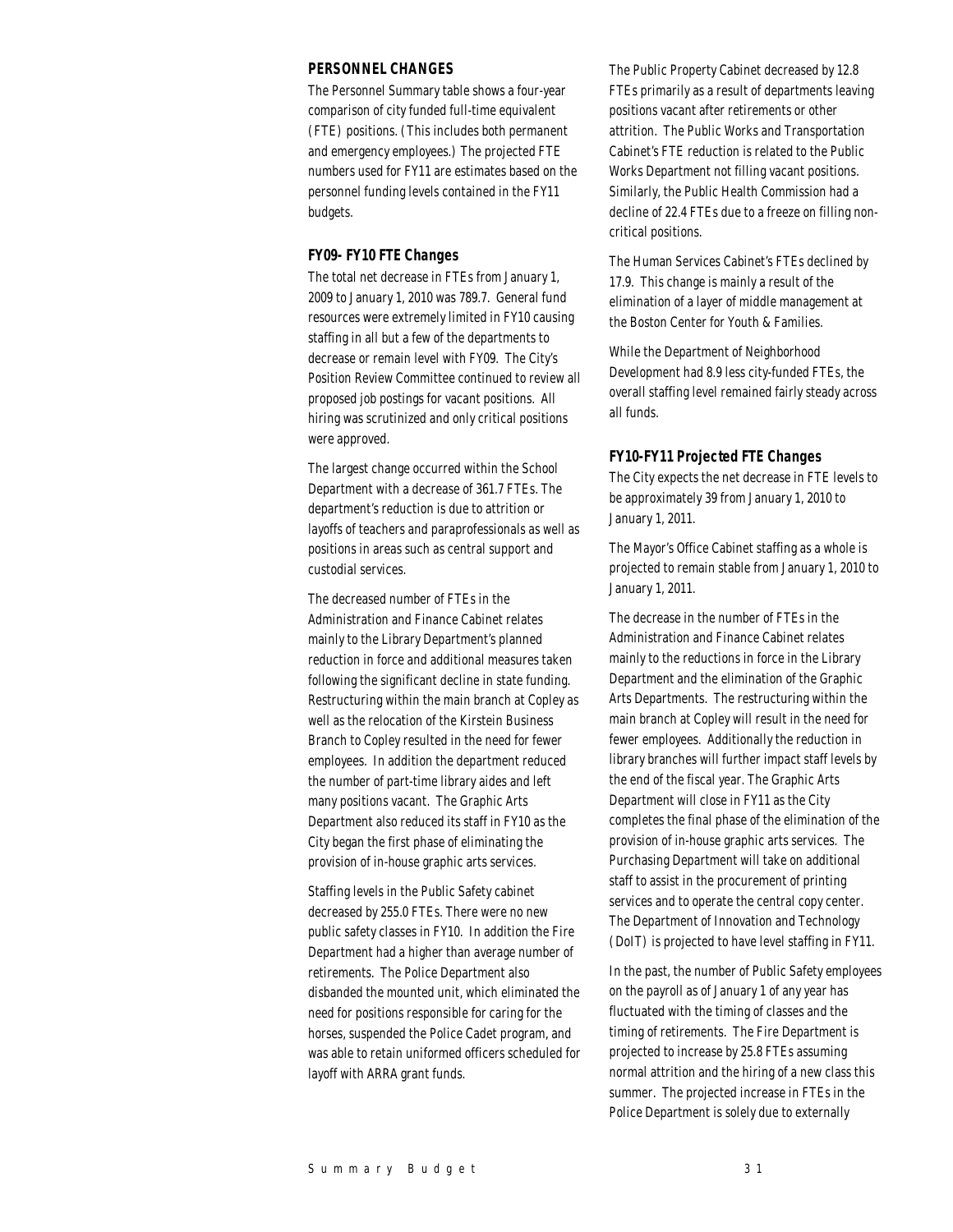## PERSONNEL CHANGES

The Personnel Summary table shows a four-year comparison of city funded full-time equivalent (FTE) positions. (This includes both permanent and emergency employees.) The projected FTE numbers used for FY11 are estimates based on the personnel funding levels contained in the FY11 budgets.

### *FY09- FY10 FTE Changes*

The total net decrease in FTEs from January 1, 2009 to January 1, 2010 was 789.7. General fund resources were extremely limited in FY10 causing staffing in all but a few of the departments to decrease or remain level with FY09. The City's Position Review Committee continued to review all proposed job postings for vacant positions. All hiring was scrutinized and only critical positions were approved.

The largest change occurred within the School Department with a decrease of 361.7 FTEs. The department's reduction is due to attrition or layoffs of teachers and paraprofessionals as well as positions in areas such as central support and custodial services.

The decreased number of FTEs in the Administration and Finance Cabinet relates mainly to the Library Department's planned reduction in force and additional measures taken following the significant decline in state funding. Restructuring within the main branch at Copley as well as the relocation of the Kirstein Business Branch to Copley resulted in the need for fewer employees. In addition the department reduced the number of part-time library aides and left many positions vacant. The Graphic Arts Department also reduced its staff in FY10 as the City began the first phase of eliminating the provision of in-house graphic arts services.

Staffing levels in the Public Safety cabinet decreased by 255.0 FTEs. There were no new public safety classes in FY10. In addition the Fire Department had a higher than average number of retirements. The Police Department also disbanded the mounted unit, which eliminated the need for positions responsible for caring for the horses, suspended the Police Cadet program, and was able to retain uniformed officers scheduled for layoff with ARRA grant funds.

The Public Property Cabinet decreased by 12.8 FTEs primarily as a result of departments leaving positions vacant after retirements or other attrition. The Public Works and Transportation Cabinet's FTE reduction is related to the Public Works Department not filling vacant positions. Similarly, the Public Health Commission had a decline of 22.4 FTEs due to a freeze on filling non-critical positions.

The Human Services Cabinet's FTEs declined by 17.9. This change is mainly a result of the elimination of a layer of middle management at the Boston Center for Youth & Families.

While the Department of Neighborhood Development had 8.9 less city-funded FTEs, the overall staffing level remained fairly steady across all funds.

### *FY10-FY11 Projected FTE Changes*

The City expects the net decrease in FTE levels to be approximately 39 from January 1, 2010 to January 1, 2011.

The Mayor's Office Cabinet staffing as a whole is projected to remain stable from January 1, 2010 to January 1, 2011.

The decrease in the number of FTEs in the Administration and Finance Cabinet relates mainly to the reductions in force in the Library Department and the elimination of the Graphic Arts Departments. The restructuring within the main branch at Copley will result in the need for fewer employees. Additionally the reduction in library branches will further impact staff levels by the end of the fiscal year. The Graphic Arts Department will close in FY11 as the City completes the final phase of the elimination of the provision of in-house graphic arts services. The Purchasing Department will take on additional staff to assist in the procurement of printing services and to operate the central copy center. The Department of Innovation and Technology (DoIT) is projected to have level staffing in FY11.

In the past, the number of Public Safety employees on the payroll as of January 1 of any year has fluctuated with the timing of classes and the timing of retirements. The Fire Department is projected to increase by 25.8 FTEs assuming normal attrition and the hiring of a new class this summer. The projected increase in FTEs in the Police Department is solely due to externally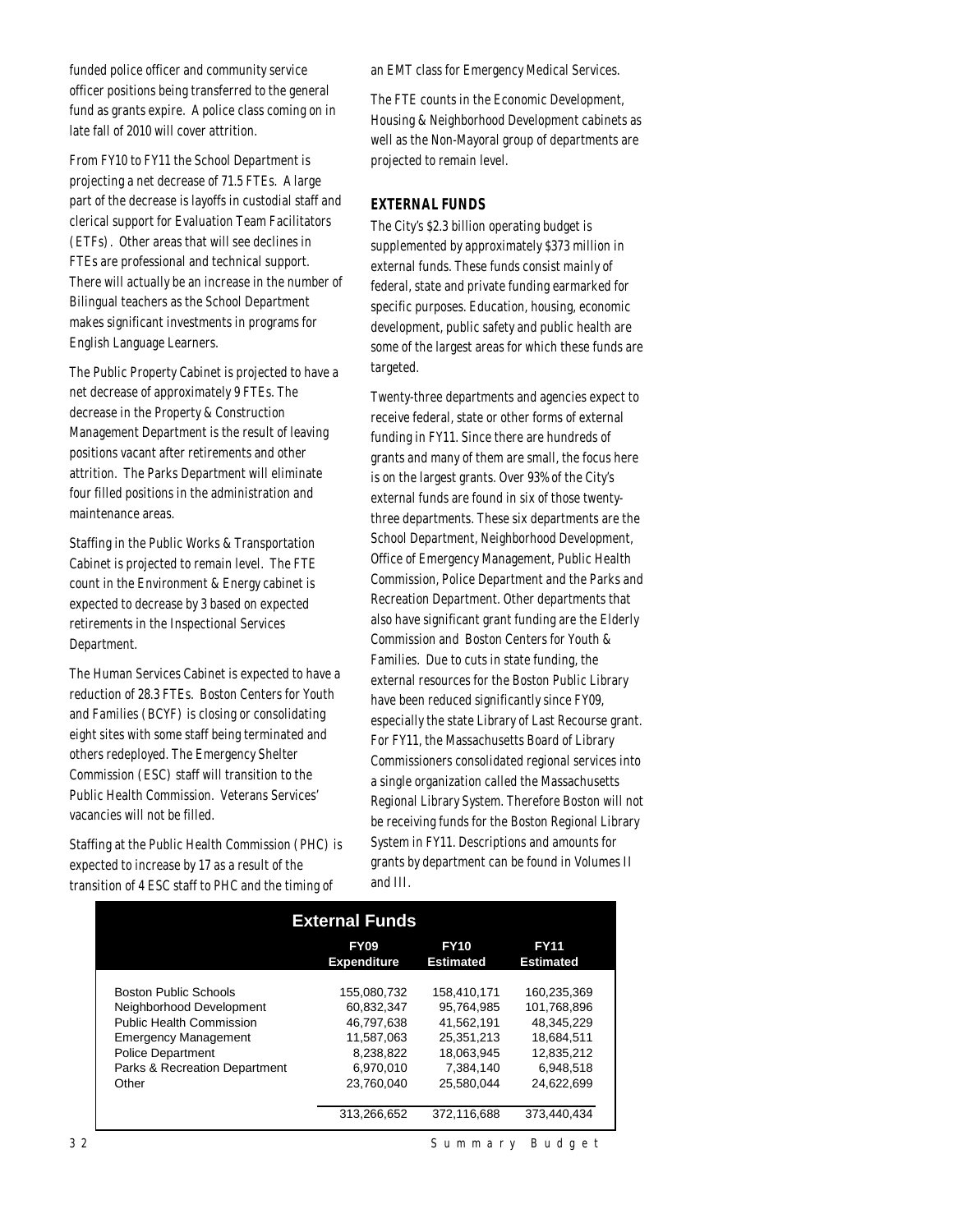funded police officer and community service officer positions being transferred to the general fund as grants expire. A police class coming on in late fall of 2010 will cover attrition.

From FY10 to FY11 the School Department is projecting a net decrease of 71.5 FTEs. A large part of the decrease is layoffs in custodial staff and clerical support for Evaluation Team Facilitators (ETFs). Other areas that will see declines in FTEs are professional and technical support. There will actually be an increase in the number of Bilingual teachers as the School Department makes significant investments in programs for English Language Learners.

The Public Property Cabinet is projected to have a net decrease of approximately 9 FTEs. The decrease in the Property & Construction Management Department is the result of leaving positions vacant after retirements and other attrition. The Parks Department will eliminate four filled positions in the administration and maintenance areas.

Staffing in the Public Works & Transportation Cabinet is projected to remain level. The FTE count in the Environment & Energy cabinet is expected to decrease by 3 based on expected retirements in the Inspectional Services Department.

The Human Services Cabinet is expected to have a reduction of 28.3 FTEs. Boston Centers for Youth and Families (BCYF) is closing or consolidating eight sites with some staff being terminated and others redeployed. The Emergency Shelter Commission (ESC) staff will transition to the Public Health Commission. Veterans Services' vacancies will not be filled.

Staffing at the Public Health Commission (PHC) is expected to increase by 17 as a result of the transition of 4 ESC staff to PHC and the timing of an EMT class for Emergency Medical Services.

The FTE counts in the Economic Development, Housing & Neighborhood Development cabinets as well as the Non-Mayoral group of departments are projected to remain level.

## EXTERNAL FUNDS

The City's $2.3 billion operating budget is supplemented by approximately $373 million in external funds. These funds consist mainly of federal, state and private funding earmarked for specific purposes. Education, housing, economic development, public safety and public health are some of the largest areas for which these funds are targeted.

Twenty-three departments and agencies expect to receive federal, state or other forms of external funding in FY11. Since there are hundreds of grants and many of them are small, the focus here is on the largest grants. Over 93% of the City's external funds are found in six of those twenty-three departments. These six departments are the School Department, Neighborhood Development, Office of Emergency Management, Public Health Commission, Police Department and the Parks and Recreation Department. Other departments that also have significant grant funding are the Elderly Commission and Boston Centers for Youth & Families. Due to cuts in state funding, the external resources for the Boston Public Library have been reduced significantly since FY09, especially the state Library of Last Recourse grant. For FY11, the Massachusetts Board of Library Commissioners consolidated regional services into a single organization called the Massachusetts Regional Library System. Therefore Boston will not be receiving funds for the Boston Regional Library System in FY11. Descriptions and amounts for grants by department can be found in Volumes II and III.

**External Funds**

| | FY09 Expenditure | FY10 Estimated | FY11 Estimated |
|---|---|---|---|
| Boston Public Schools | 155,080,732 | 158,410,171 | 160,235,369 |
| Neighborhood Development | 60,832,347 | 95,764,985 | 101,768,896 |
| Public Health Commission | 46,797,638 | 41,562,191 | 48,345,229 |
| Emergency Management | 11,587,063 | 25,351,213 | 18,684,511 |
| Police Department | 8,238,822 | 18,063,945 | 12,835,212 |
| Parks & Recreation Department | 6,970,010 | 7,384,140 | 6,948,518 |
| Other | 23,760,040 | 25,580,044 | 24,622,699 |
| | 313,266,652 | 372,116,688 | 373,440,434 |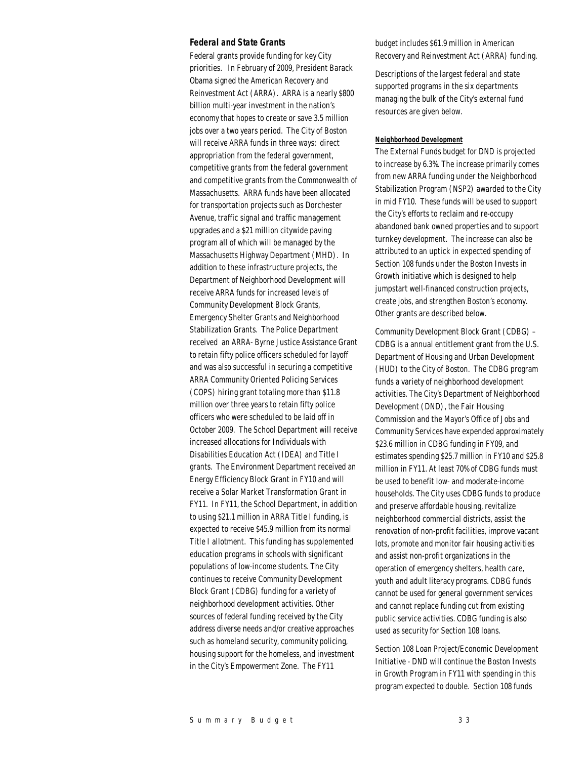### *Federal and State Grants*

Federal grants provide funding for key City priorities. In February of 2009, President Barack Obama signed the American Recovery and Reinvestment Act (ARRA). ARRA is a nearly $800 billion multi-year investment in the nation's economy that hopes to create or save 3.5 million jobs over a two years period. The City of Boston will receive ARRA funds in three ways: direct appropriation from the federal government, competitive grants from the federal government and competitive grants from the Commonwealth of Massachusetts. ARRA funds have been allocated for transportation projects such as Dorchester Avenue, traffic signal and traffic management upgrades and a $21 million citywide paving program all of which will be managed by the Massachusetts Highway Department (MHD). In addition to these infrastructure projects, the Department of Neighborhood Development will receive ARRA funds for increased levels of Community Development Block Grants, Emergency Shelter Grants and Neighborhood Stabilization Grants. The Police Department received an ARRA- Byrne Justice Assistance Grant to retain fifty police officers scheduled for layoff and was also successful in securing a competitive ARRA Community Oriented Policing Services (COPS) hiring grant totaling more than $11.8 million over three years to retain fifty police officers who were scheduled to be laid off in October 2009. The School Department will receive increased allocations for Individuals with Disabilities Education Act (IDEA) and Title I grants. The Environment Department received an Energy Efficiency Block Grant in FY10 and will receive a Solar Market Transformation Grant in FY11. In FY11, the School Department, in addition to using $21.1 million in ARRA Title I funding, is expected to receive $45.9 million from its normal Title I allotment. This funding has supplemented education programs in schools with significant populations of low-income students. The City continues to receive Community Development Block Grant (CDBG) funding for a variety of neighborhood development activities. Other sources of federal funding received by the City address diverse needs and/or creative approaches such as homeland security, community policing, housing support for the homeless, and investment in the City's Empowerment Zone. The FY11 budget includes $61.9 million in American Recovery and Reinvestment Act (ARRA) funding.

Descriptions of the largest federal and state supported programs in the six departments managing the bulk of the City's external fund resources are given below.

#### Neighborhood Development

The External Funds budget for DND is projected to increase by 6.3%. The increase primarily comes from new ARRA funding under the Neighborhood Stabilization Program (NSP2) awarded to the City in mid FY10. These funds will be used to support the City's efforts to reclaim and re-occupy abandoned bank owned properties and to support turnkey development. The increase can also be attributed to an uptick in expected spending of Section 108 funds under the Boston Invests in Growth initiative which is designed to help jumpstart well-financed construction projects, create jobs, and strengthen Boston's economy. Other grants are described below.

Community Development Block Grant (CDBG) – CDBG is a annual entitlement grant from the U.S. Department of Housing and Urban Development (HUD) to the City of Boston. The CDBG program funds a variety of neighborhood development activities. The City's Department of Neighborhood Development (DND), the Fair Housing Commission and the Mayor's Office of Jobs and Community Services have expended approximately $23.6 million in CDBG funding in FY09, and estimates spending $25.7 million in FY10 and $25.8 million in FY11. At least 70% of CDBG funds must be used to benefit low- and moderate-income households. The City uses CDBG funds to produce and preserve affordable housing, revitalize neighborhood commercial districts, assist the renovation of non-profit facilities, improve vacant lots, promote and monitor fair housing activities and assist non-profit organizations in the operation of emergency shelters, health care, youth and adult literacy programs. CDBG funds cannot be used for general government services and cannot replace funding cut from existing public service activities. CDBG funding is also used as security for Section 108 loans.

Section 108 Loan Project/Economic Development Initiative - DND will continue the Boston Invests in Growth Program in FY11 with spending in this program expected to double. Section 108 funds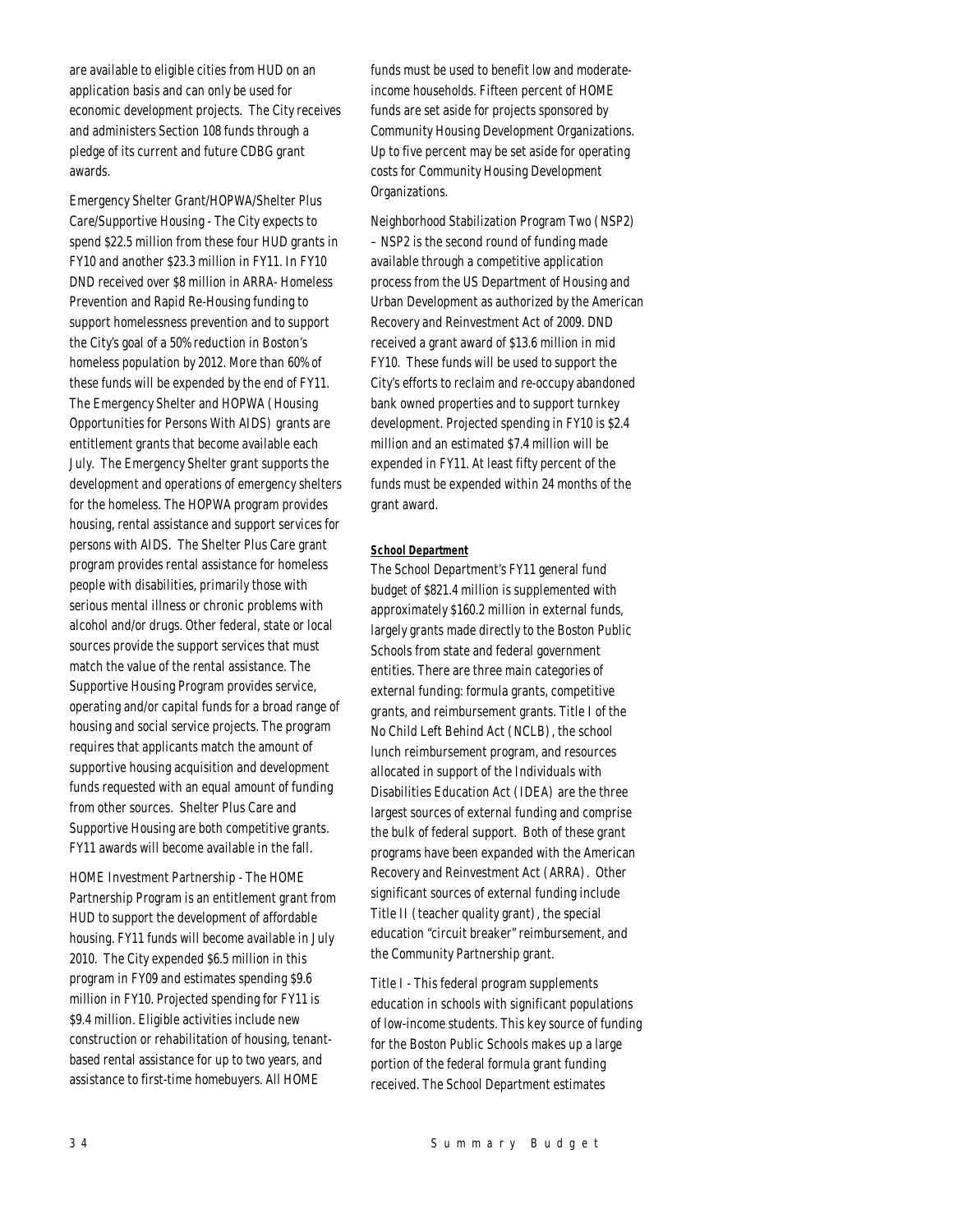are available to eligible cities from HUD on an application basis and can only be used for economic development projects. The City receives and administers Section 108 funds through a pledge of its current and future CDBG grant awards.

Emergency Shelter Grant/HOPWA/Shelter Plus Care/Supportive Housing - The City expects to spend $22.5 million from these four HUD grants in FY10 and another $23.3 million in FY11. In FY10 DND received over $8 million in ARRA- Homeless Prevention and Rapid Re-Housing funding to support homelessness prevention and to support the City's goal of a 50% reduction in Boston's homeless population by 2012. More than 60% of these funds will be expended by the end of FY11. The Emergency Shelter and HOPWA (Housing Opportunities for Persons With AIDS) grants are entitlement grants that become available each July. The Emergency Shelter grant supports the development and operations of emergency shelters for the homeless. The HOPWA program provides housing, rental assistance and support services for persons with AIDS. The Shelter Plus Care grant program provides rental assistance for homeless people with disabilities, primarily those with serious mental illness or chronic problems with alcohol and/or drugs. Other federal, state or local sources provide the support services that must match the value of the rental assistance. The Supportive Housing Program provides service, operating and/or capital funds for a broad range of housing and social service projects. The program requires that applicants match the amount of supportive housing acquisition and development funds requested with an equal amount of funding from other sources. Shelter Plus Care and Supportive Housing are both competitive grants. FY11 awards will become available in the fall.

HOME Investment Partnership - The HOME Partnership Program is an entitlement grant from HUD to support the development of affordable housing. FY11 funds will become available in July 2010. The City expended $6.5 million in this program in FY09 and estimates spending $9.6 million in FY10. Projected spending for FY11 is $9.4 million. Eligible activities include new construction or rehabilitation of housing, tenant-based rental assistance for up to two years, and assistance to first-time homebuyers. All HOME funds must be used to benefit low and moderate-income households. Fifteen percent of HOME funds are set aside for projects sponsored by Community Housing Development Organizations. Up to five percent may be set aside for operating costs for Community Housing Development Organizations.

Neighborhood Stabilization Program Two (NSP2) – NSP2 is the second round of funding made available through a competitive application process from the US Department of Housing and Urban Development as authorized by the American Recovery and Reinvestment Act of 2009. DND received a grant award of $13.6 million in mid FY10. These funds will be used to support the City's efforts to reclaim and re-occupy abandoned bank owned properties and to support turnkey development. Projected spending in FY10 is $2.4 million and an estimated $7.4 million will be expended in FY11. At least fifty percent of the funds must be expended within 24 months of the grant award.

**School Department**

The School Department's FY11 general fund budget of $821.4 million is supplemented with approximately $160.2 million in external funds, largely grants made directly to the Boston Public Schools from state and federal government entities. There are three main categories of external funding: formula grants, competitive grants, and reimbursement grants. Title I of the No Child Left Behind Act (NCLB), the school lunch reimbursement program, and resources allocated in support of the Individuals with Disabilities Education Act (IDEA) are the three largest sources of external funding and comprise the bulk of federal support. Both of these grant programs have been expanded with the American Recovery and Reinvestment Act (ARRA). Other significant sources of external funding include Title II (teacher quality grant), the special education "circuit breaker" reimbursement, and the Community Partnership grant.

Title I - This federal program supplements education in schools with significant populations of low-income students. This key source of funding for the Boston Public Schools makes up a large portion of the federal formula grant funding received. The School Department estimates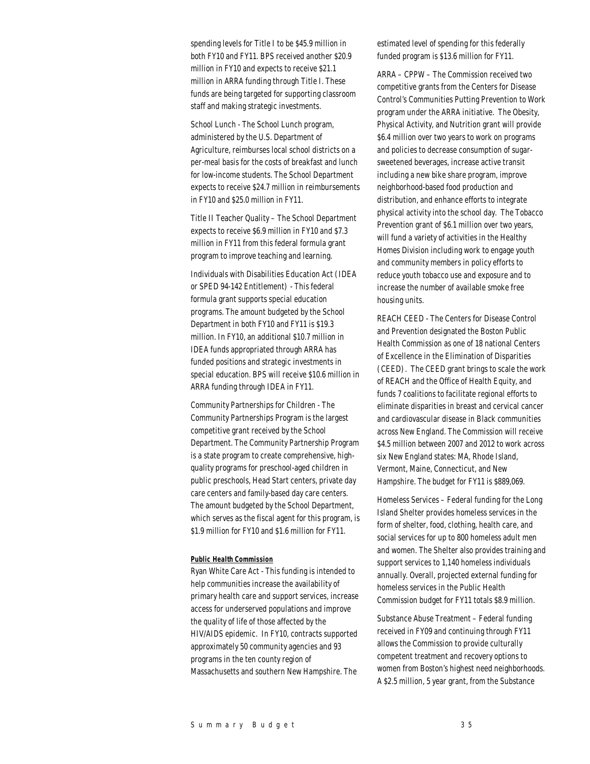spending levels for Title I to be $45.9 million in both FY10 and FY11. BPS received another $20.9 million in FY10 and expects to receive $21.1 million in ARRA funding through Title I. These funds are being targeted for supporting classroom staff and making strategic investments.

School Lunch - The School Lunch program, administered by the U.S. Department of Agriculture, reimburses local school districts on a per-meal basis for the costs of breakfast and lunch for low-income students. The School Department expects to receive $24.7 million in reimbursements in FY10 and $25.0 million in FY11.

Title II Teacher Quality – The School Department expects to receive $6.9 million in FY10 and $7.3 million in FY11 from this federal formula grant program to improve teaching and learning.

Individuals with Disabilities Education Act (IDEA or SPED 94-142 Entitlement) - This federal formula grant supports special education programs. The amount budgeted by the School Department in both FY10 and FY11 is $19.3 million. In FY10, an additional $10.7 million in IDEA funds appropriated through ARRA has funded positions and strategic investments in special education. BPS will receive $10.6 million in ARRA funding through IDEA in FY11.

Community Partnerships for Children - The Community Partnerships Program is the largest competitive grant received by the School Department. The Community Partnership Program is a state program to create comprehensive, high-quality programs for preschool-aged children in public preschools, Head Start centers, private day care centers and family-based day care centers. The amount budgeted by the School Department, which serves as the fiscal agent for this program, is $1.9 million for FY10 and $1.6 million for FY11.

**Public Health Commission**

Ryan White Care Act - This funding is intended to help communities increase the availability of primary health care and support services, increase access for underserved populations and improve the quality of life of those affected by the HIV/AIDS epidemic. In FY10, contracts supported approximately 50 community agencies and 93 programs in the ten county region of Massachusetts and southern New Hampshire. The estimated level of spending for this federally funded program is $13.6 million for FY11.

ARRA – CPPW – The Commission received two competitive grants from the Centers for Disease Control's Communities Putting Prevention to Work program under the ARRA initiative. The Obesity, Physical Activity, and Nutrition grant will provide $6.4 million over two years to work on programs and policies to decrease consumption of sugar-sweetened beverages, increase active transit including a new bike share program, improve neighborhood-based food production and distribution, and enhance efforts to integrate physical activity into the school day. The Tobacco Prevention grant of $6.1 million over two years, will fund a variety of activities in the Healthy Homes Division including work to engage youth and community members in policy efforts to reduce youth tobacco use and exposure and to increase the number of available smoke free housing units.

REACH CEED - The Centers for Disease Control and Prevention designated the Boston Public Health Commission as one of 18 national Centers of Excellence in the Elimination of Disparities (CEED). The CEED grant brings to scale the work of REACH and the Office of Health Equity, and funds 7 coalitions to facilitate regional efforts to eliminate disparities in breast and cervical cancer and cardiovascular disease in Black communities across New England. The Commission will receive $4.5 million between 2007 and 2012 to work across six New England states: MA, Rhode Island, Vermont, Maine, Connecticut, and New Hampshire. The budget for FY11 is $889,069.

Homeless Services – Federal funding for the Long Island Shelter provides homeless services in the form of shelter, food, clothing, health care, and social services for up to 800 homeless adult men and women. The Shelter also provides training and support services to 1,140 homeless individuals annually. Overall, projected external funding for homeless services in the Public Health Commission budget for FY11 totals $8.9 million.

Substance Abuse Treatment – Federal funding received in FY09 and continuing through FY11 allows the Commission to provide culturally competent treatment and recovery options to women from Boston's highest need neighborhoods. A $2.5 million, 5 year grant, from the Substance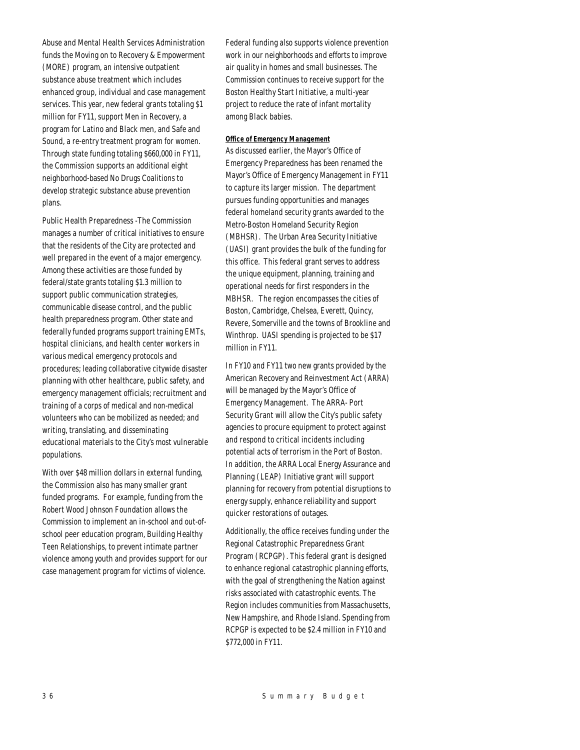Abuse and Mental Health Services Administration funds the Moving on to Recovery & Empowerment (MORE) program, an intensive outpatient substance abuse treatment which includes enhanced group, individual and case management services. This year, new federal grants totaling $1 million for FY11, support Men in Recovery, a program for Latino and Black men, and Safe and Sound, a re-entry treatment program for women. Through state funding totaling $660,000 in FY11, the Commission supports an additional eight neighborhood-based No Drugs Coalitions to develop strategic substance abuse prevention plans.

Public Health Preparedness -The Commission manages a number of critical initiatives to ensure that the residents of the City are protected and well prepared in the event of a major emergency. Among these activities are those funded by federal/state grants totaling $1.3 million to support public communication strategies, communicable disease control, and the public health preparedness program. Other state and federally funded programs support training EMTs, hospital clinicians, and health center workers in various medical emergency protocols and procedures; leading collaborative citywide disaster planning with other healthcare, public safety, and emergency management officials; recruitment and training of a corps of medical and non-medical volunteers who can be mobilized as needed; and writing, translating, and disseminating educational materials to the City's most vulnerable populations.

With over $48 million dollars in external funding, the Commission also has many smaller grant funded programs. For example, funding from the Robert Wood Johnson Foundation allows the Commission to implement an in-school and out-of-school peer education program, Building Healthy Teen Relationships, to prevent intimate partner violence among youth and provides support for our case management program for victims of violence.

Federal funding also supports violence prevention work in our neighborhoods and efforts to improve air quality in homes and small businesses. The Commission continues to receive support for the Boston Healthy Start Initiative, a multi-year project to reduce the rate of infant mortality among Black babies.

***Office of Emergency Management***

As discussed earlier, the Mayor's Office of Emergency Preparedness has been renamed the Mayor's Office of Emergency Management in FY11 to capture its larger mission. The department pursues funding opportunities and manages federal homeland security grants awarded to the Metro-Boston Homeland Security Region (MBHSR). The Urban Area Security Initiative (UASI) grant provides the bulk of the funding for this office. This federal grant serves to address the unique equipment, planning, training and operational needs for first responders in the MBHSR. The region encompasses the cities of Boston, Cambridge, Chelsea, Everett, Quincy, Revere, Somerville and the towns of Brookline and Winthrop. UASI spending is projected to be $17 million in FY11.

In FY10 and FY11 two new grants provided by the American Recovery and Reinvestment Act (ARRA) will be managed by the Mayor's Office of Emergency Management. The ARRA- Port Security Grant will allow the City's public safety agencies to procure equipment to protect against and respond to critical incidents including potential acts of terrorism in the Port of Boston. In addition, the ARRA Local Energy Assurance and Planning (LEAP) Initiative grant will support planning for recovery from potential disruptions to energy supply, enhance reliability and support quicker restorations of outages.

Additionally, the office receives funding under the Regional Catastrophic Preparedness Grant Program (RCPGP). This federal grant is designed to enhance regional catastrophic planning efforts, with the goal of strengthening the Nation against risks associated with catastrophic events. The Region includes communities from Massachusetts, New Hampshire, and Rhode Island. Spending from RCPGP is expected to be $2.4 million in FY10 and $772,000 in FY11.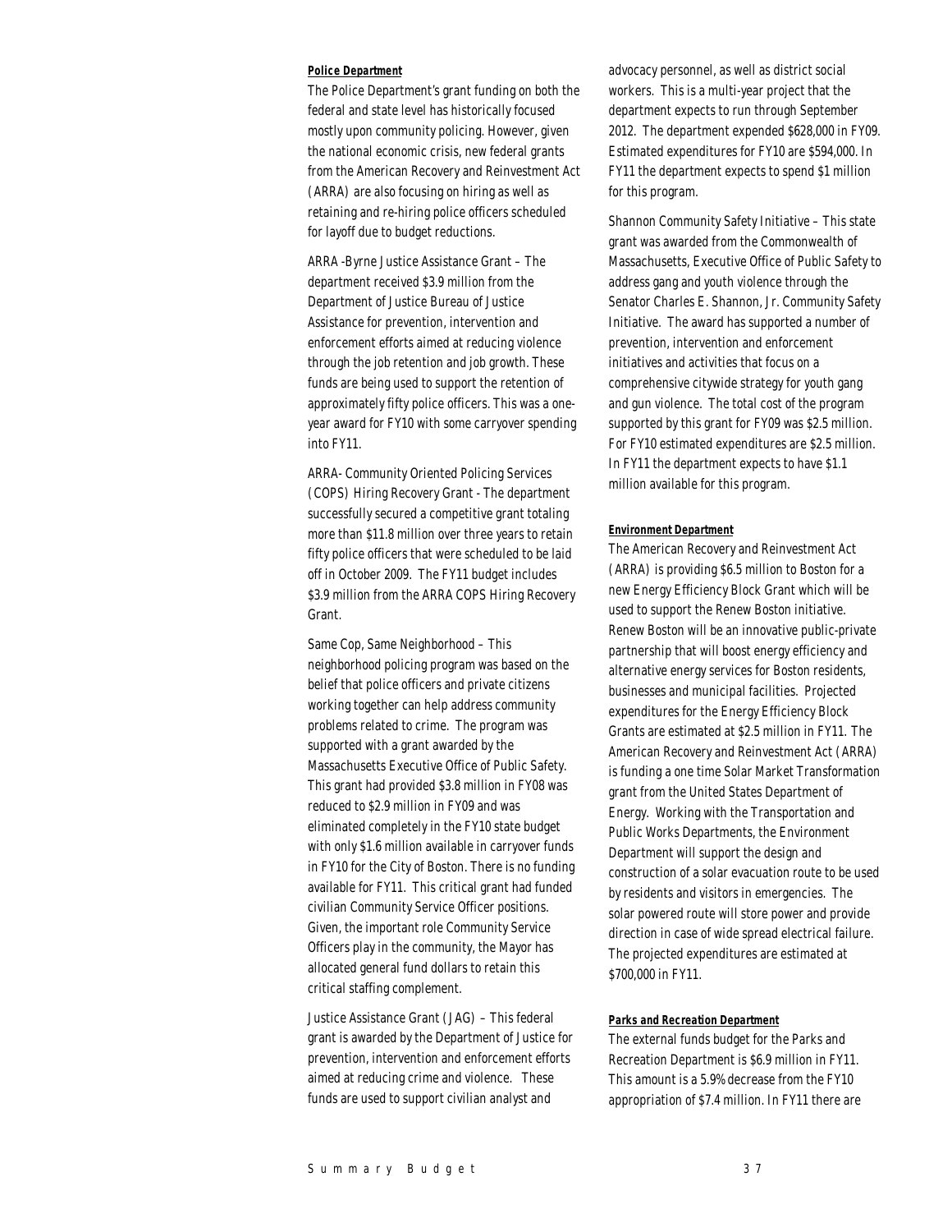***Police Department***

The Police Department's grant funding on both the federal and state level has historically focused mostly upon community policing. However, given the national economic crisis, new federal grants from the American Recovery and Reinvestment Act (ARRA) are also focusing on hiring as well as retaining and re-hiring police officers scheduled for layoff due to budget reductions.

ARRA -Byrne Justice Assistance Grant – The department received $3.9 million from the Department of Justice Bureau of Justice Assistance for prevention, intervention and enforcement efforts aimed at reducing violence through the job retention and job growth. These funds are being used to support the retention of approximately fifty police officers. This was a one-year award for FY10 with some carryover spending into FY11.

ARRA- Community Oriented Policing Services (COPS) Hiring Recovery Grant - The department successfully secured a competitive grant totaling more than $11.8 million over three years to retain fifty police officers that were scheduled to be laid off in October 2009. The FY11 budget includes $3.9 million from the ARRA COPS Hiring Recovery Grant.

Same Cop, Same Neighborhood – This neighborhood policing program was based on the belief that police officers and private citizens working together can help address community problems related to crime. The program was supported with a grant awarded by the Massachusetts Executive Office of Public Safety. This grant had provided $3.8 million in FY08 was reduced to $2.9 million in FY09 and was eliminated completely in the FY10 state budget with only $1.6 million available in carryover funds in FY10 for the City of Boston. There is no funding available for FY11. This critical grant had funded civilian Community Service Officer positions. Given, the important role Community Service Officers play in the community, the Mayor has allocated general fund dollars to retain this critical staffing complement.

Justice Assistance Grant (JAG) – This federal grant is awarded by the Department of Justice for prevention, intervention and enforcement efforts aimed at reducing crime and violence. These funds are used to support civilian analyst and advocacy personnel, as well as district social workers. This is a multi-year project that the department expects to run through September 2012. The department expended $628,000 in FY09. Estimated expenditures for FY10 are $594,000. In FY11 the department expects to spend $1 million for this program.

Shannon Community Safety Initiative – This state grant was awarded from the Commonwealth of Massachusetts, Executive Office of Public Safety to address gang and youth violence through the Senator Charles E. Shannon, Jr. Community Safety Initiative. The award has supported a number of prevention, intervention and enforcement initiatives and activities that focus on a comprehensive citywide strategy for youth gang and gun violence. The total cost of the program supported by this grant for FY09 was $2.5 million. For FY10 estimated expenditures are $2.5 million. In FY11 the department expects to have $1.1 million available for this program.

***Environment Department***

The American Recovery and Reinvestment Act (ARRA) is providing $6.5 million to Boston for a new Energy Efficiency Block Grant which will be used to support the Renew Boston initiative. Renew Boston will be an innovative public-private partnership that will boost energy efficiency and alternative energy services for Boston residents, businesses and municipal facilities. Projected expenditures for the Energy Efficiency Block Grants are estimated at $2.5 million in FY11. The American Recovery and Reinvestment Act (ARRA) is funding a one time Solar Market Transformation grant from the United States Department of Energy. Working with the Transportation and Public Works Departments, the Environment Department will support the design and construction of a solar evacuation route to be used by residents and visitors in emergencies. The solar powered route will store power and provide direction in case of wide spread electrical failure. The projected expenditures are estimated at $700,000 in FY11.

***Parks and Recreation Department***

The external funds budget for the Parks and Recreation Department is $6.9 million in FY11. This amount is a 5.9% decrease from the FY10 appropriation of $7.4 million. In FY11 there are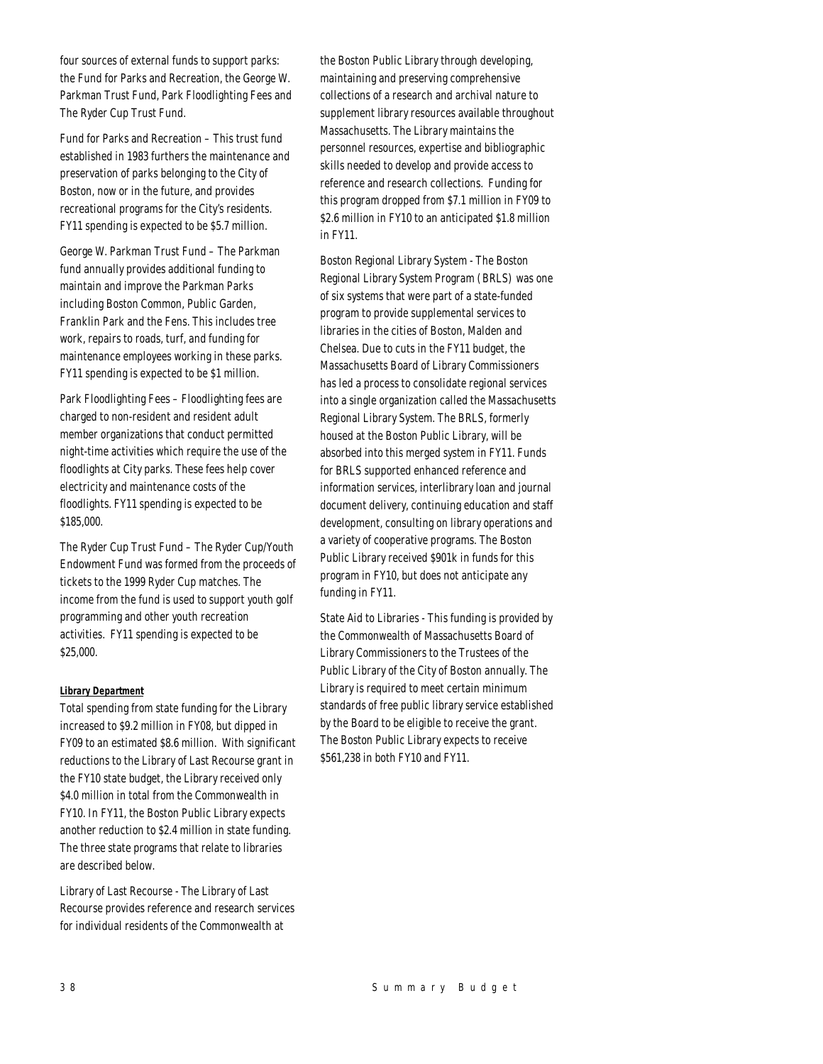four sources of external funds to support parks: the Fund for Parks and Recreation, the George W. Parkman Trust Fund, Park Floodlighting Fees and The Ryder Cup Trust Fund.

Fund for Parks and Recreation – This trust fund established in 1983 furthers the maintenance and preservation of parks belonging to the City of Boston, now or in the future, and provides recreational programs for the City's residents. FY11 spending is expected to be $5.7 million.

George W. Parkman Trust Fund – The Parkman fund annually provides additional funding to maintain and improve the Parkman Parks including Boston Common, Public Garden, Franklin Park and the Fens. This includes tree work, repairs to roads, turf, and funding for maintenance employees working in these parks. FY11 spending is expected to be $1 million.

Park Floodlighting Fees – Floodlighting fees are charged to non-resident and resident adult member organizations that conduct permitted night-time activities which require the use of the floodlights at City parks. These fees help cover electricity and maintenance costs of the floodlights. FY11 spending is expected to be $185,000.

The Ryder Cup Trust Fund – The Ryder Cup/Youth Endowment Fund was formed from the proceeds of tickets to the 1999 Ryder Cup matches. The income from the fund is used to support youth golf programming and other youth recreation activities. FY11 spending is expected to be $25,000.

**Library Department**

Total spending from state funding for the Library increased to $9.2 million in FY08, but dipped in FY09 to an estimated $8.6 million. With significant reductions to the Library of Last Recourse grant in the FY10 state budget, the Library received only $4.0 million in total from the Commonwealth in FY10. In FY11, the Boston Public Library expects another reduction to $2.4 million in state funding. The three state programs that relate to libraries are described below.

Library of Last Recourse - The Library of Last Recourse provides reference and research services for individual residents of the Commonwealth at the Boston Public Library through developing, maintaining and preserving comprehensive collections of a research and archival nature to supplement library resources available throughout Massachusetts. The Library maintains the personnel resources, expertise and bibliographic skills needed to develop and provide access to reference and research collections. Funding for this program dropped from $7.1 million in FY09 to $2.6 million in FY10 to an anticipated $1.8 million in FY11.

Boston Regional Library System - The Boston Regional Library System Program (BRLS) was one of six systems that were part of a state-funded program to provide supplemental services to libraries in the cities of Boston, Malden and Chelsea. Due to cuts in the FY11 budget, the Massachusetts Board of Library Commissioners has led a process to consolidate regional services into a single organization called the Massachusetts Regional Library System. The BRLS, formerly housed at the Boston Public Library, will be absorbed into this merged system in FY11. Funds for BRLS supported enhanced reference and information services, interlibrary loan and journal document delivery, continuing education and staff development, consulting on library operations and a variety of cooperative programs. The Boston Public Library received $901k in funds for this program in FY10, but does not anticipate any funding in FY11.

State Aid to Libraries - This funding is provided by the Commonwealth of Massachusetts Board of Library Commissioners to the Trustees of the Public Library of the City of Boston annually. The Library is required to meet certain minimum standards of free public library service established by the Board to be eligible to receive the grant. The Boston Public Library expects to receive $561,238 in both FY10 and FY11.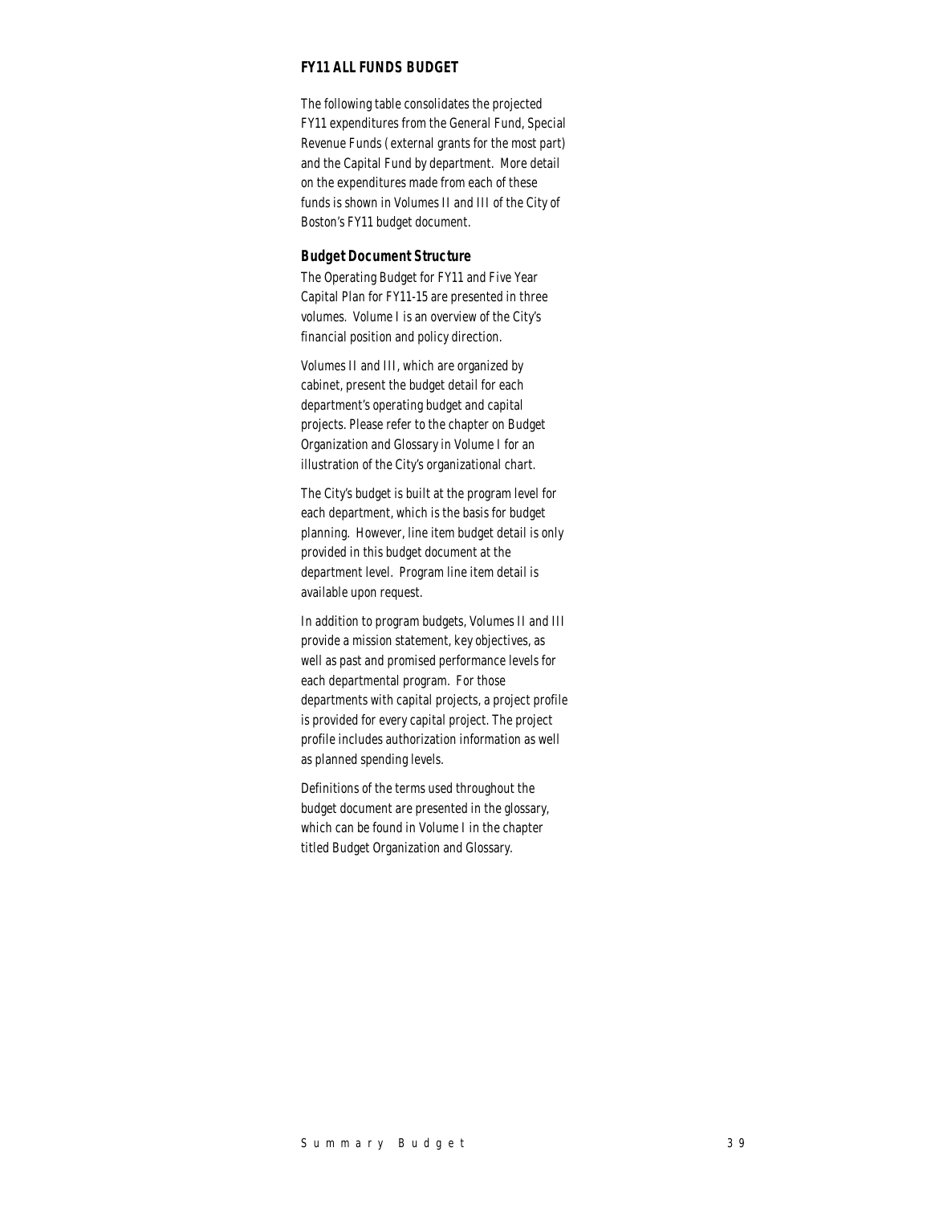## FY11 ALL FUNDS BUDGET

The following table consolidates the projected FY11 expenditures from the General Fund, Special Revenue Funds (external grants for the most part) and the Capital Fund by department. More detail on the expenditures made from each of these funds is shown in Volumes II and III of the City of Boston's FY11 budget document.

### Budget Document Structure

The Operating Budget for FY11 and Five Year Capital Plan for FY11-15 are presented in three volumes. Volume I is an overview of the City's financial position and policy direction.

Volumes II and III, which are organized by cabinet, present the budget detail for each department's operating budget and capital projects. Please refer to the chapter on Budget Organization and Glossary in Volume I for an illustration of the City's organizational chart.

The City's budget is built at the program level for each department, which is the basis for budget planning. However, line item budget detail is only provided in this budget document at the department level. Program line item detail is available upon request.

In addition to program budgets, Volumes II and III provide a mission statement, key objectives, as well as past and promised performance levels for each departmental program. For those departments with capital projects, a project profile is provided for every capital project. The project profile includes authorization information as well as planned spending levels.

Definitions of the terms used throughout the budget document are presented in the glossary, which can be found in Volume I in the chapter titled Budget Organization and Glossary.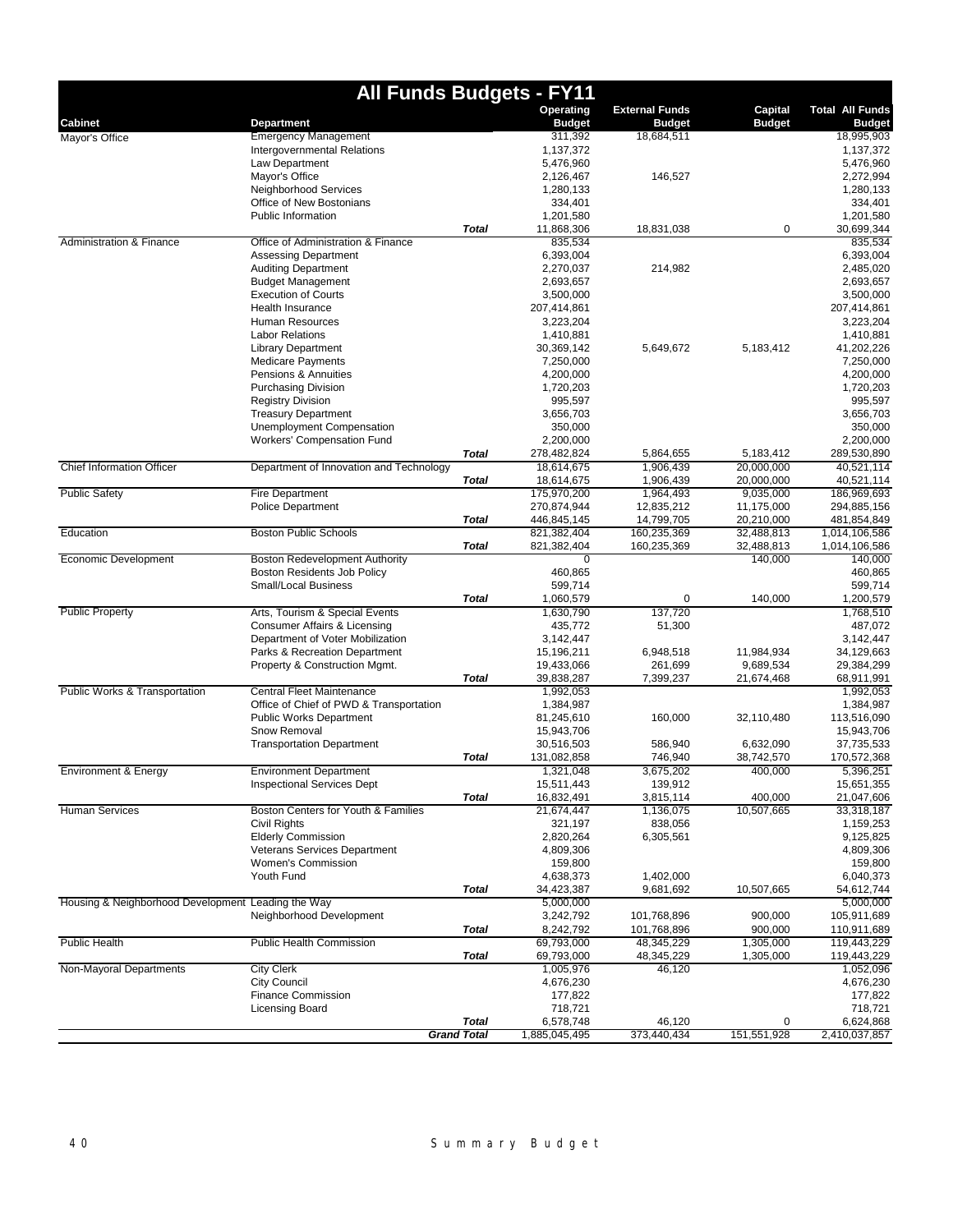## All Funds Budgets - FY11

| Cabinet | Department | | Operating Budget | External Funds Budget | Capital Budget | Total All Funds Budget |
|---|---|---|---|---|---|---|
| Mayor's Office | Emergency Management | | 311,392 | 18,684,511 | | 18,995,903 |
| | Intergovernmental Relations | | 1,137,372 | | | 1,137,372 |
| | Law Department | | 5,476,960 | | | 5,476,960 |
| | Mayor's Office | | 2,126,467 | 146,527 | | 2,272,994 |
| | Neighborhood Services | | 1,280,133 | | | 1,280,133 |
| | Office of New Bostonians | | 334,401 | | | 334,401 |
| | Public Information | | 1,201,580 | | | 1,201,580 |
| | | ***Total*** | 11,868,306 | 18,831,038 | 0 | 30,699,344 |
| Administration & Finance | Office of Administration & Finance | | 835,534 | | | 835,534 |
| | Assessing Department | | 6,393,004 | | | 6,393,004 |
| | Auditing Department | | 2,270,037 | 214,982 | | 2,485,020 |
| | Budget Management | | 2,693,657 | | | 2,693,657 |
| | Execution of Courts | | 3,500,000 | | | 3,500,000 |
| | Health Insurance | | 207,414,861 | | | 207,414,861 |
| | Human Resources | | 3,223,204 | | | 3,223,204 |
| | Labor Relations | | 1,410,881 | | | 1,410,881 |
| | Library Department | | 30,369,142 | 5,649,672 | 5,183,412 | 41,202,226 |
| | Medicare Payments | | 7,250,000 | | | 7,250,000 |
| | Pensions & Annuities | | 4,200,000 | | | 4,200,000 |
| | Purchasing Division | | 1,720,203 | | | 1,720,203 |
| | Registry Division | | 995,597 | | | 995,597 |
| | Treasury Department | | 3,656,703 | | | 3,656,703 |
| | Unemployment Compensation | | 350,000 | | | 350,000 |
| | Workers' Compensation Fund | | 2,200,000 | | | 2,200,000 |
| | | ***Total*** | 278,482,824 | 5,864,655 | 5,183,412 | 289,530,890 |
| Chief Information Officer | Department of Innovation and Technology | | 18,614,675 | 1,906,439 | 20,000,000 | 40,521,114 |
| | | ***Total*** | 18,614,675 | 1,906,439 | 20,000,000 | 40,521,114 |
| Public Safety | Fire Department | | 175,970,200 | 1,964,493 | 9,035,000 | 186,969,693 |
| | Police Department | | 270,874,944 | 12,835,212 | 11,175,000 | 294,885,156 |
| | | ***Total*** | 446,845,145 | 14,799,705 | 20,210,000 | 481,854,849 |
| Education | Boston Public Schools | | 821,382,404 | 160,235,369 | 32,488,813 | 1,014,106,586 |
| | | ***Total*** | 821,382,404 | 160,235,369 | 32,488,813 | 1,014,106,586 |
| Economic Development | Boston Redevelopment Authority | | 0 | | 140,000 | 140,000 |
| | Boston Residents Job Policy | | 460,865 | | | 460,865 |
| | Small/Local Business | | 599,714 | | | 599,714 |
| | | ***Total*** | 1,060,579 | 0 | 140,000 | 1,200,579 |
| Public Property | Arts, Tourism & Special Events | | 1,630,790 | 137,720 | | 1,768,510 |
| | Consumer Affairs & Licensing | | 435,772 | 51,300 | | 487,072 |
| | Department of Voter Mobilization | | 3,142,447 | | | 3,142,447 |
| | Parks & Recreation Department | | 15,196,211 | 6,948,518 | 11,984,934 | 34,129,663 |
| | Property & Construction Mgmt. | | 19,433,066 | 261,699 | 9,689,534 | 29,384,299 |
| | | ***Total*** | 39,838,287 | 7,399,237 | 21,674,468 | 68,911,991 |
| Public Works & Transportation | Central Fleet Maintenance | | 1,992,053 | | | 1,992,053 |
| | Office of Chief of PWD & Transportation | | 1,384,987 | | | 1,384,987 |
| | Public Works Department | | 81,245,610 | 160,000 | 32,110,480 | 113,516,090 |
| | Snow Removal | | 15,943,706 | | | 15,943,706 |
| | Transportation Department | | 30,516,503 | 586,940 | 6,632,090 | 37,735,533 |
| | | ***Total*** | 131,082,858 | 746,940 | 38,742,570 | 170,572,368 |
| Environment & Energy | Environment Department | | 1,321,048 | 3,675,202 | 400,000 | 5,396,251 |
| | Inspectional Services Dept | | 15,511,443 | 139,912 | | 15,651,355 |
| | | ***Total*** | 16,832,491 | 3,815,114 | 400,000 | 21,047,606 |
| Human Services | Boston Centers for Youth & Families | | 21,674,447 | 1,136,075 | 10,507,665 | 33,318,187 |
| | Civil Rights | | 321,197 | 838,056 | | 1,159,253 |
| | Elderly Commission | | 2,820,264 | 6,305,561 | | 9,125,825 |
| | Veterans Services Department | | 4,809,306 | | | 4,809,306 |
| | Women's Commission | | 159,800 | | | 159,800 |
| | Youth Fund | | 4,638,373 | 1,402,000 | | 6,040,373 |
| | | ***Total*** | 34,423,387 | 9,681,692 | 10,507,665 | 54,612,744 |
| Housing & Neighborhood Development | Leading the Way | | 5,000,000 | | | 5,000,000 |
| | Neighborhood Development | | 3,242,792 | 101,768,896 | 900,000 | 105,911,689 |
| | | ***Total*** | 8,242,792 | 101,768,896 | 900,000 | 110,911,689 |
| Public Health | Public Health Commission | | 69,793,000 | 48,345,229 | 1,305,000 | 119,443,229 |
| | | ***Total*** | 69,793,000 | 48,345,229 | 1,305,000 | 119,443,229 |
| Non-Mayoral Departments | City Clerk | | 1,005,976 | 46,120 | | 1,052,096 |
| | City Council | | 4,676,230 | | | 4,676,230 |
| | Finance Commission | | 177,822 | | | 177,822 |
| | Licensing Board | | 718,721 | | | 718,721 |
| | | ***Total*** | 6,578,748 | 46,120 | 0 | 6,624,868 |
| | | ***Grand Total*** | 1,885,045,495 | 373,440,434 | 151,551,928 | 2,410,037,857 |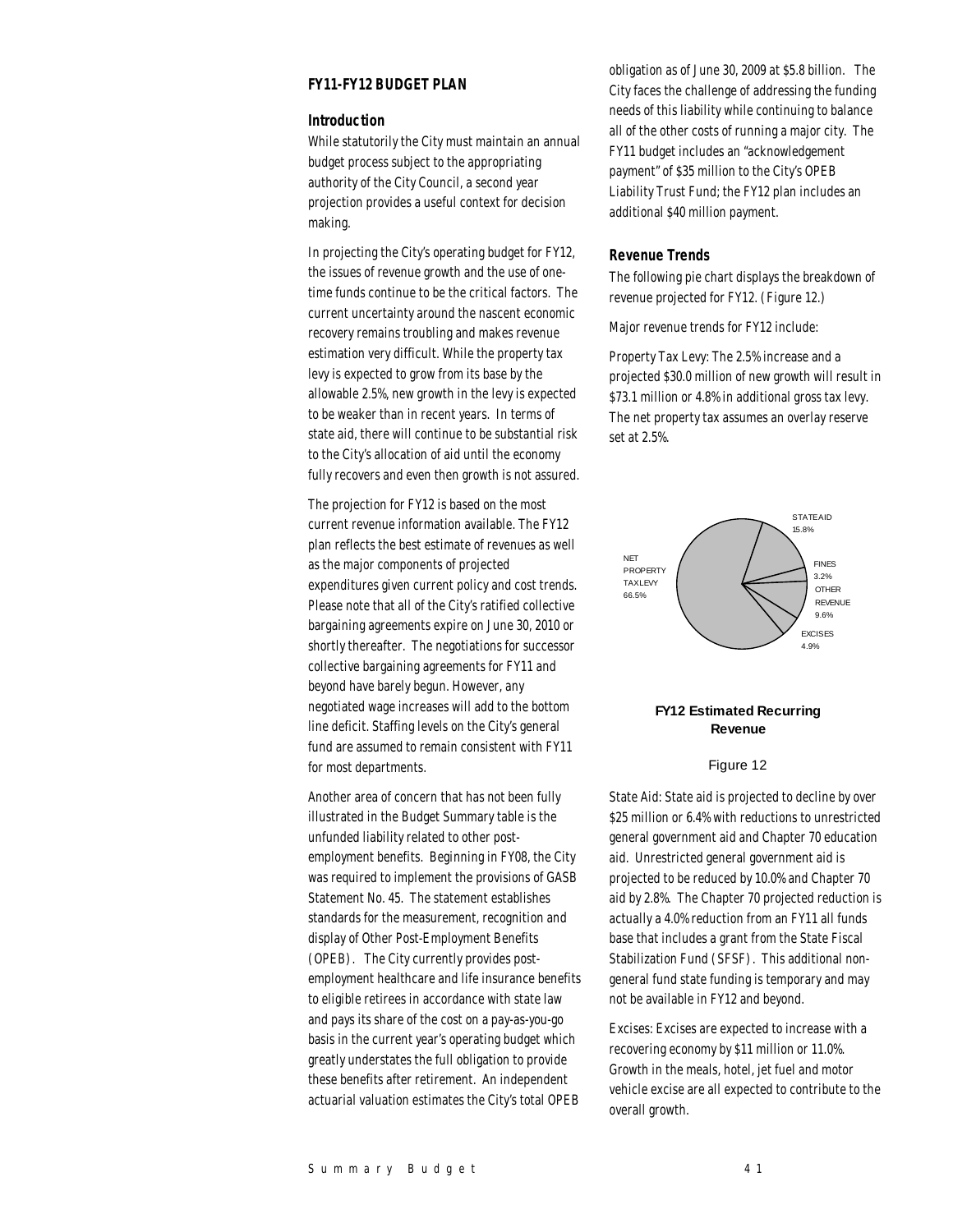## FY11-FY12 BUDGET PLAN

### Introduction

While statutorily the City must maintain an annual budget process subject to the appropriating authority of the City Council, a second year projection provides a useful context for decision making.

In projecting the City's operating budget for FY12, the issues of revenue growth and the use of one-time funds continue to be the critical factors. The current uncertainty around the nascent economic recovery remains troubling and makes revenue estimation very difficult. While the property tax levy is expected to grow from its base by the allowable 2.5%, new growth in the levy is expected to be weaker than in recent years. In terms of state aid, there will continue to be substantial risk to the City's allocation of aid until the economy fully recovers and even then growth is not assured.

The projection for FY12 is based on the most current revenue information available. The FY12 plan reflects the best estimate of revenues as well as the major components of projected expenditures given current policy and cost trends. Please note that all of the City's ratified collective bargaining agreements expire on June 30, 2010 or shortly thereafter. The negotiations for successor collective bargaining agreements for FY11 and beyond have barely begun. However, any negotiated wage increases will add to the bottom line deficit. Staffing levels on the City's general fund are assumed to remain consistent with FY11 for most departments.

Another area of concern that has not been fully illustrated in the Budget Summary table is the unfunded liability related to other post-employment benefits. Beginning in FY08, the City was required to implement the provisions of GASB Statement No. 45. The statement establishes standards for the measurement, recognition and display of Other Post-Employment Benefits (OPEB). The City currently provides post-employment healthcare and life insurance benefits to eligible retirees in accordance with state law and pays its share of the cost on a pay-as-you-go basis in the current year's operating budget which greatly understates the full obligation to provide these benefits after retirement. An independent actuarial valuation estimates the City's total OPEB obligation as of June 30, 2009 at $5.8 billion. The City faces the challenge of addressing the funding needs of this liability while continuing to balance all of the other costs of running a major city. The FY11 budget includes an "acknowledgement payment" of $35 million to the City's OPEB Liability Trust Fund; the FY12 plan includes an additional $40 million payment.

### Revenue Trends

The following pie chart displays the breakdown of revenue projected for FY12. (Figure 12.)

Major revenue trends for FY12 include:

Property Tax Levy: The 2.5% increase and a projected $30.0 million of new growth will result in $73.1 million or 4.8% in additional gross tax levy. The net property tax assumes an overlay reserve set at 2.5%.

| Category | Share |
|---|---|
| NET PROPERTY TAX LEVY | 66.5% |
| STATE AID | 15.8% |
| FINES | 3.2% |
| OTHER REVENUE | 9.6% |
| EXCISES | 4.9% |

**FY12 Estimated Recurring Revenue**

Figure 12

State Aid: State aid is projected to decline by over $25 million or 6.4% with reductions to unrestricted general government aid and Chapter 70 education aid. Unrestricted general government aid is projected to be reduced by 10.0% and Chapter 70 aid by 2.8%. The Chapter 70 projected reduction is actually a 4.0% reduction from an FY11 all funds base that includes a grant from the State Fiscal Stabilization Fund (SFSF). This additional non-general fund state funding is temporary and may not be available in FY12 and beyond.

Excises: Excises are expected to increase with a recovering economy by $11 million or 11.0%. Growth in the meals, hotel, jet fuel and motor vehicle excise are all expected to contribute to the overall growth.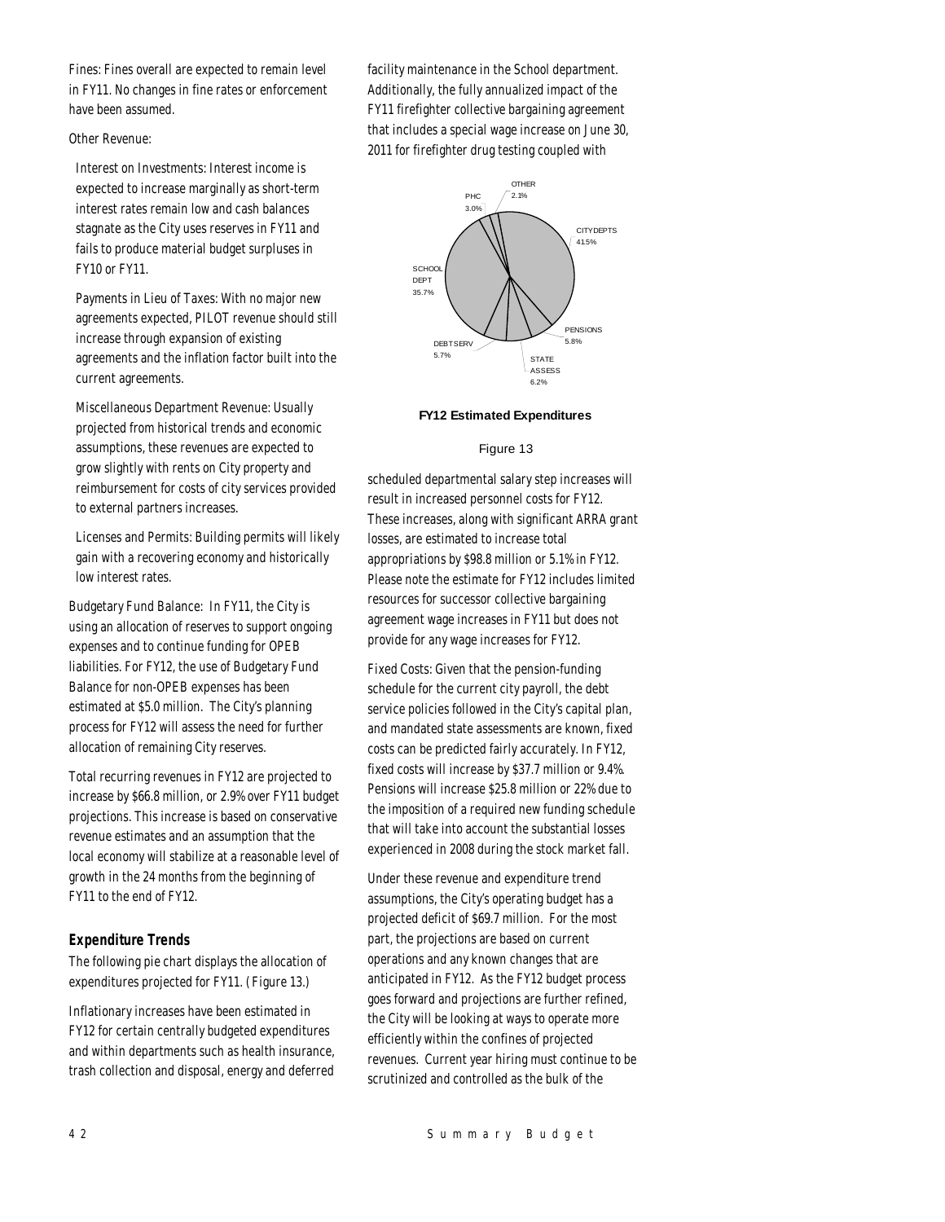Fines: Fines overall are expected to remain level in FY11. No changes in fine rates or enforcement have been assumed.

Other Revenue:

Interest on Investments: Interest income is expected to increase marginally as short-term interest rates remain low and cash balances stagnate as the City uses reserves in FY11 and fails to produce material budget surpluses in FY10 or FY11.

Payments in Lieu of Taxes: With no major new agreements expected, PILOT revenue should still increase through expansion of existing agreements and the inflation factor built into the current agreements.

Miscellaneous Department Revenue: Usually projected from historical trends and economic assumptions, these revenues are expected to grow slightly with rents on City property and reimbursement for costs of city services provided to external partners increases.

Licenses and Permits: Building permits will likely gain with a recovering economy and historically low interest rates.

Budgetary Fund Balance: In FY11, the City is using an allocation of reserves to support ongoing expenses and to continue funding for OPEB liabilities. For FY12, the use of Budgetary Fund Balance for non-OPEB expenses has been estimated at $5.0 million. The City's planning process for FY12 will assess the need for further allocation of remaining City reserves.

Total recurring revenues in FY12 are projected to increase by $66.8 million, or 2.9% over FY11 budget projections. This increase is based on conservative revenue estimates and an assumption that the local economy will stabilize at a reasonable level of growth in the 24 months from the beginning of FY11 to the end of FY12.

### Expenditure Trends

The following pie chart displays the allocation of expenditures projected for FY11. (Figure 13.)

Inflationary increases have been estimated in FY12 for certain centrally budgeted expenditures and within departments such as health insurance, trash collection and disposal, energy and deferred facility maintenance in the School department. Additionally, the fully annualized impact of the FY11 firefighter collective bargaining agreement that includes a special wage increase on June 30, 2011 for firefighter drug testing coupled with scheduled departmental salary step increases will result in increased personnel costs for FY12. These increases, along with significant ARRA grant losses, are estimated to increase total appropriations by $98.8 million or 5.1% in FY12. Please note the estimate for FY12 includes limited resources for successor collective bargaining agreement wage increases in FY11 but does not provide for any wage increases for FY12.

OTHER 2.1%
PHC 3.0%
CITYDEPTS 41.5%
SCHOOL DEPT 35.7%
PENSIONS 5.8%
DEBTSERV 5.7%
STATE ASSESS 6.2%

**FY12 Estimated Expenditures**

Figure 13

Fixed Costs: Given that the pension-funding schedule for the current city payroll, the debt service policies followed in the City's capital plan, and mandated state assessments are known, fixed costs can be predicted fairly accurately. In FY12, fixed costs will increase by $37.7 million or 9.4%. Pensions will increase $25.8 million or 22% due to the imposition of a required new funding schedule that will take into account the substantial losses experienced in 2008 during the stock market fall.

Under these revenue and expenditure trend assumptions, the City's operating budget has a projected deficit of $69.7 million. For the most part, the projections are based on current operations and any known changes that are anticipated in FY12. As the FY12 budget process goes forward and projections are further refined, the City will be looking at ways to operate more efficiently within the confines of projected revenues. Current year hiring must continue to be scrutinized and controlled as the bulk of the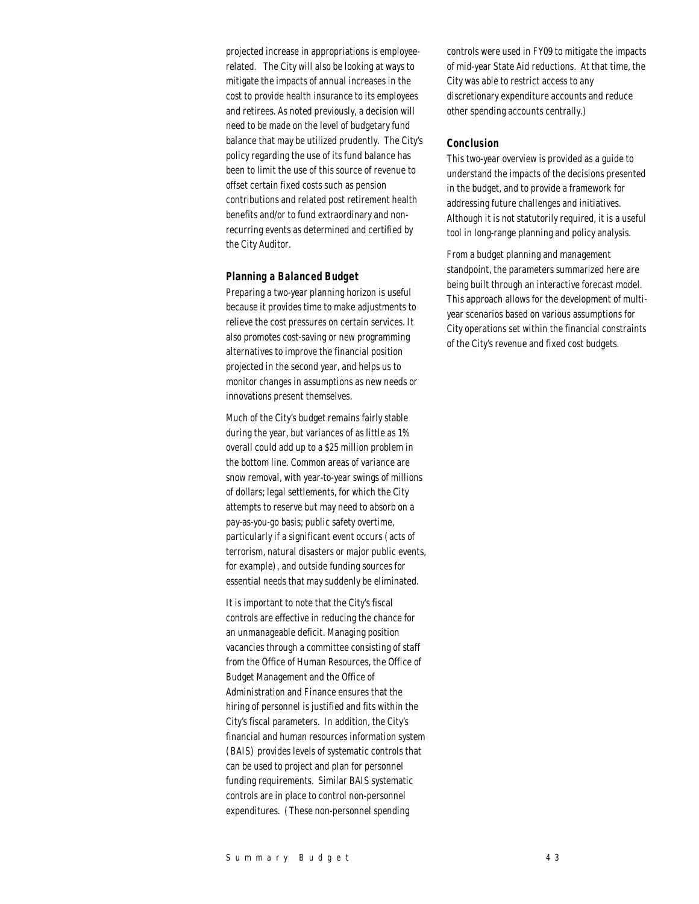projected increase in appropriations is employee-related. The City will also be looking at ways to mitigate the impacts of annual increases in the cost to provide health insurance to its employees and retirees. As noted previously, a decision will need to be made on the level of budgetary fund balance that may be utilized prudently. The City's policy regarding the use of its fund balance has been to limit the use of this source of revenue to offset certain fixed costs such as pension contributions and related post retirement health benefits and/or to fund extraordinary and non-recurring events as determined and certified by the City Auditor.

### Planning a Balanced Budget

Preparing a two-year planning horizon is useful because it provides time to make adjustments to relieve the cost pressures on certain services. It also promotes cost-saving or new programming alternatives to improve the financial position projected in the second year, and helps us to monitor changes in assumptions as new needs or innovations present themselves.

Much of the City's budget remains fairly stable during the year, but variances of as little as 1% overall could add up to a $25 million problem in the bottom line. Common areas of variance are snow removal, with year-to-year swings of millions of dollars; legal settlements, for which the City attempts to reserve but may need to absorb on a pay-as-you-go basis; public safety overtime, particularly if a significant event occurs (acts of terrorism, natural disasters or major public events, for example), and outside funding sources for essential needs that may suddenly be eliminated.

It is important to note that the City's fiscal controls are effective in reducing the chance for an unmanageable deficit. Managing position vacancies through a committee consisting of staff from the Office of Human Resources, the Office of Budget Management and the Office of Administration and Finance ensures that the hiring of personnel is justified and fits within the City's fiscal parameters. In addition, the City's financial and human resources information system (BAIS) provides levels of systematic controls that can be used to project and plan for personnel funding requirements. Similar BAIS systematic controls are in place to control non-personnel expenditures. (These non-personnel spending controls were used in FY09 to mitigate the impacts of mid-year State Aid reductions. At that time, the City was able to restrict access to any discretionary expenditure accounts and reduce other spending accounts centrally.)

### Conclusion

This two-year overview is provided as a guide to understand the impacts of the decisions presented in the budget, and to provide a framework for addressing future challenges and initiatives. Although it is not statutorily required, it is a useful tool in long-range planning and policy analysis.

From a budget planning and management standpoint, the parameters summarized here are being built through an interactive forecast model. This approach allows for the development of multi-year scenarios based on various assumptions for City operations set within the financial constraints of the City's revenue and fixed cost budgets.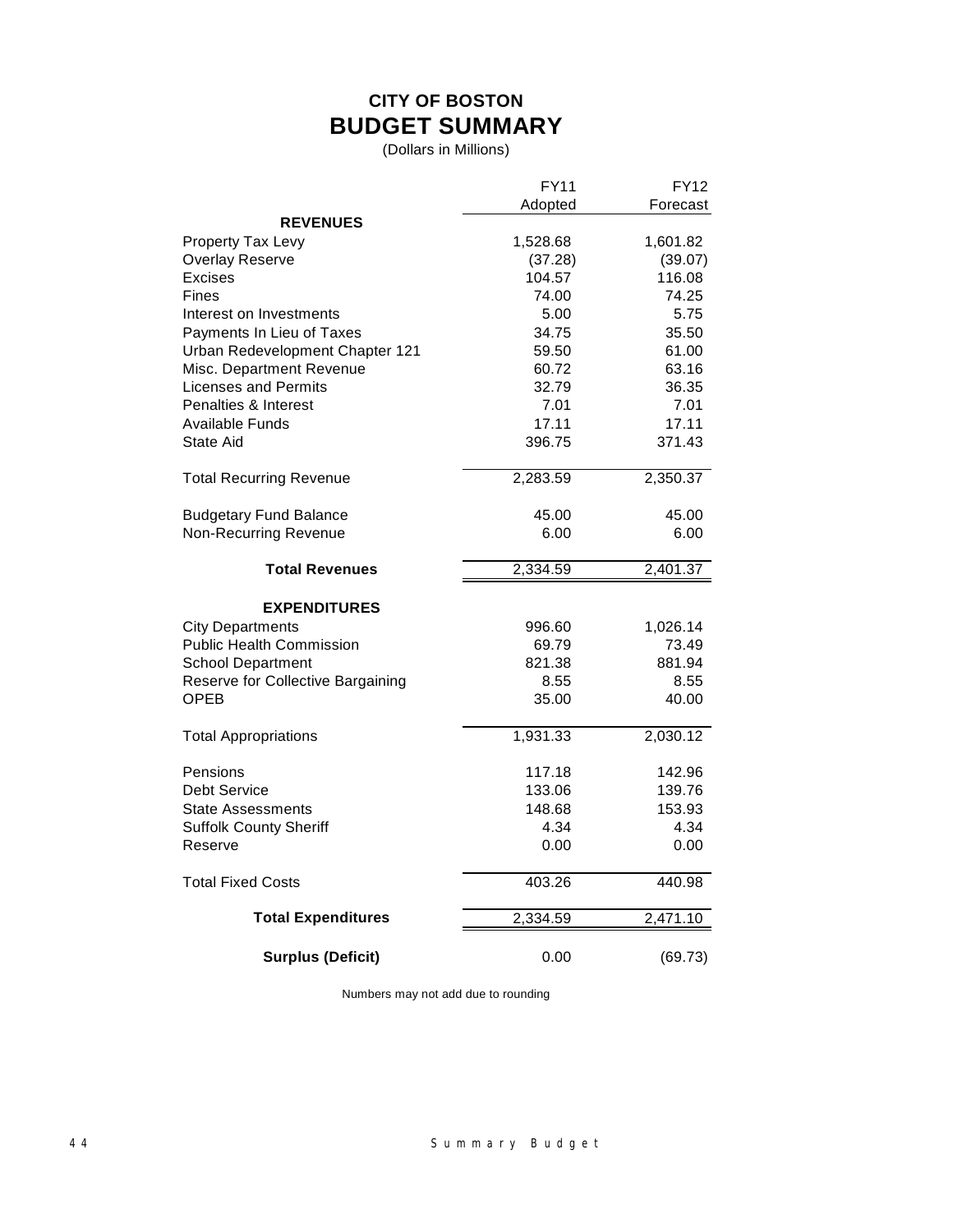# CITY OF BOSTON
## BUDGET SUMMARY

(Dollars in Millions)

| | FY11 Adopted | FY12 Forecast |
|---|---|---|
| **REVENUES** | | |
| Property Tax Levy | 1,528.68 | 1,601.82 |
| Overlay Reserve | (37.28) | (39.07) |
| Excises | 104.57 | 116.08 |
| Fines | 74.00 | 74.25 |
| Interest on Investments | 5.00 | 5.75 |
| Payments In Lieu of Taxes | 34.75 | 35.50 |
| Urban Redevelopment Chapter 121 | 59.50 | 61.00 |
| Misc. Department Revenue | 60.72 | 63.16 |
| Licenses and Permits | 32.79 | 36.35 |
| Penalties & Interest | 7.01 | 7.01 |
| Available Funds | 17.11 | 17.11 |
| State Aid | 396.75 | 371.43 |
| Total Recurring Revenue | 2,283.59 | 2,350.37 |
| Budgetary Fund Balance | 45.00 | 45.00 |
| Non-Recurring Revenue | 6.00 | 6.00 |
| **Total Revenues** | 2,334.59 | 2,401.37 |
| **EXPENDITURES** | | |
| City Departments | 996.60 | 1,026.14 |
| Public Health Commission | 69.79 | 73.49 |
| School Department | 821.38 | 881.94 |
| Reserve for Collective Bargaining | 8.55 | 8.55 |
| OPEB | 35.00 | 40.00 |
| Total Appropriations | 1,931.33 | 2,030.12 |
| Pensions | 117.18 | 142.96 |
| Debt Service | 133.06 | 139.76 |
| State Assessments | 148.68 | 153.93 |
| Suffolk County Sheriff | 4.34 | 4.34 |
| Reserve | 0.00 | 0.00 |
| Total Fixed Costs | 403.26 | 440.98 |
| **Total Expenditures** | 2,334.59 | 2,471.10 |
| **Surplus (Deficit)** | 0.00 | (69.73) |

Numbers may not add due to rounding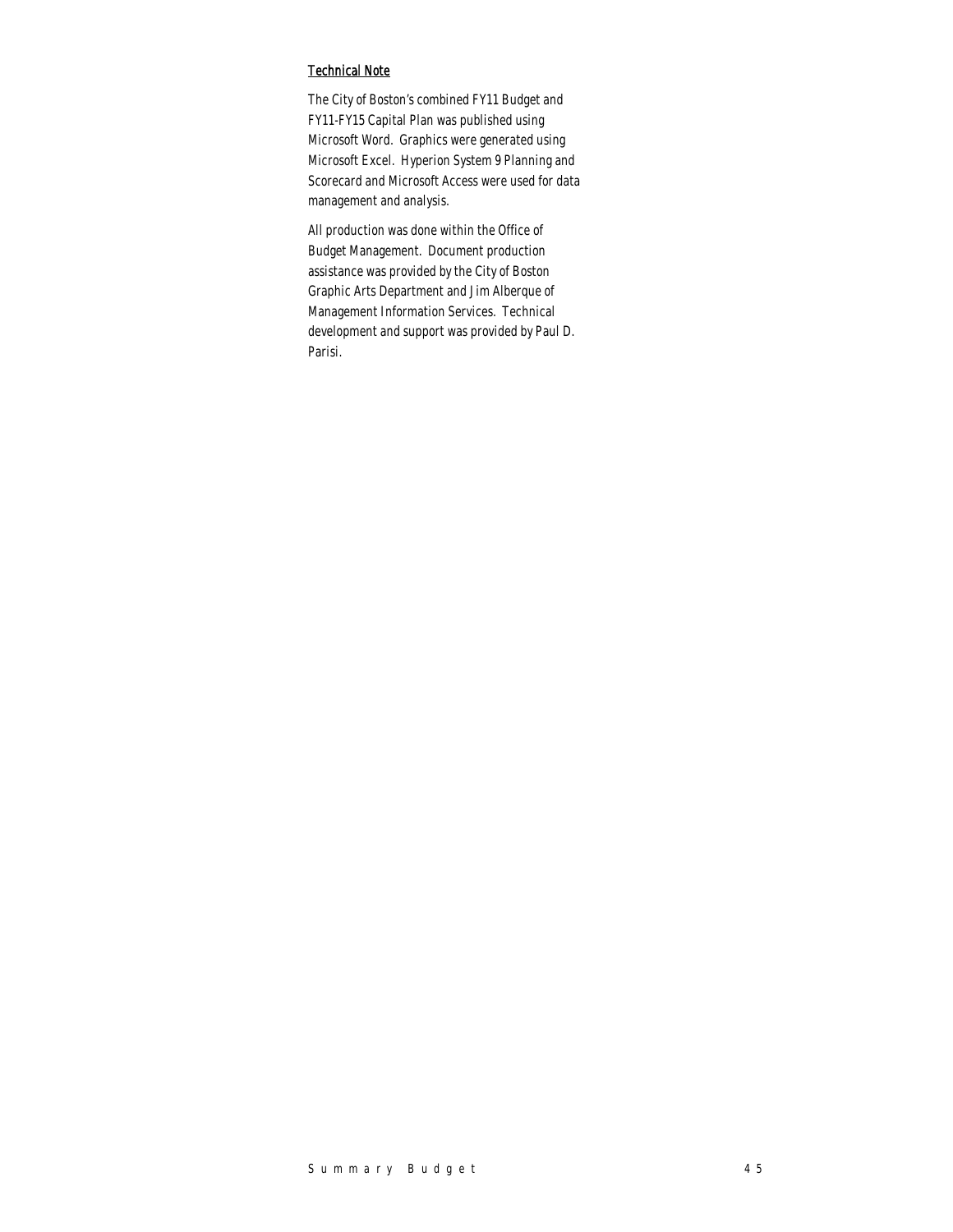## Technical Note

The City of Boston's combined FY11 Budget and FY11-FY15 Capital Plan was published using Microsoft Word. Graphics were generated using Microsoft Excel. Hyperion System 9 Planning and Scorecard and Microsoft Access were used for data management and analysis.

All production was done within the Office of Budget Management. Document production assistance was provided by the City of Boston Graphic Arts Department and Jim Alberque of Management Information Services. Technical development and support was provided by Paul D. Parisi.